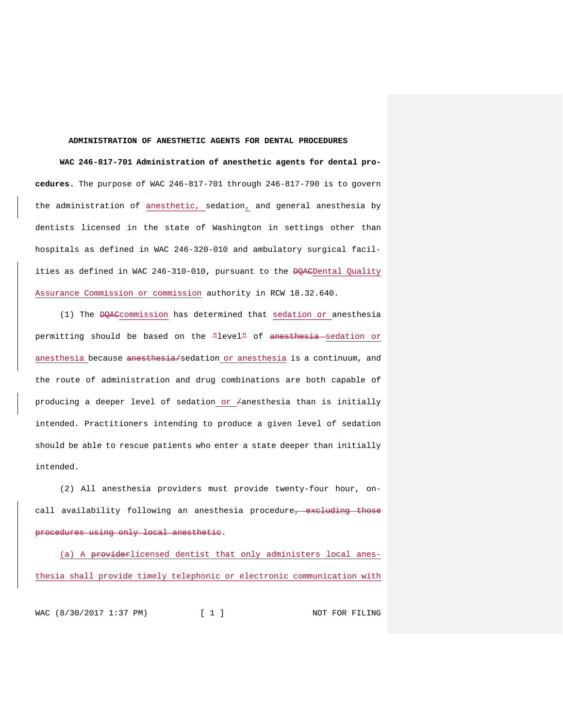**ADMINISTRATION OF ANESTHETIC AGENTS FOR DENTAL PROCEDURES**

**WAC 246-817-701 Administration of anesthetic agents for dental procedures.** The purpose of WAC 246-817-701 through 246-817-790 is to govern the administration of anesthetic, sedation, and general anesthesia by dentists licensed in the state of Washington in settings other than hospitals as defined in WAC 246-320-010 and ambulatory surgical facilities as defined in WAC 246-310-010, pursuant to the ~~DQAC~~Dental Quality Assurance Commission or commission authority in RCW 18.32.640.

(1) The ~~DQAC~~commission has determined that sedation or anesthesia permitting should be based on the "level" of ~~anesthesia~~ sedation or anesthesia because ~~anesthesia/~~sedation or anesthesia is a continuum, and the route of administration and drug combinations are both capable of producing a deeper level of sedation or ~~/~~anesthesia than is initially intended. Practitioners intending to produce a given level of sedation should be able to rescue patients who enter a state deeper than initially intended.

(2) All anesthesia providers must provide twenty-four hour, on-call availability following an anesthesia procedure~~, excluding those procedures using only local anesthetic~~.

(a) A ~~provider~~licensed dentist that only administers local anesthesia shall provide timely telephonic or electronic communication with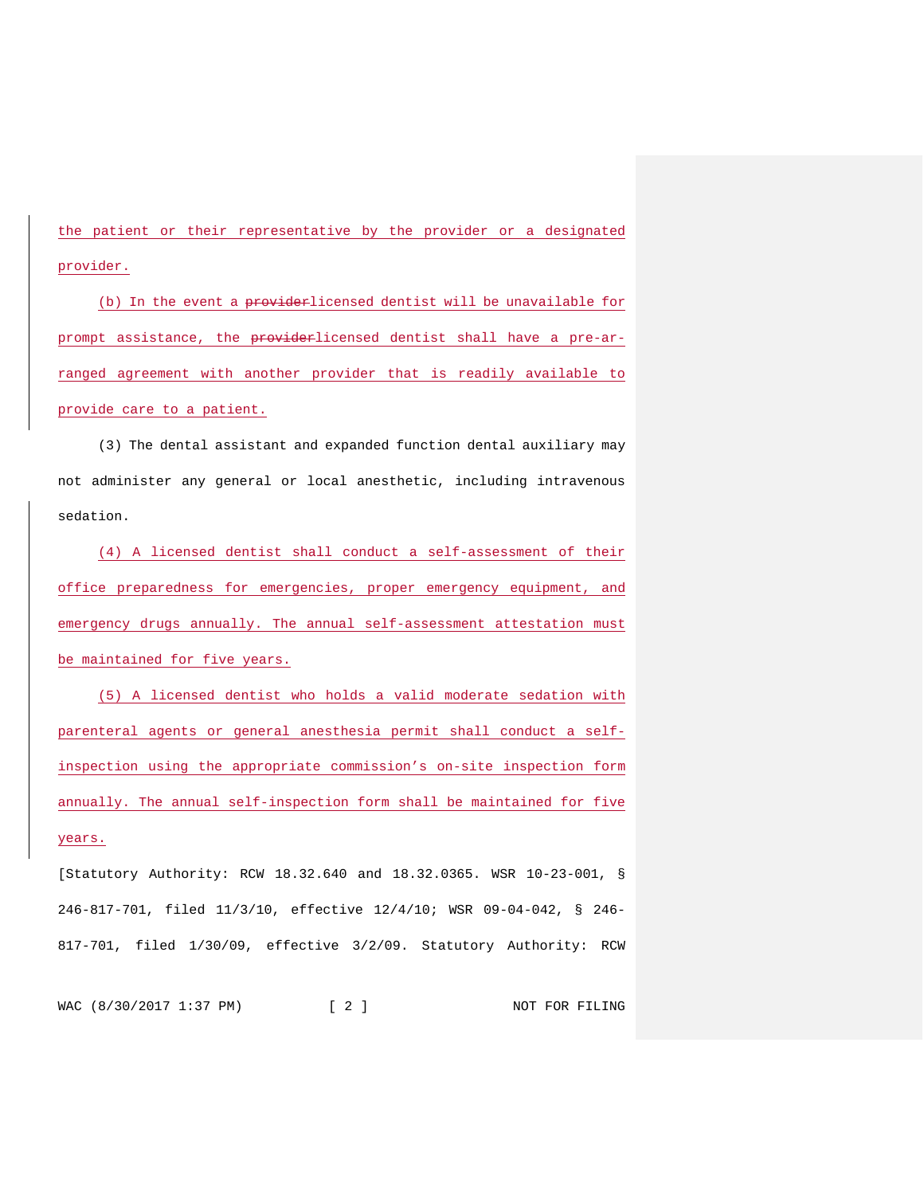the patient or their representative by the provider or a designated provider.

(b) In the event a ~~provider~~licensed dentist will be unavailable for prompt assistance, the ~~provider~~licensed dentist shall have a pre-arranged agreement with another provider that is readily available to provide care to a patient.

(3) The dental assistant and expanded function dental auxiliary may not administer any general or local anesthetic, including intravenous sedation.

(4) A licensed dentist shall conduct a self-assessment of their office preparedness for emergencies, proper emergency equipment, and emergency drugs annually. The annual self-assessment attestation must be maintained for five years.

(5) A licensed dentist who holds a valid moderate sedation with parenteral agents or general anesthesia permit shall conduct a self-inspection using the appropriate commission's on-site inspection form annually. The annual self-inspection form shall be maintained for five years.

[Statutory Authority: RCW 18.32.640 and 18.32.0365. WSR 10-23-001, § 246-817-701, filed 11/3/10, effective 12/4/10; WSR 09-04-042, § 246-817-701, filed 1/30/09, effective 3/2/09. Statutory Authority: RCW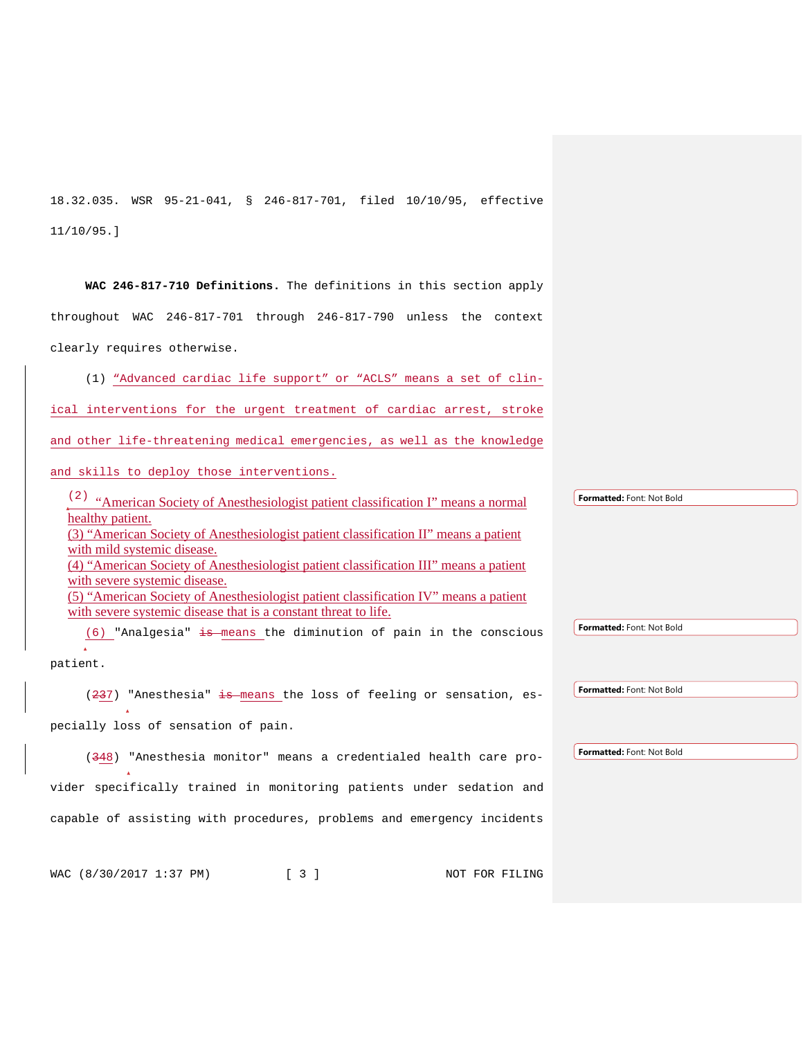18.32.035. WSR 95-21-041, § 246-817-701, filed 10/10/95, effective 11/10/95.]

**WAC 246-817-710 Definitions.** The definitions in this section apply throughout WAC 246-817-701 through 246-817-790 unless the context clearly requires otherwise.

(1) "Advanced cardiac life support" or "ACLS" means a set of clinical interventions for the urgent treatment of cardiac arrest, stroke and other life-threatening medical emergencies, as well as the knowledge and skills to deploy those interventions.

(2) "American Society of Anesthesiologist patient classification I" means a normal healthy patient.

(3) "American Society of Anesthesiologist patient classification II" means a patient with mild systemic disease.

(4) "American Society of Anesthesiologist patient classification III" means a patient with severe systemic disease.

(5) "American Society of Anesthesiologist patient classification IV" means a patient with severe systemic disease that is a constant threat to life.

(6) "Analgesia" ~~is~~ means the diminution of pain in the conscious patient.

(~~2~~37) "Anesthesia" ~~is~~ means the loss of feeling or sensation, especially loss of sensation of pain.

(~~3~~48) "Anesthesia monitor" means a credentialed health care provider specifically trained in monitoring patients under sedation and capable of assisting with procedures, problems and emergency incidents

Formatted: Font: Not Bold

Formatted: Font: Not Bold

Formatted: Font: Not Bold

Formatted: Font: Not Bold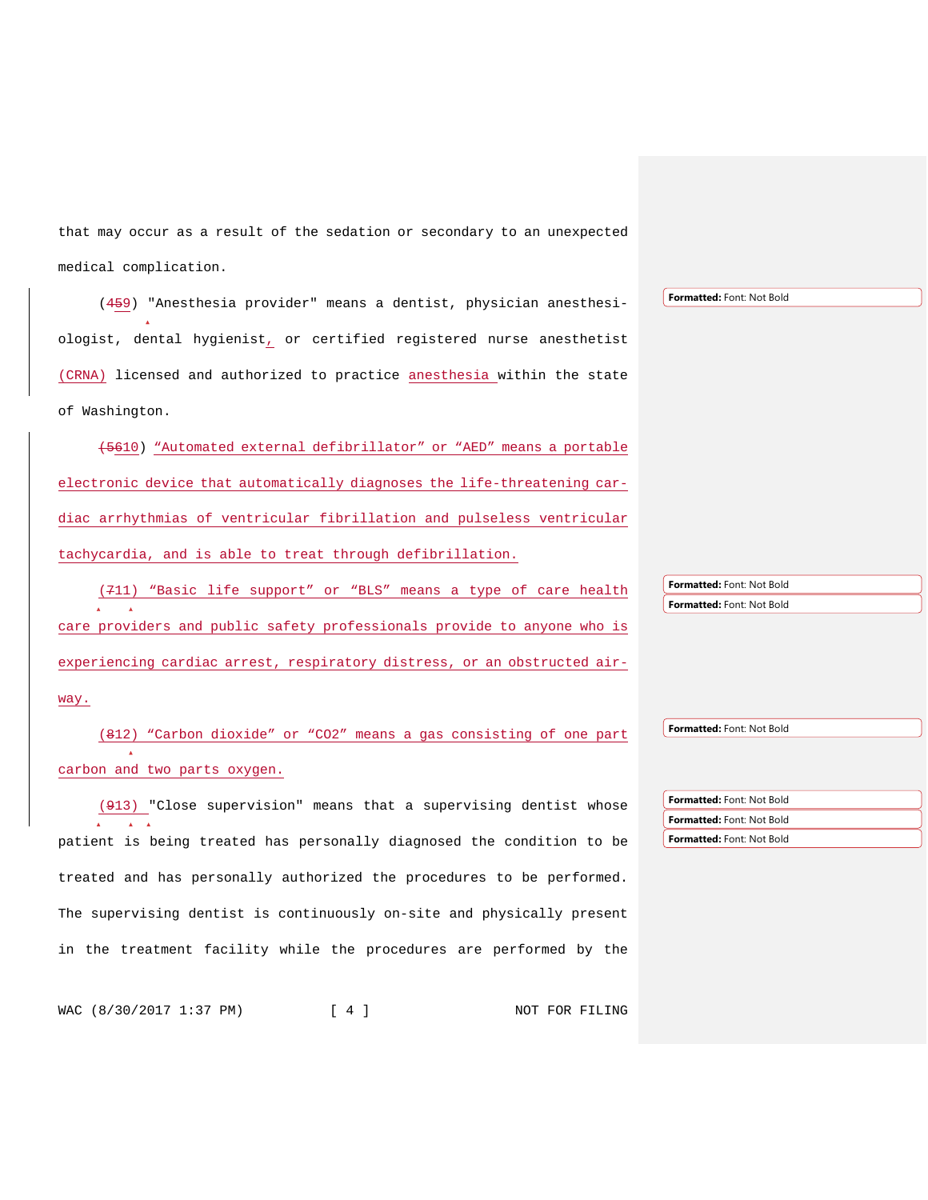that may occur as a result of the sedation or secondary to an unexpected medical complication.

(459) "Anesthesia provider" means a dentist, physician anesthesiologist, dental hygienist, or certified registered nurse anesthetist (CRNA) licensed and authorized to practice anesthesia within the state of Washington.

(5610) "Automated external defibrillator" or "AED" means a portable electronic device that automatically diagnoses the life-threatening cardiac arrhythmias of ventricular fibrillation and pulseless ventricular tachycardia, and is able to treat through defibrillation.

(711) "Basic life support" or "BLS" means a type of care health care providers and public safety professionals provide to anyone who is experiencing cardiac arrest, respiratory distress, or an obstructed airway.

(812) "Carbon dioxide" or "CO2" means a gas consisting of one part carbon and two parts oxygen.

(913) "Close supervision" means that a supervising dentist whose patient is being treated has personally diagnosed the condition to be treated and has personally authorized the procedures to be performed. The supervising dentist is continuously on-site and physically present in the treatment facility while the procedures are performed by the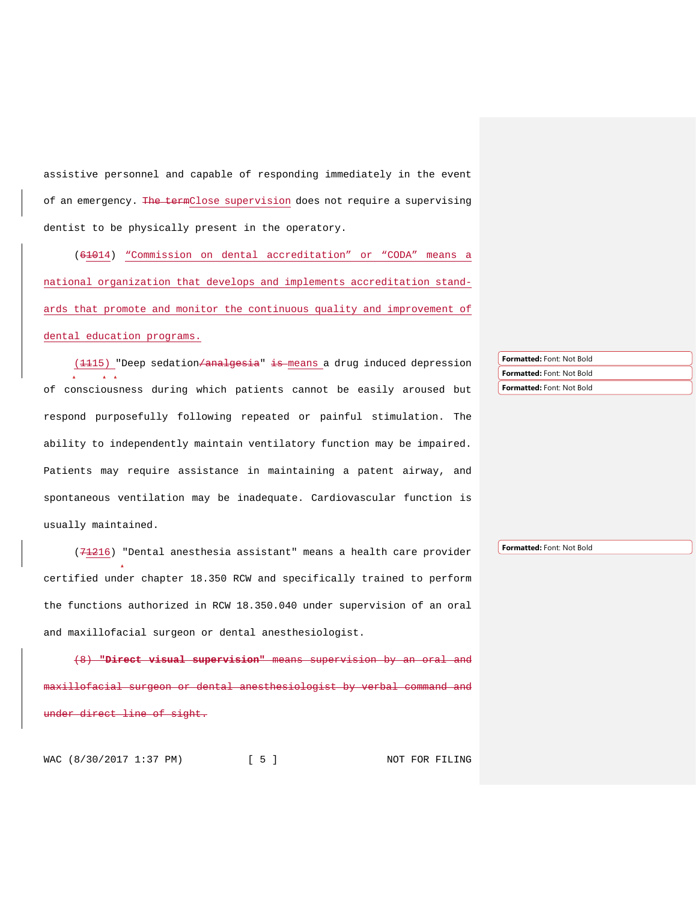assistive personnel and capable of responding immediately in the event of an emergency. ~~The term~~Close supervision does not require a supervising dentist to be physically present in the operatory.

(~~6~~~~10~~14) "Commission on dental accreditation" or "CODA" means a national organization that develops and implements accreditation standards that promote and monitor the continuous quality and improvement of dental education programs.

(~~11~~15) "Deep sedation~~/analgesia~~" ~~is~~ means a drug induced depression of consciousness during which patients cannot be easily aroused but respond purposefully following repeated or painful stimulation. The ability to independently maintain ventilatory function may be impaired. Patients may require assistance in maintaining a patent airway, and spontaneous ventilation may be inadequate. Cardiovascular function is usually maintained.

(~~7~~~~12~~16) "Dental anesthesia assistant" means a health care provider certified under chapter 18.350 RCW and specifically trained to perform the functions authorized in RCW 18.350.040 under supervision of an oral and maxillofacial surgeon or dental anesthesiologist.

~~(8) **"Direct visual supervision"** means supervision by an oral and maxillofacial surgeon or dental anesthesiologist by verbal command and under direct line of sight.~~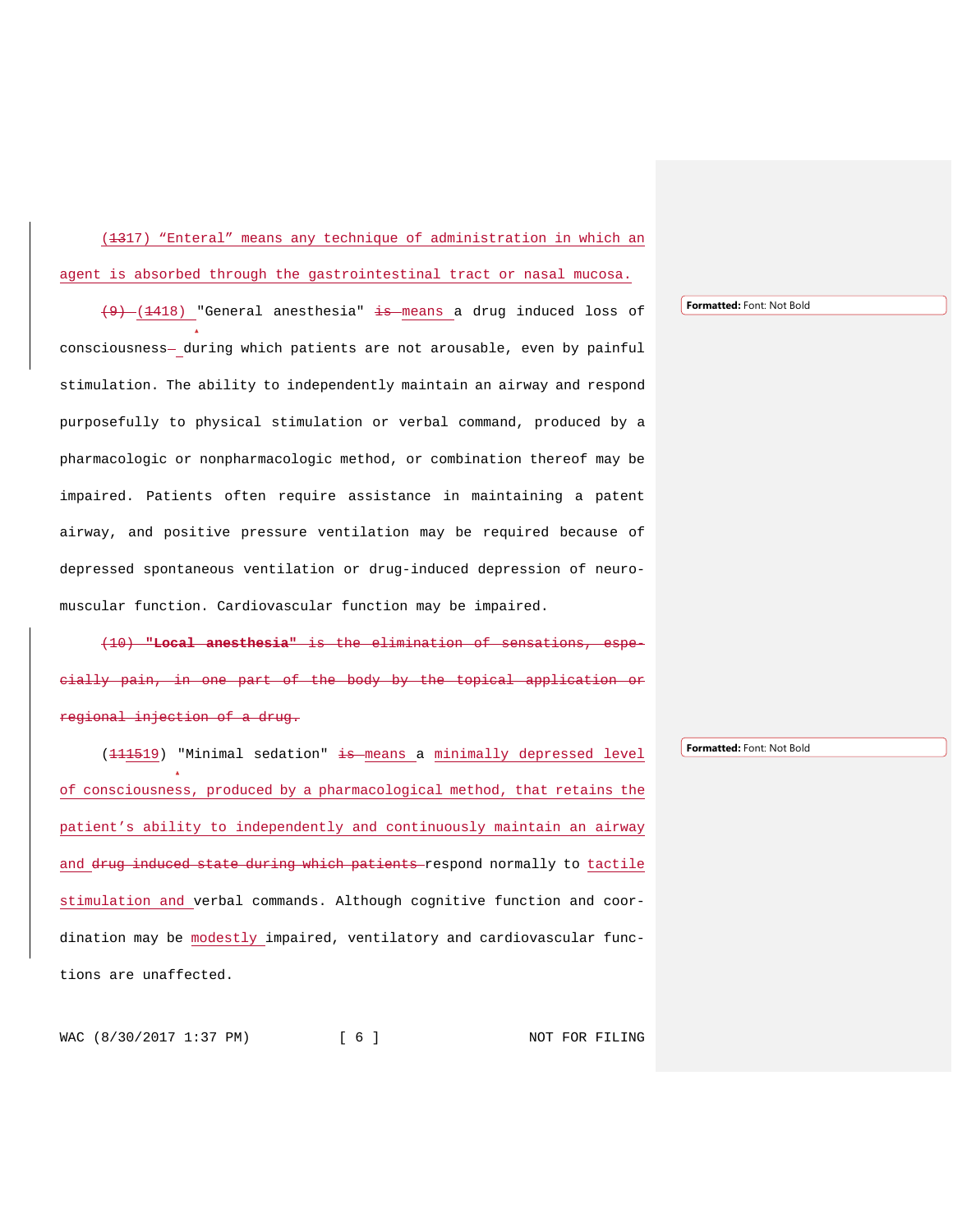(1317) "Enteral" means any technique of administration in which an agent is absorbed through the gastrointestinal tract or nasal mucosa.

(9) (1418) "General anesthesia" is means a drug induced loss of consciousness during which patients are not arousable, even by painful stimulation. The ability to independently maintain an airway and respond purposefully to physical stimulation or verbal command, produced by a pharmacologic or nonpharmacologic method, or combination thereof may be impaired. Patients often require assistance in maintaining a patent airway, and positive pressure ventilation may be required because of depressed spontaneous ventilation or drug-induced depression of neuro-muscular function. Cardiovascular function may be impaired.

(10) **"Local anesthesia"** is the elimination of sensations, especially pain, in one part of the body by the topical application or regional injection of a drug.

(111519) "Minimal sedation" is means a minimally depressed level of consciousness, produced by a pharmacological method, that retains the patient's ability to independently and continuously maintain an airway and drug induced state during which patients respond normally to tactile stimulation and verbal commands. Although cognitive function and coordination may be modestly impaired, ventilatory and cardiovascular functions are unaffected.

Formatted: Font: Not Bold

Formatted: Font: Not Bold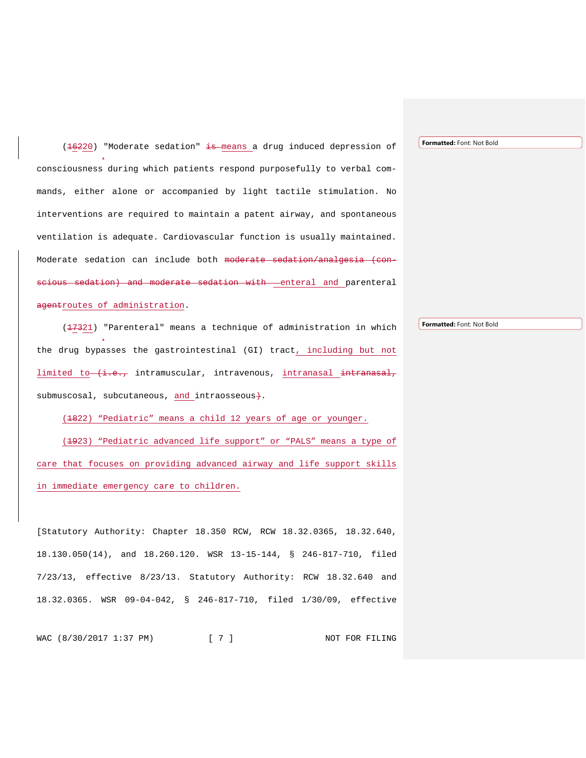(16220) "Moderate sedation" is means a drug induced depression of consciousness during which patients respond purposefully to verbal commands, either alone or accompanied by light tactile stimulation. No interventions are required to maintain a patent airway, and spontaneous ventilation is adequate. Cardiovascular function is usually maintained. Moderate sedation can include both moderate sedation/analgesia (conscious sedation) and moderate sedation with enteral and parenteral agentroutes of administration.

(17321) "Parenteral" means a technique of administration in which the drug bypasses the gastrointestinal (GI) tract, including but not limited to (i.e., intramuscular, intravenous, intranasal intranasal, submucosal, subcutaneous, and intraosseous).

(1822) "Pediatric" means a child 12 years of age or younger.

(1923) "Pediatric advanced life support" or "PALS" means a type of care that focuses on providing advanced airway and life support skills in immediate emergency care to children.

[Statutory Authority: Chapter 18.350 RCW, RCW 18.32.0365, 18.32.640, 18.130.050(14), and 18.260.120. WSR 13-15-144, § 246-817-710, filed 7/23/13, effective 8/23/13. Statutory Authority: RCW 18.32.640 and 18.32.0365. WSR 09-04-042, § 246-817-710, filed 1/30/09, effective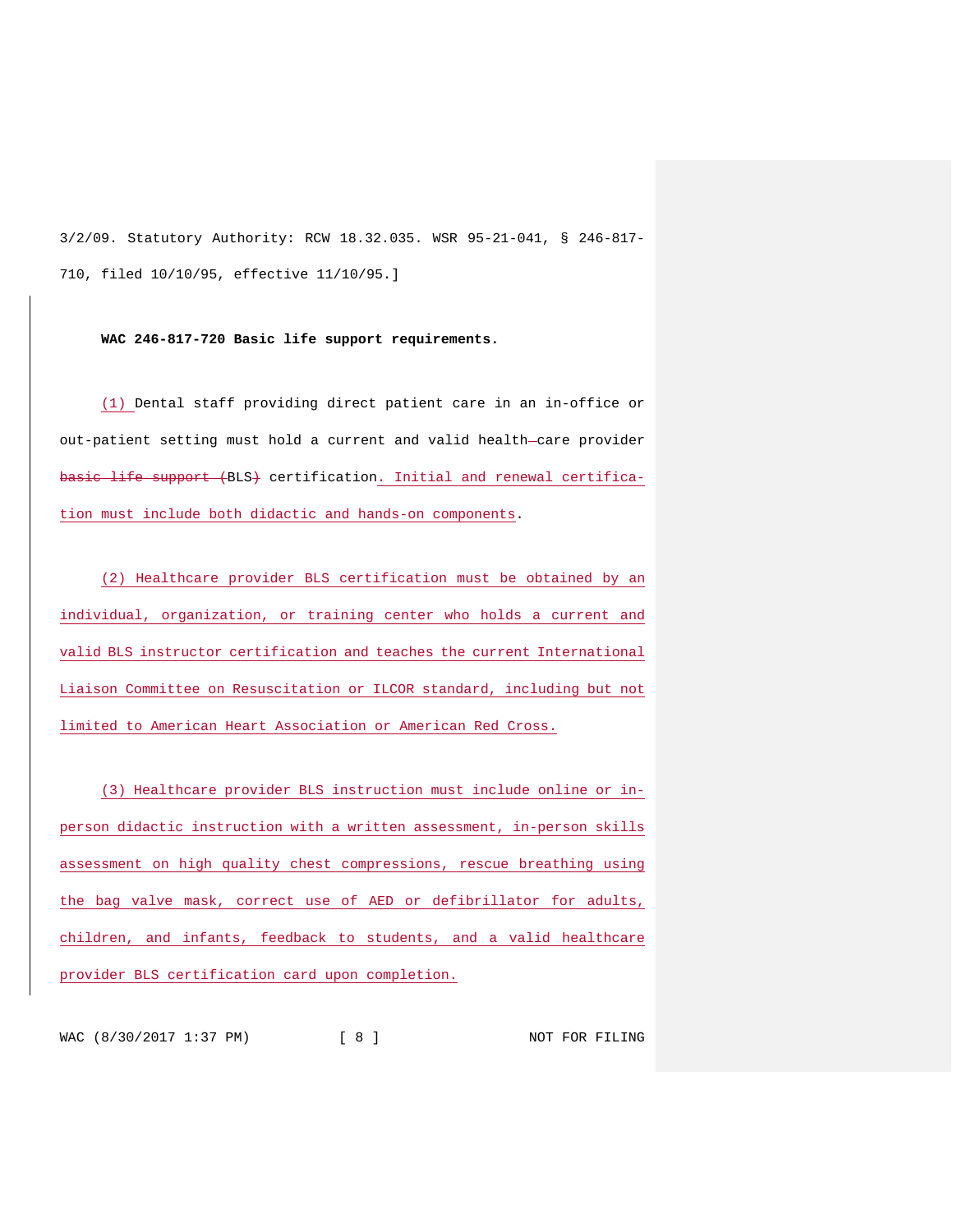3/2/09. Statutory Authority: RCW 18.32.035. WSR 95-21-041, § 246-817-710, filed 10/10/95, effective 11/10/95.]

**WAC 246-817-720 Basic life support requirements.**

(1) Dental staff providing direct patient care in an in-office or out-patient setting must hold a current and valid health-care provider ~~basic life support (~~BLS~~)~~ certification. Initial and renewal certification must include both didactic and hands-on components.

(2) Healthcare provider BLS certification must be obtained by an individual, organization, or training center who holds a current and valid BLS instructor certification and teaches the current International Liaison Committee on Resuscitation or ILCOR standard, including but not limited to American Heart Association or American Red Cross.

(3) Healthcare provider BLS instruction must include online or in-person didactic instruction with a written assessment, in-person skills assessment on high quality chest compressions, rescue breathing using the bag valve mask, correct use of AED or defibrillator for adults, children, and infants, feedback to students, and a valid healthcare provider BLS certification card upon completion.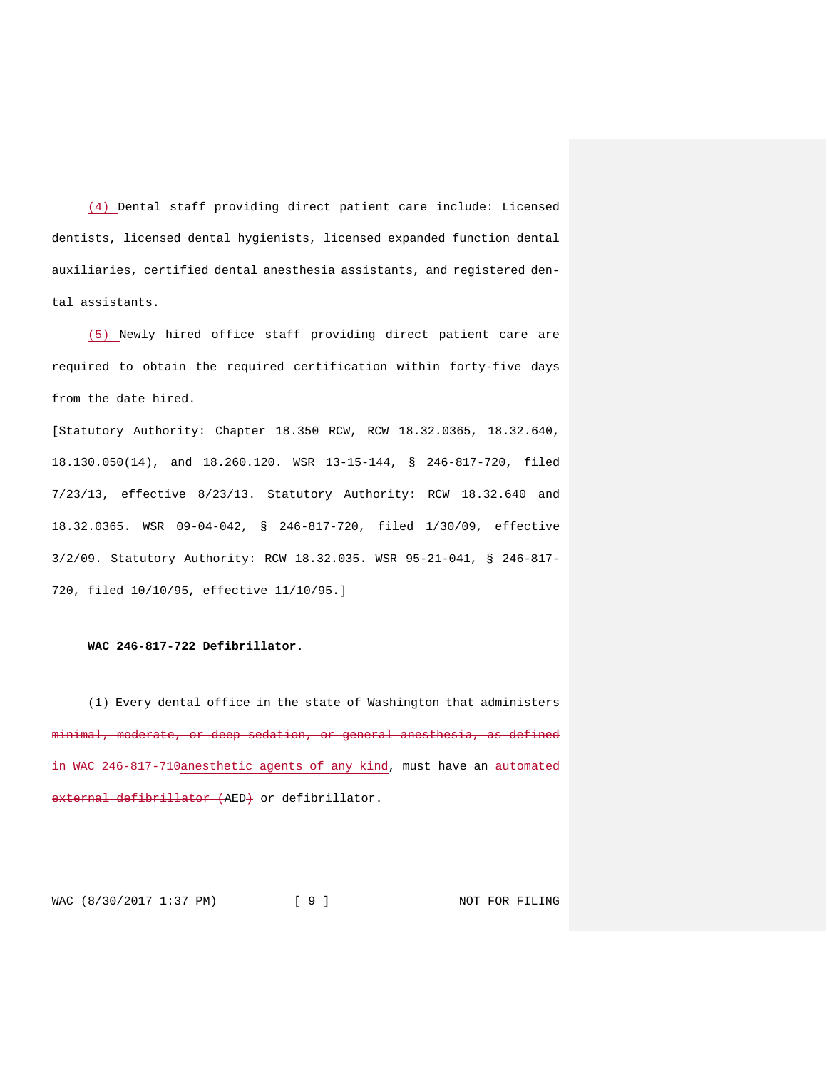(4) Dental staff providing direct patient care include: Licensed dentists, licensed dental hygienists, licensed expanded function dental auxiliaries, certified dental anesthesia assistants, and registered dental assistants.

(5) Newly hired office staff providing direct patient care are required to obtain the required certification within forty-five days from the date hired.

[Statutory Authority: Chapter 18.350 RCW, RCW 18.32.0365, 18.32.640, 18.130.050(14), and 18.260.120. WSR 13-15-144, § 246-817-720, filed 7/23/13, effective 8/23/13. Statutory Authority: RCW 18.32.640 and 18.32.0365. WSR 09-04-042, § 246-817-720, filed 1/30/09, effective 3/2/09. Statutory Authority: RCW 18.32.035. WSR 95-21-041, § 246-817-720, filed 10/10/95, effective 11/10/95.]

**WAC 246-817-722 Defibrillator.**

(1) Every dental office in the state of Washington that administers ~~minimal, moderate, or deep sedation, or general anesthesia, as defined in WAC 246-817-710~~anesthetic agents of any kind, must have an ~~automated external defibrillator (~~AED~~)~~ or defibrillator.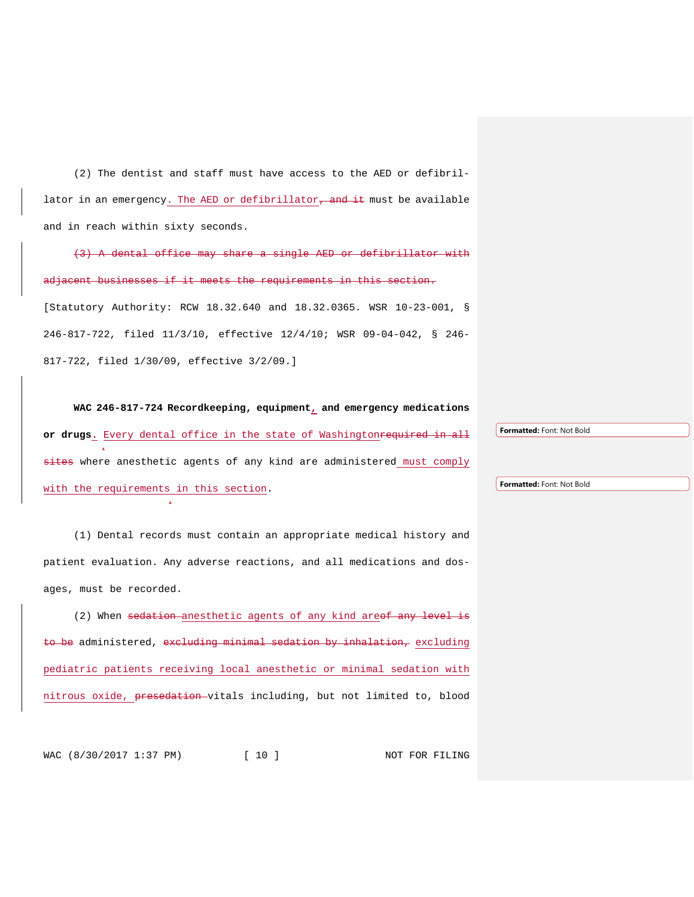(2) The dentist and staff must have access to the AED or defibrillator in an emergency. The AED or defibrillator, and it must be available and in reach within sixty seconds.

~~(3) A dental office may share a single AED or defibrillator with adjacent businesses if it meets the requirements in this section.~~

[Statutory Authority: RCW 18.32.640 and 18.32.0365. WSR 10-23-001, § 246-817-722, filed 11/3/10, effective 12/4/10; WSR 09-04-042, § 246-817-722, filed 1/30/09, effective 3/2/09.]

**WAC 246-817-724 Recordkeeping, equipment, and emergency medications or drugs.** Every dental office in the state of Washington~~required in all sites~~ where anesthetic agents of any kind are administered must comply with the requirements in this section.

(1) Dental records must contain an appropriate medical history and patient evaluation. Any adverse reactions, and all medications and dosages, must be recorded.

(2) When ~~sedation~~ anesthetic agents of any kind are~~of any level is to be~~ administered, ~~excluding minimal sedation by inhalation,~~ excluding pediatric patients receiving local anesthetic or minimal sedation with nitrous oxide, ~~presedation~~ vitals including, but not limited to, blood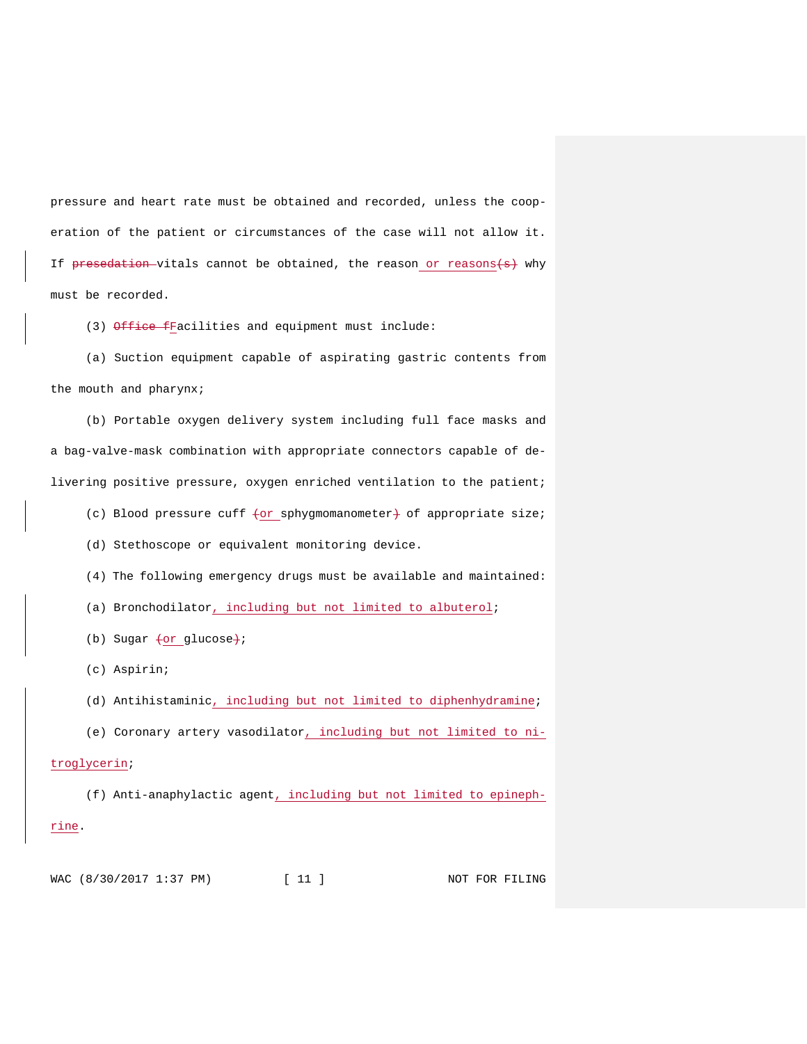pressure and heart rate must be obtained and recorded, unless the cooperation of the patient or circumstances of the case will not allow it. If ~~presedation~~ vitals cannot be obtained, the reason or reasons~~(s)~~ why must be recorded.

(3) ~~Office f~~Facilities and equipment must include:

(a) Suction equipment capable of aspirating gastric contents from the mouth and pharynx;

(b) Portable oxygen delivery system including full face masks and a bag-valve-mask combination with appropriate connectors capable of delivering positive pressure, oxygen enriched ventilation to the patient;

(c) Blood pressure cuff ~~(~~or sphygmomanometer~~)~~ of appropriate size;

(d) Stethoscope or equivalent monitoring device.

(4) The following emergency drugs must be available and maintained:

(a) Bronchodilator, including but not limited to albuterol;

(b) Sugar ~~(~~or glucose~~)~~;

(c) Aspirin;

(d) Antihistaminic, including but not limited to diphenhydramine;

(e) Coronary artery vasodilator, including but not limited to nitroglycerin;

(f) Anti-anaphylactic agent, including but not limited to epinephrine.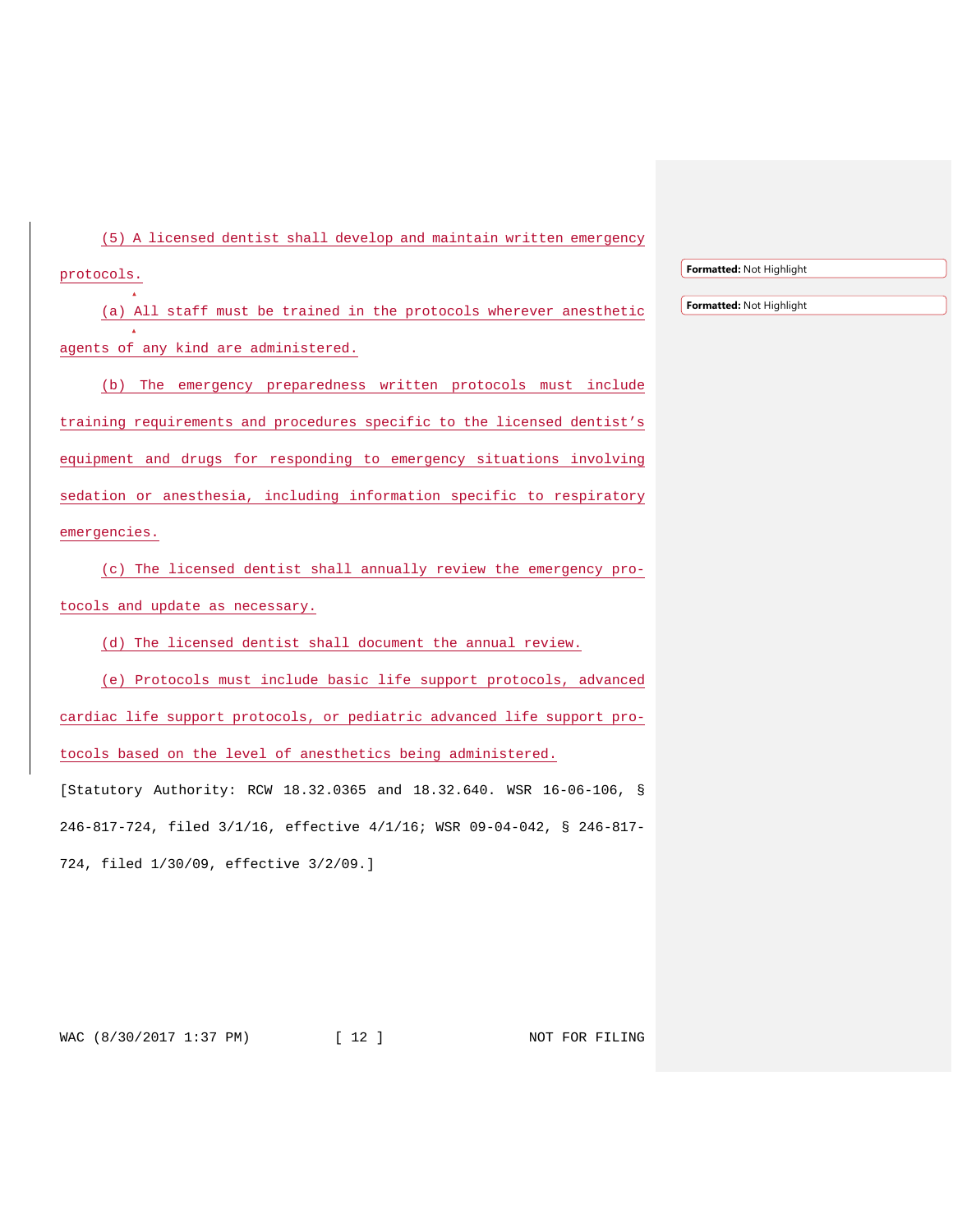(5) A licensed dentist shall develop and maintain written emergency protocols.

(a) All staff must be trained in the protocols wherever anesthetic agents of any kind are administered.

(b) The emergency preparedness written protocols must include training requirements and procedures specific to the licensed dentist's equipment and drugs for responding to emergency situations involving sedation or anesthesia, including information specific to respiratory emergencies.

(c) The licensed dentist shall annually review the emergency protocols and update as necessary.

(d) The licensed dentist shall document the annual review.

(e) Protocols must include basic life support protocols, advanced cardiac life support protocols, or pediatric advanced life support protocols based on the level of anesthetics being administered.

[Statutory Authority: RCW 18.32.0365 and 18.32.640. WSR 16-06-106, § 246-817-724, filed 3/1/16, effective 4/1/16; WSR 09-04-042, § 246-817-724, filed 1/30/09, effective 3/2/09.]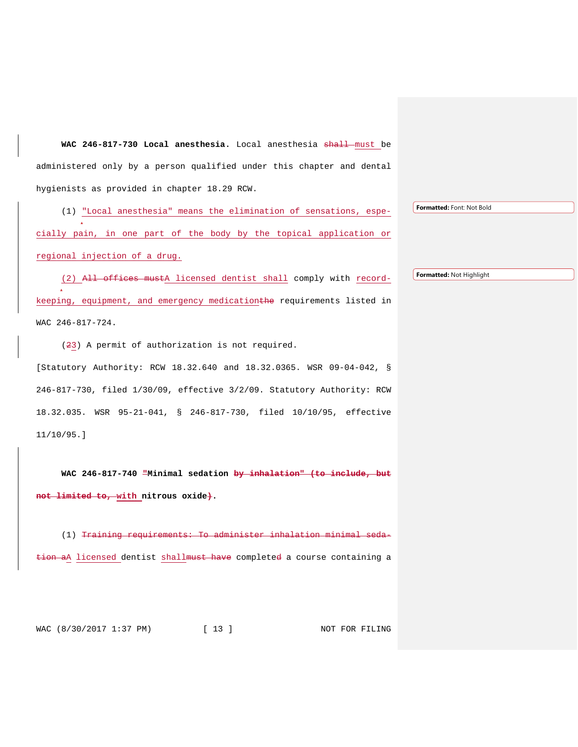**WAC 246-817-730 Local anesthesia.** Local anesthesia ~~shall~~ must be administered only by a person qualified under this chapter and dental hygienists as provided in chapter 18.29 RCW.

(1) "Local anesthesia" means the elimination of sensations, especially pain, in one part of the body by the topical application or regional injection of a drug.

(2) ~~All offices must~~A licensed dentist shall comply with recordkeeping, equipment, and emergency medication~~the~~ requirements listed in WAC 246-817-724.

(~~2~~3) A permit of authorization is not required.

[Statutory Authority: RCW 18.32.640 and 18.32.0365. WSR 09-04-042, § 246-817-730, filed 1/30/09, effective 3/2/09. Statutory Authority: RCW 18.32.035. WSR 95-21-041, § 246-817-730, filed 10/10/95, effective 11/10/95.]

**WAC 246-817-740 ~~"~~Minimal sedation ~~by inhalation" (to include, but not limited to,~~ with nitrous oxide~~)~~.**

(1) ~~Training requirements: To administer inhalation minimal sedation a~~A licensed dentist shall~~must have~~ complete~~d~~ a course containing a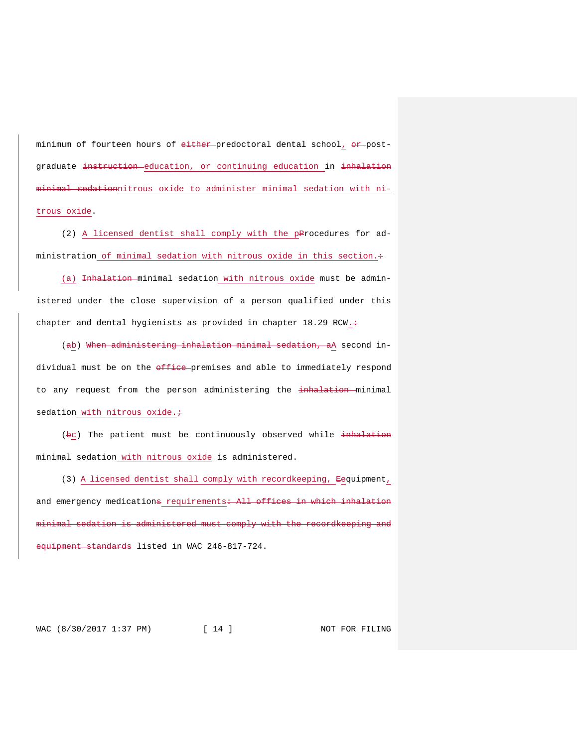minimum of fourteen hours of ~~either~~ predoctoral dental school, ~~or~~ post-graduate ~~instruction~~ education, or continuing education in ~~inhalation minimal sedation~~nitrous oxide to administer minimal sedation with nitrous oxide.

(2) A licensed dentist shall comply with the p~~P~~rocedures for administration of minimal sedation with nitrous oxide in this section.~~:~~

(a) ~~Inhalation~~ minimal sedation with nitrous oxide must be administered under the close supervision of a person qualified under this chapter and dental hygienists as provided in chapter 18.29 RCW.~~;~~

(~~a~~b) ~~When administering inhalation minimal sedation, a~~A second individual must be on the ~~office~~ premises and able to immediately respond to any request from the person administering the ~~inhalation~~ minimal sedation with nitrous oxide.~~;~~

(~~b~~c) The patient must be continuously observed while ~~inhalation~~ minimal sedation with nitrous oxide is administered.

(3) A licensed dentist shall comply with recordkeeping, ~~E~~equipment, and emergency medication~~s~~ requirements~~: All offices in which inhalation minimal sedation is administered must comply with the recordkeeping and equipment standards~~ listed in WAC 246-817-724.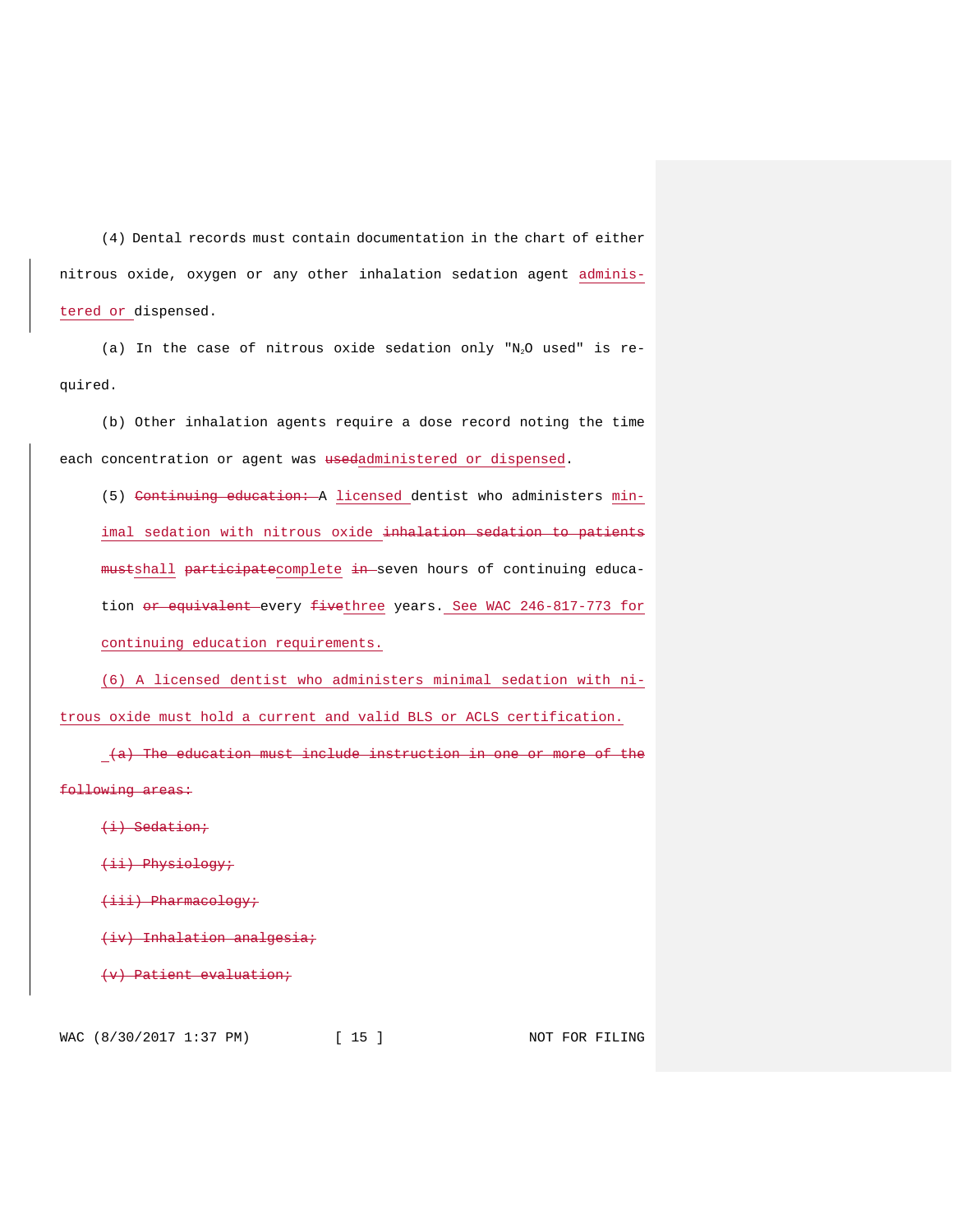(4) Dental records must contain documentation in the chart of either nitrous oxide, oxygen or any other inhalation sedation agent administered or dispensed.

(a) In the case of nitrous oxide sedation only "$N_2O$ used" is required.

(b) Other inhalation agents require a dose record noting the time each concentration or agent was ~~used~~administered or dispensed.

(5) ~~Continuing education:~~ A licensed dentist who administers minimal sedation with nitrous oxide ~~inhalation sedation to patients must~~shall ~~participate~~complete ~~in~~ seven hours of continuing education ~~or equivalent~~ every ~~five~~three years. See WAC 246-817-773 for continuing education requirements.

(6) A licensed dentist who administers minimal sedation with nitrous oxide must hold a current and valid BLS or ACLS certification.

~~(a) The education must include instruction in one or more of the following areas:~~

~~(i) Sedation;~~

~~(ii) Physiology;~~

~~(iii) Pharmacology;~~

~~(iv) Inhalation analgesia;~~

~~(v) Patient evaluation;~~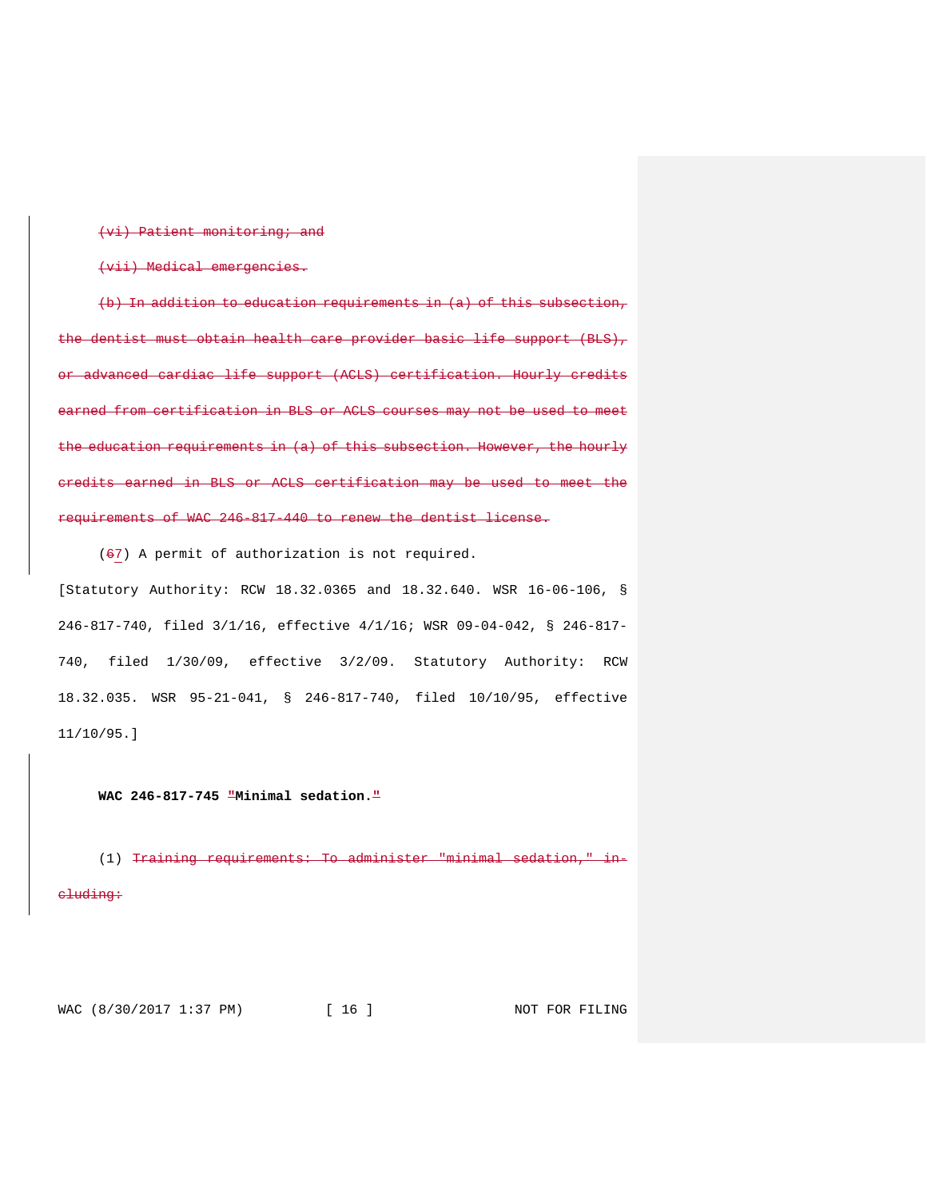~~(vi) Patient monitoring; and~~

~~(vii) Medical emergencies.~~

~~(b) In addition to education requirements in (a) of this subsection, the dentist must obtain health care provider basic life support (BLS), or advanced cardiac life support (ACLS) certification. Hourly credits earned from certification in BLS or ACLS courses may not be used to meet the education requirements in (a) of this subsection. However, the hourly credits earned in BLS or ACLS certification may be used to meet the requirements of WAC 246-817-440 to renew the dentist license.~~

(~~6~~7) A permit of authorization is not required.

[Statutory Authority: RCW 18.32.0365 and 18.32.640. WSR 16-06-106, § 246-817-740, filed 3/1/16, effective 4/1/16; WSR 09-04-042, § 246-817-740, filed 1/30/09, effective 3/2/09. Statutory Authority: RCW 18.32.035. WSR 95-21-041, § 246-817-740, filed 10/10/95, effective 11/10/95.]

**WAC 246-817-745 ~~"~~Minimal sedation.~~"~~**

(1) ~~Training requirements: To administer "minimal sedation," including:~~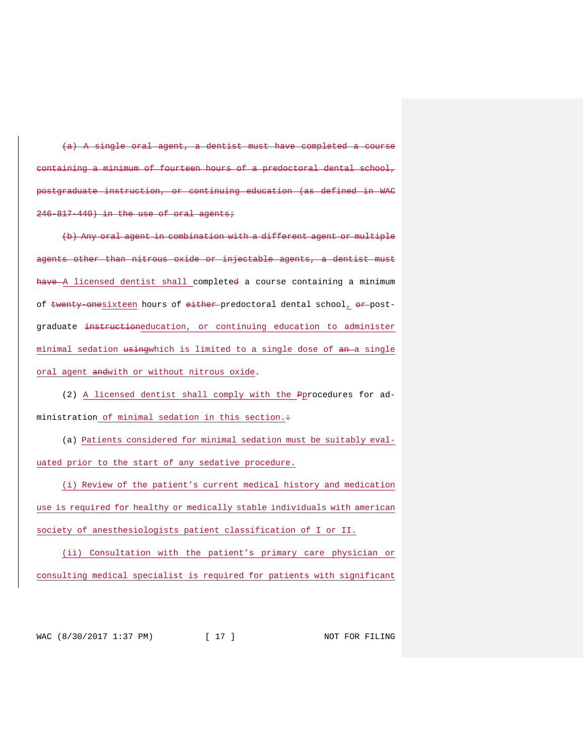~~(a) A single oral agent, a dentist must have completed a course containing a minimum of fourteen hours of a predoctoral dental school, postgraduate instruction, or continuing education (as defined in WAC 246-817-440) in the use of oral agents;~~

~~(b) Any oral agent in combination with a different agent or multiple agents other than nitrous oxide or injectable agents, a dentist must have~~ A licensed dentist shall completed a course containing a minimum of ~~twenty-one~~sixteen hours of ~~either~~ predoctoral dental school, ~~or~~ post-graduate ~~instruction~~education, or continuing education to administer minimal sedation ~~using~~which is limited to a single dose of ~~an~~ a single oral agent ~~and~~with or without nitrous oxide.

(2) A licensed dentist shall comply with the ~~P~~procedures for administration of minimal sedation in this section.~~:~~

(a) Patients considered for minimal sedation must be suitably evaluated prior to the start of any sedative procedure.

(i) Review of the patient's current medical history and medication use is required for healthy or medically stable individuals with american society of anesthesiologists patient classification of I or II.

(ii) Consultation with the patient's primary care physician or consulting medical specialist is required for patients with significant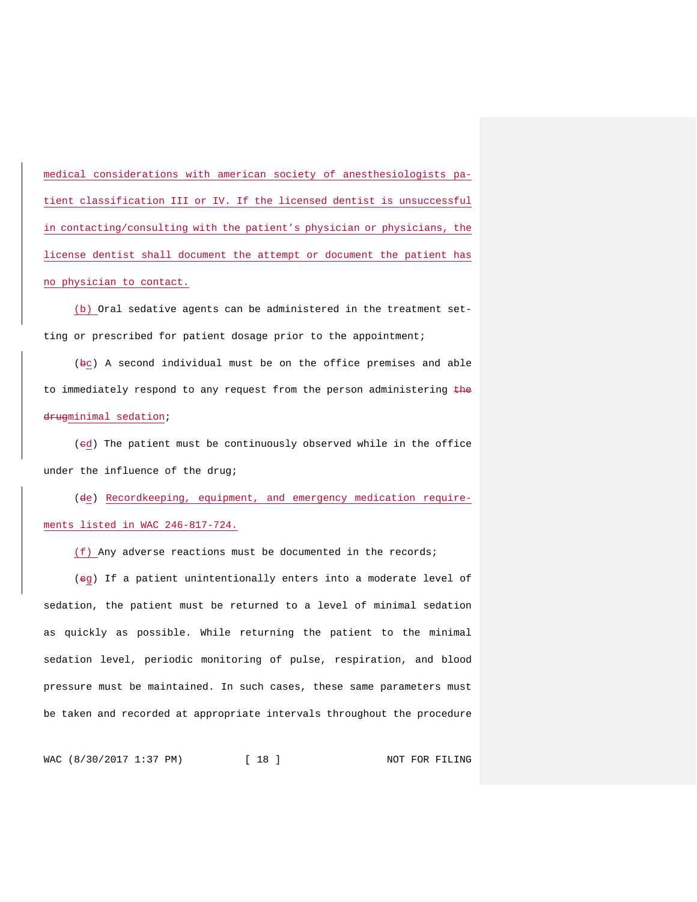medical considerations with american society of anesthesiologists patient classification III or IV. If the licensed dentist is unsuccessful in contacting/consulting with the patient's physician or physicians, the license dentist shall document the attempt or document the patient has no physician to contact.

(b) Oral sedative agents can be administered in the treatment setting or prescribed for patient dosage prior to the appointment;

(~~b~~c) A second individual must be on the office premises and able to immediately respond to any request from the person administering ~~the drug~~minimal sedation;

(~~c~~d) The patient must be continuously observed while in the office under the influence of the drug;

(~~d~~e) Recordkeeping, equipment, and emergency medication requirements listed in WAC 246-817-724.

(f) Any adverse reactions must be documented in the records;

(~~e~~g) If a patient unintentionally enters into a moderate level of sedation, the patient must be returned to a level of minimal sedation as quickly as possible. While returning the patient to the minimal sedation level, periodic monitoring of pulse, respiration, and blood pressure must be maintained. In such cases, these same parameters must be taken and recorded at appropriate intervals throughout the procedure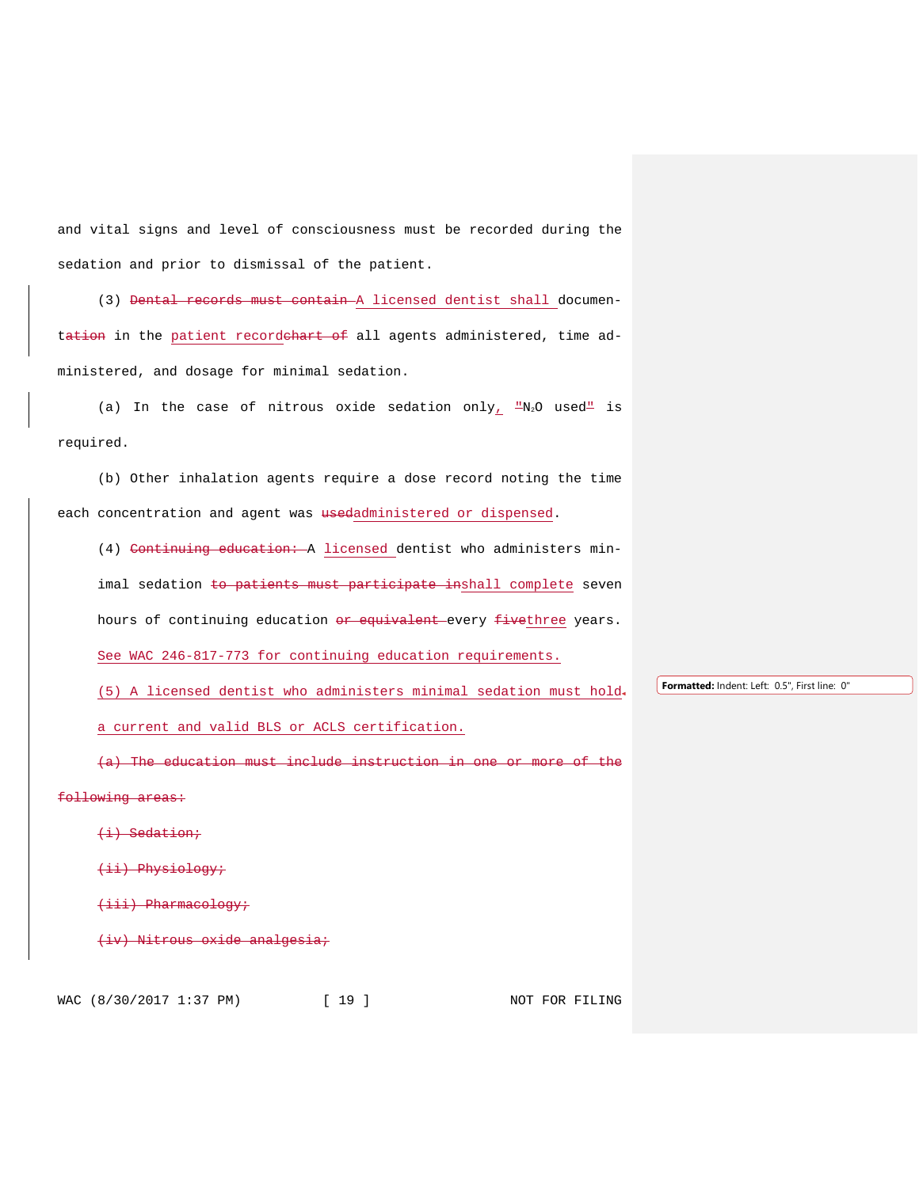and vital signs and level of consciousness must be recorded during the sedation and prior to dismissal of the patient.

(3) ~~Dental records must contain~~ A licensed dentist shall documen-t~~ation~~ in the patient record~~chart of~~ all agents administered, time administered, and dosage for minimal sedation.

(a) In the case of nitrous oxide sedation only, "$N_2O$ used" is required.

(b) Other inhalation agents require a dose record noting the time each concentration and agent was ~~used~~administered or dispensed.

(4) ~~Continuing education:~~ A licensed dentist who administers minimal sedation ~~to patients must participate in~~shall complete seven hours of continuing education ~~or equivalent~~ every ~~five~~three years. See WAC 246-817-773 for continuing education requirements.

(5) A licensed dentist who administers minimal sedation must hold a current and valid BLS or ACLS certification.

~~(a) The education must include instruction in one or more of the following areas:~~

~~(i) Sedation;~~

~~(ii) Physiology;~~

~~(iii) Pharmacology;~~

~~(iv) Nitrous oxide analgesia;~~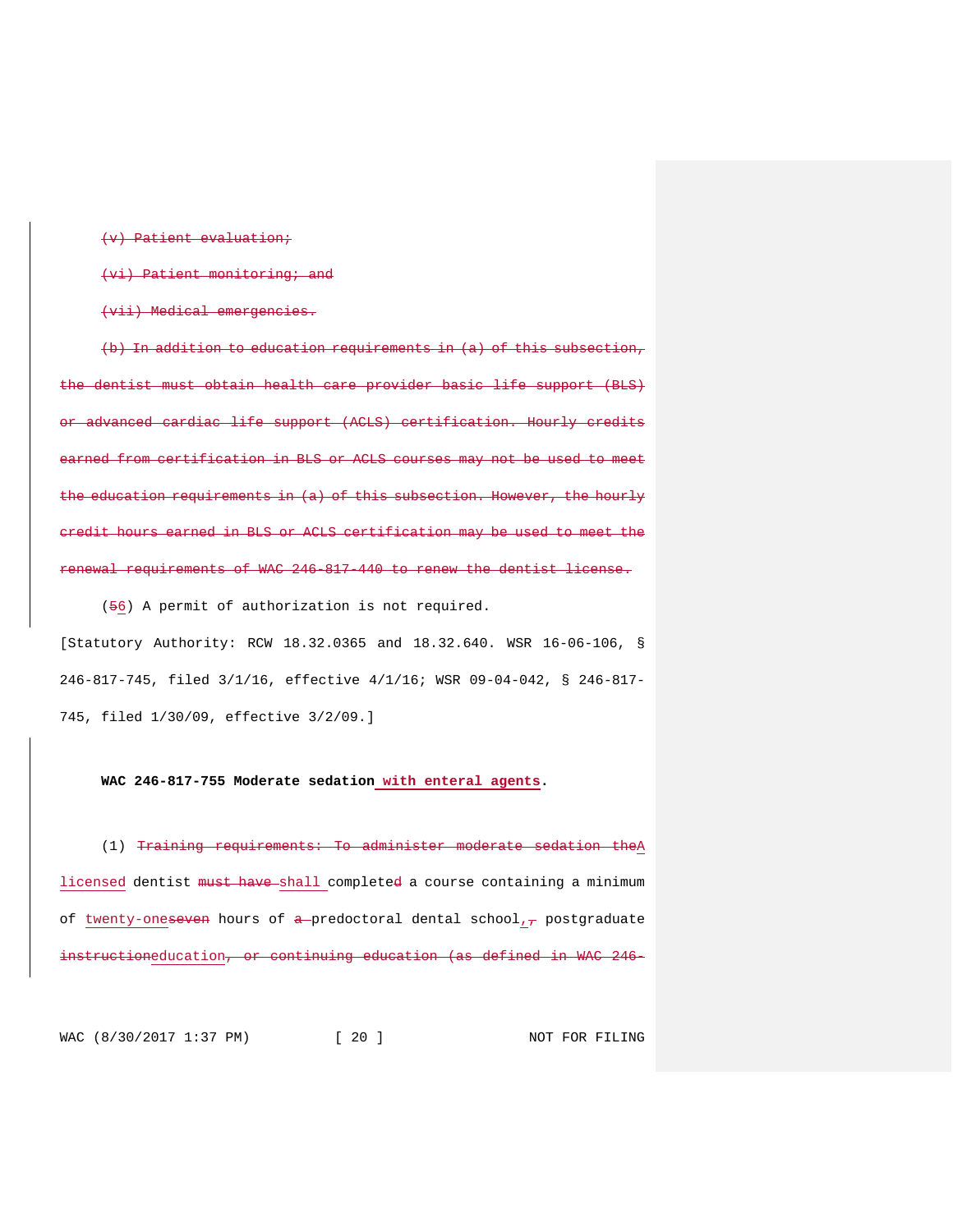~~(v) Patient evaluation;~~

~~(vi) Patient monitoring; and~~

~~(vii) Medical emergencies.~~

~~(b) In addition to education requirements in (a) of this subsection, the dentist must obtain health care provider basic life support (BLS) or advanced cardiac life support (ACLS) certification. Hourly credits earned from certification in BLS or ACLS courses may not be used to meet the education requirements in (a) of this subsection. However, the hourly credit hours earned in BLS or ACLS certification may be used to meet the renewal requirements of WAC 246-817-440 to renew the dentist license.~~

(~~5~~6) A permit of authorization is not required.

[Statutory Authority: RCW 18.32.0365 and 18.32.640. WSR 16-06-106, § 246-817-745, filed 3/1/16, effective 4/1/16; WSR 09-04-042, § 246-817-745, filed 1/30/09, effective 3/2/09.]

**WAC 246-817-755 Moderate sedation with enteral agents.**

(1) ~~Training requirements: To administer moderate sedation the~~A licensed dentist ~~must have~~ shall completed~~d~~ a course containing a minimum of twenty-one~~seven~~ hours of ~~a~~ predoctoral dental school, ~~,~~ postgraduate ~~instruction~~education~~, or continuing education (as defined in WAC 246-~~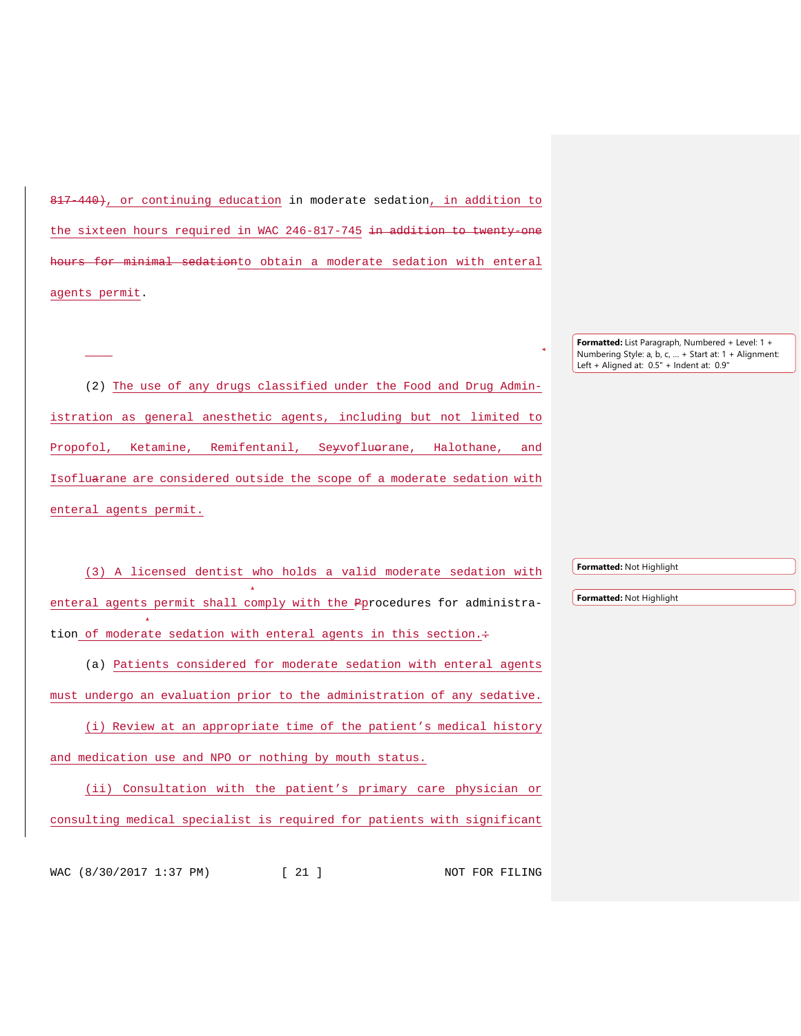817-440), or continuing education in moderate sedation, in addition to the sixteen hours required in WAC 246-817-745 in addition to twenty-one hours for minimal sedationto obtain a moderate sedation with enteral agents permit.

(2) The use of any drugs classified under the Food and Drug Administration as general anesthetic agents, including but not limited to Propofol, Ketamine, Remifentanil, Seyvofluorane, Halothane, and Isofluarane are considered outside the scope of a moderate sedation with enteral agents permit.

(3) A licensed dentist who holds a valid moderate sedation with enteral agents permit shall comply with the Pprocedures for administration of moderate sedation with enteral agents in this section.:

(a) Patients considered for moderate sedation with enteral agents must undergo an evaluation prior to the administration of any sedative.

(i) Review at an appropriate time of the patient's medical history and medication use and NPO or nothing by mouth status.

(ii) Consultation with the patient's primary care physician or consulting medical specialist is required for patients with significant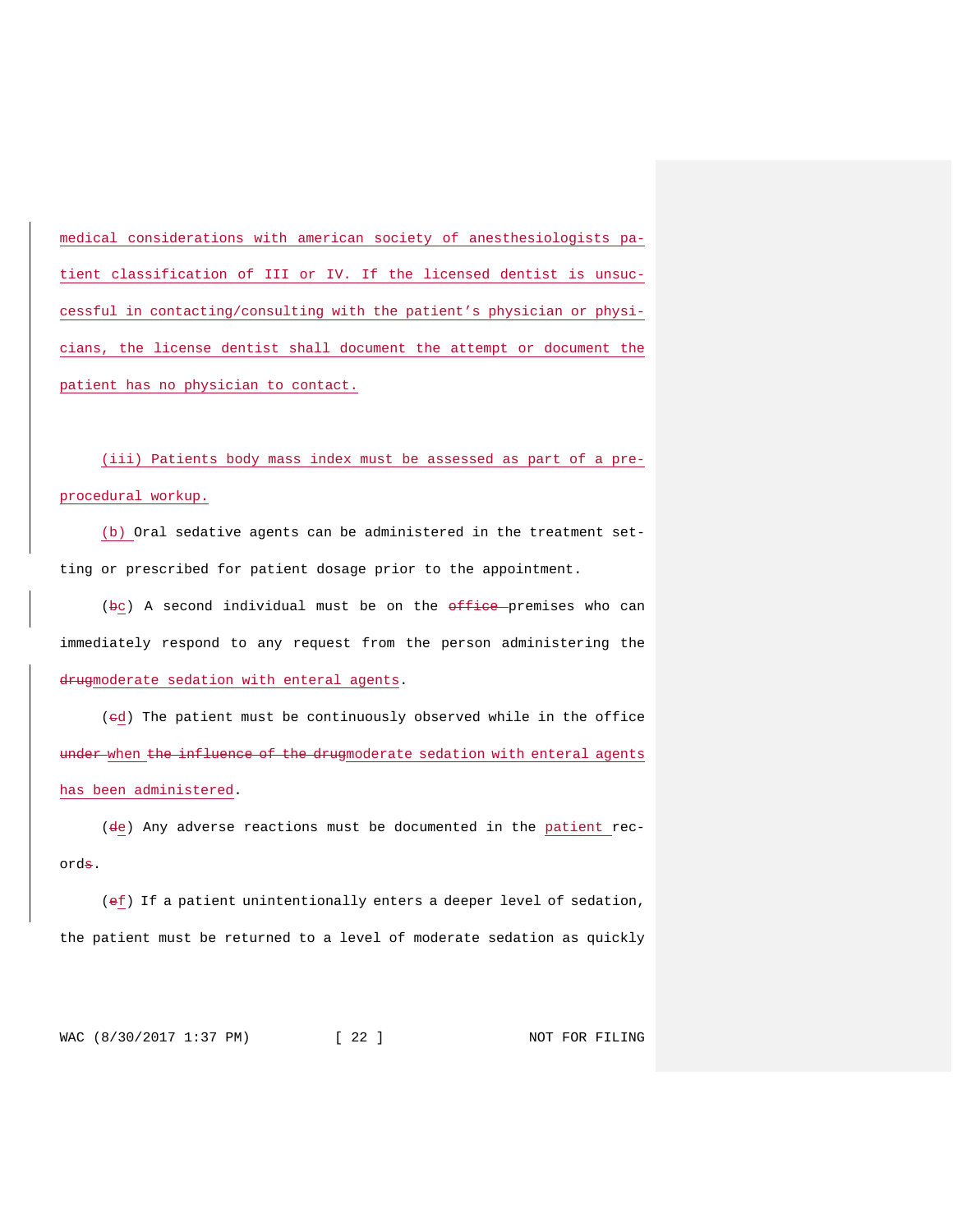medical considerations with american society of anesthesiologists patient classification of III or IV. If the licensed dentist is unsuccessful in contacting/consulting with the patient's physician or physicians, the license dentist shall document the attempt or document the patient has no physician to contact.

(iii) Patients body mass index must be assessed as part of a preprocedural workup.

(b) Oral sedative agents can be administered in the treatment setting or prescribed for patient dosage prior to the appointment.

(~~b~~c) A second individual must be on the ~~office~~ premises who can immediately respond to any request from the person administering the ~~drug~~moderate sedation with enteral agents.

(~~c~~d) The patient must be continuously observed while in the office ~~under~~ when ~~the influence of the drug~~moderate sedation with enteral agents has been administered.

(~~d~~e) Any adverse reactions must be documented in the patient record~~s~~.

(~~e~~f) If a patient unintentionally enters a deeper level of sedation, the patient must be returned to a level of moderate sedation as quickly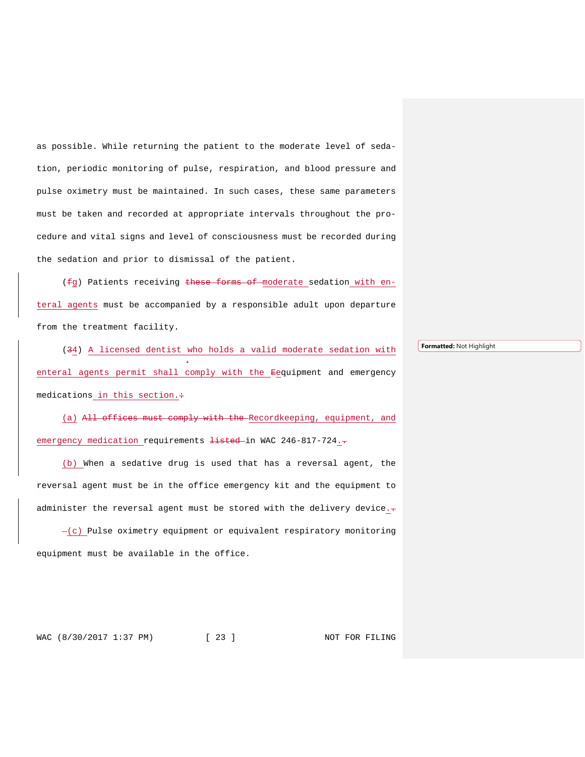as possible. While returning the patient to the moderate level of sedation, periodic monitoring of pulse, respiration, and blood pressure and pulse oximetry must be maintained. In such cases, these same parameters must be taken and recorded at appropriate intervals throughout the procedure and vital signs and level of consciousness must be recorded during the sedation and prior to dismissal of the patient.

(~~f~~g) Patients receiving ~~these forms of~~ moderate sedation with enteral agents must be accompanied by a responsible adult upon departure from the treatment facility.

(~~3~~4) A licensed dentist who holds a valid moderate sedation with enteral agents permit shall comply with the ~~E~~equipment and emergency medications in this section.~~:~~

(a) ~~All offices must comply with the~~ Recordkeeping, equipment, and emergency medication requirements ~~listed~~ in WAC 246-817-724.~~.~~

(b) When a sedative drug is used that has a reversal agent, the reversal agent must be in the office emergency kit and the equipment to administer the reversal agent must be stored with the delivery device.~~.~~

~~-~~(c) Pulse oximetry equipment or equivalent respiratory monitoring equipment must be available in the office.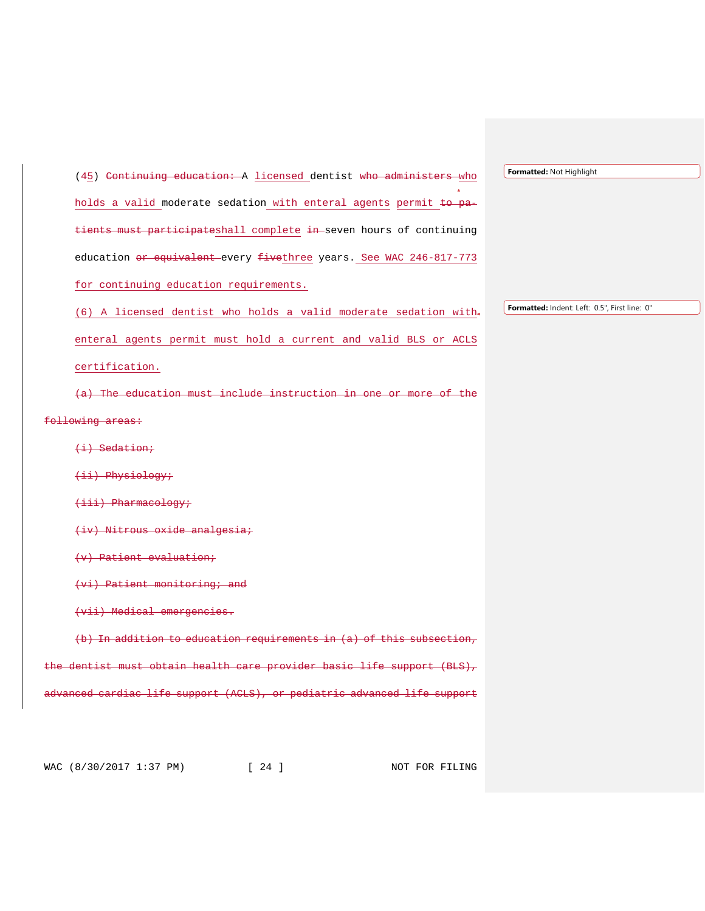(45) ~~Continuing education: ~~A licensed dentist ~~who administers ~~who holds a valid moderate sedation with enteral agents permit ~~to patients must participate~~shall complete ~~in ~~seven hours of continuing education ~~or equivalent ~~every ~~five~~three years. See WAC 246-817-773 for continuing education requirements.

(6) A licensed dentist who holds a valid moderate sedation with enteral agents permit must hold a current and valid BLS or ACLS certification.

~~(a) The education must include instruction in one or more of the following areas:~~

~~(i) Sedation;~~

~~(ii) Physiology;~~

~~(iii) Pharmacology;~~

~~(iv) Nitrous oxide analgesia;~~

~~(v) Patient evaluation;~~

~~(vi) Patient monitoring; and~~

~~(vii) Medical emergencies.~~

~~(b) In addition to education requirements in (a) of this subsection, the dentist must obtain health care provider basic life support (BLS), advanced cardiac life support (ACLS), or pediatric advanced life support~~

Formatted: Not Highlight

Formatted: Indent: Left: 0.5", First line: 0"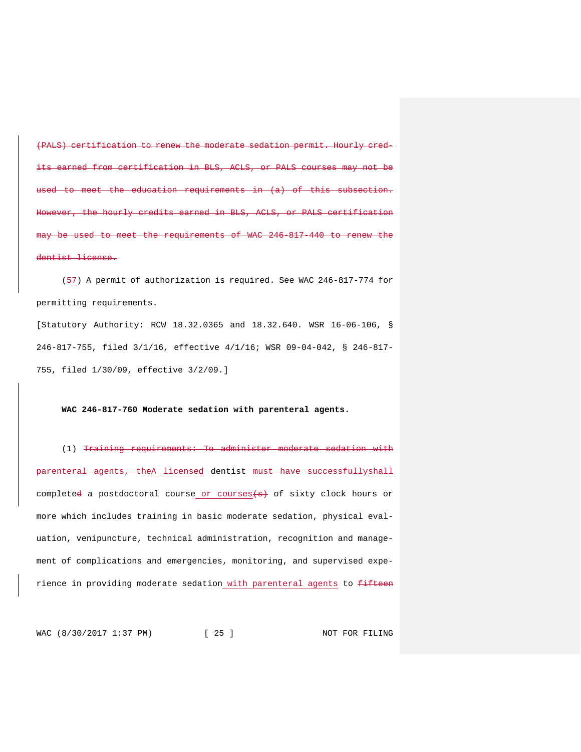~~(PALS) certification to renew the moderate sedation permit. Hourly credits earned from certification in BLS, ACLS, or PALS courses may not be used to meet the education requirements in (a) of this subsection. However, the hourly credits earned in BLS, ACLS, or PALS certification may be used to meet the requirements of WAC 246-817-440 to renew the dentist license.~~

(~~5~~7) A permit of authorization is required. See WAC 246-817-774 for permitting requirements.

[Statutory Authority: RCW 18.32.0365 and 18.32.640. WSR 16-06-106, § 246-817-755, filed 3/1/16, effective 4/1/16; WSR 09-04-042, § 246-817-755, filed 1/30/09, effective 3/2/09.]

**WAC 246-817-760 Moderate sedation with parenteral agents.**

(1) ~~Training requirements: To administer moderate sedation with parenteral agents, the~~A licensed dentist ~~must have successfully~~shall complete~~d~~ a postdoctoral course or courses~~(s)~~ of sixty clock hours or more which includes training in basic moderate sedation, physical evaluation, venipuncture, technical administration, recognition and management of complications and emergencies, monitoring, and supervised experience in providing moderate sedation with parenteral agents to ~~fifteen~~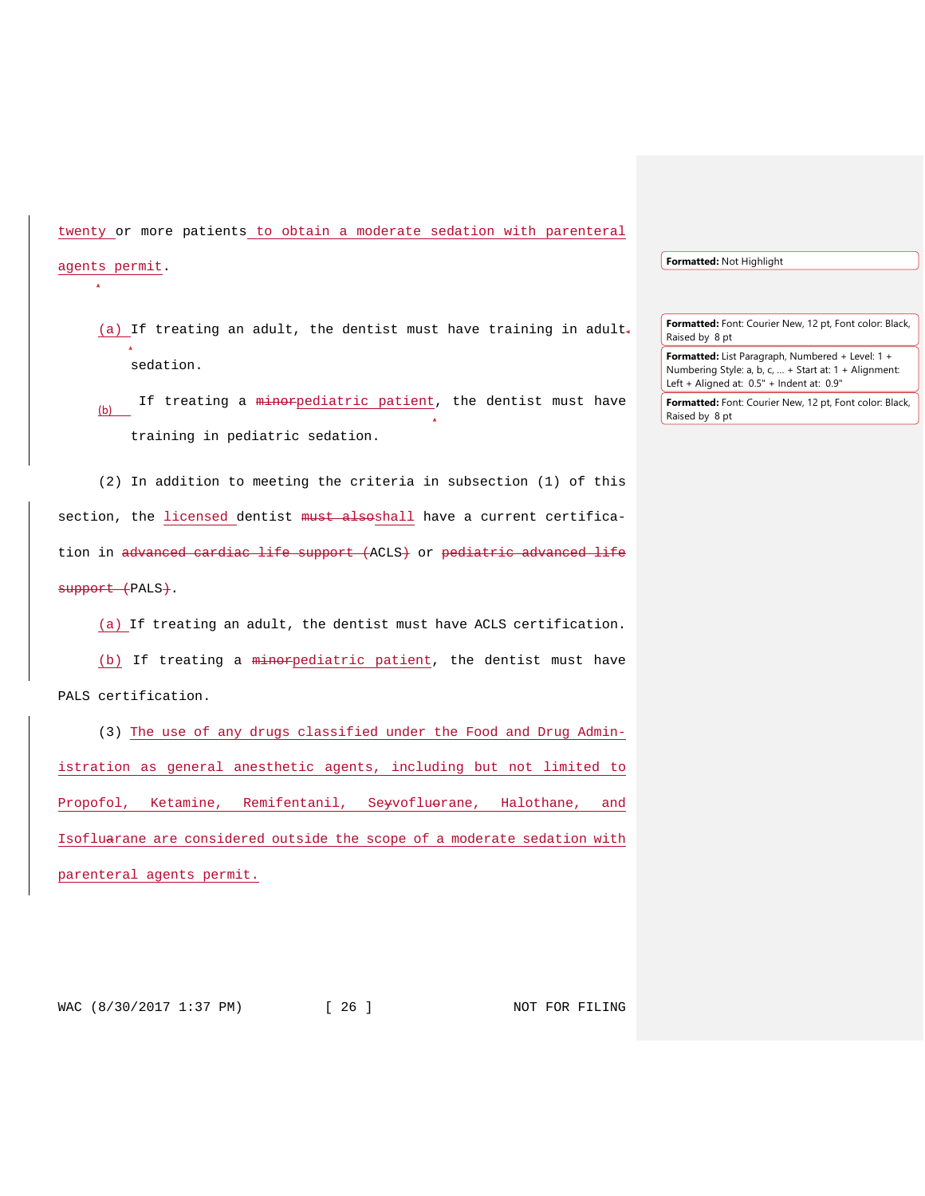twenty or more patients to obtain a moderate sedation with parenteral agents permit.

(a) If treating an adult, the dentist must have training in adult sedation.

(b) If treating a ~~minor~~pediatric patient, the dentist must have training in pediatric sedation.

(2) In addition to meeting the criteria in subsection (1) of this section, the licensed dentist ~~must also~~shall have a current certification in ~~advanced cardiac life support (~~ACLS~~)~~ or ~~pediatric advanced life support (~~PALS~~)~~.

(a) If treating an adult, the dentist must have ACLS certification.

(b) If treating a ~~minor~~pediatric patient, the dentist must have PALS certification.

(3) The use of any drugs classified under the Food and Drug Administration as general anesthetic agents, including but not limited to Propofol, Ketamine, Remifentanil, Se~~y~~vofl~~u~~orane, Halothane, and Isoflu~~a~~rane are considered outside the scope of a moderate sedation with parenteral agents permit.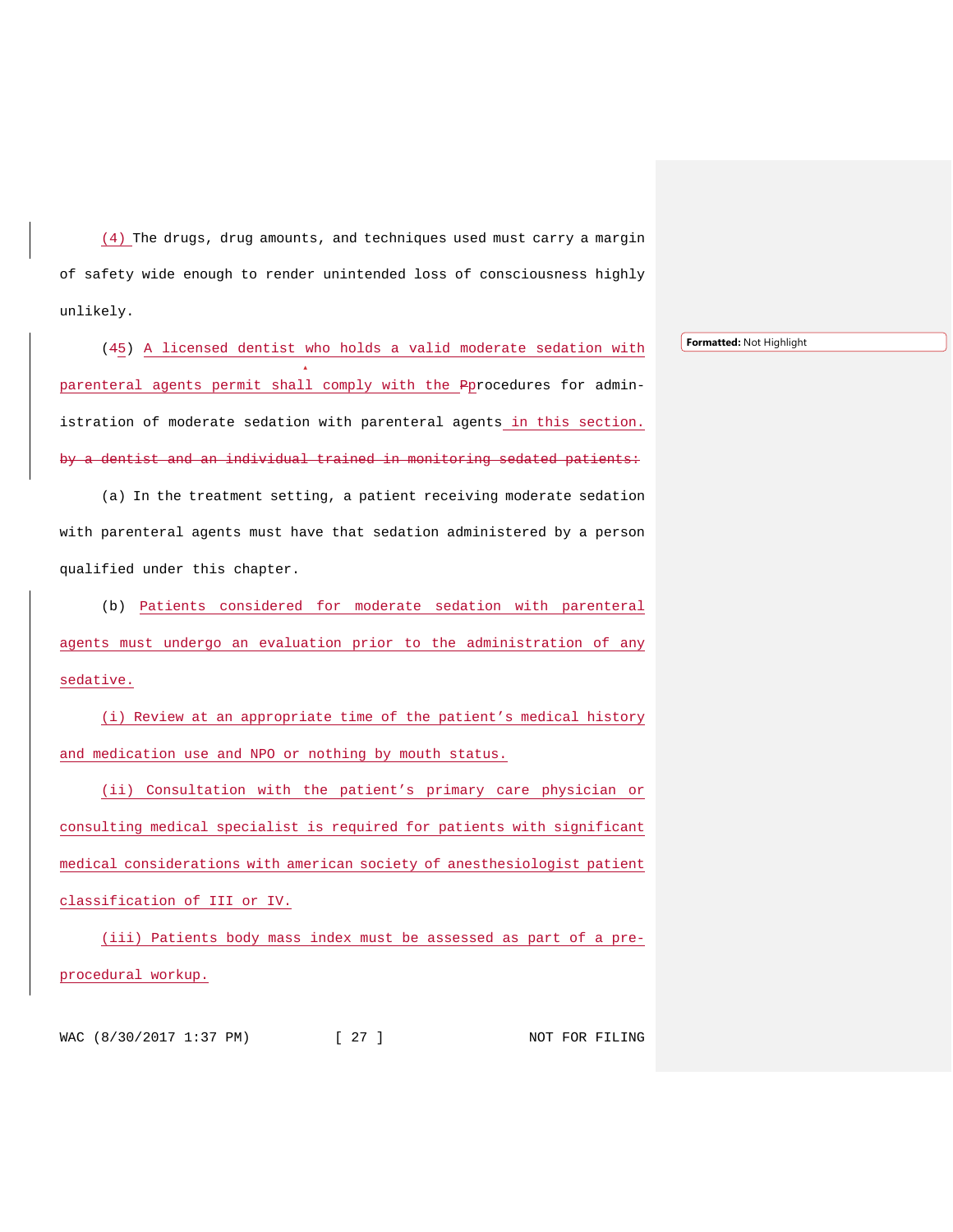(4) The drugs, drug amounts, and techniques used must carry a margin of safety wide enough to render unintended loss of consciousness highly unlikely.

(45) A licensed dentist who holds a valid moderate sedation with parenteral agents permit shall comply with the Pprocedures for administration of moderate sedation with parenteral agents in this section. ~~by a dentist and an individual trained in monitoring sedated patients:~~

(a) In the treatment setting, a patient receiving moderate sedation with parenteral agents must have that sedation administered by a person qualified under this chapter.

(b) Patients considered for moderate sedation with parenteral agents must undergo an evaluation prior to the administration of any sedative.

(i) Review at an appropriate time of the patient's medical history and medication use and NPO or nothing by mouth status.

(ii) Consultation with the patient's primary care physician or consulting medical specialist is required for patients with significant medical considerations with american society of anesthesiologist patient classification of III or IV.

(iii) Patients body mass index must be assessed as part of a pre-procedural workup.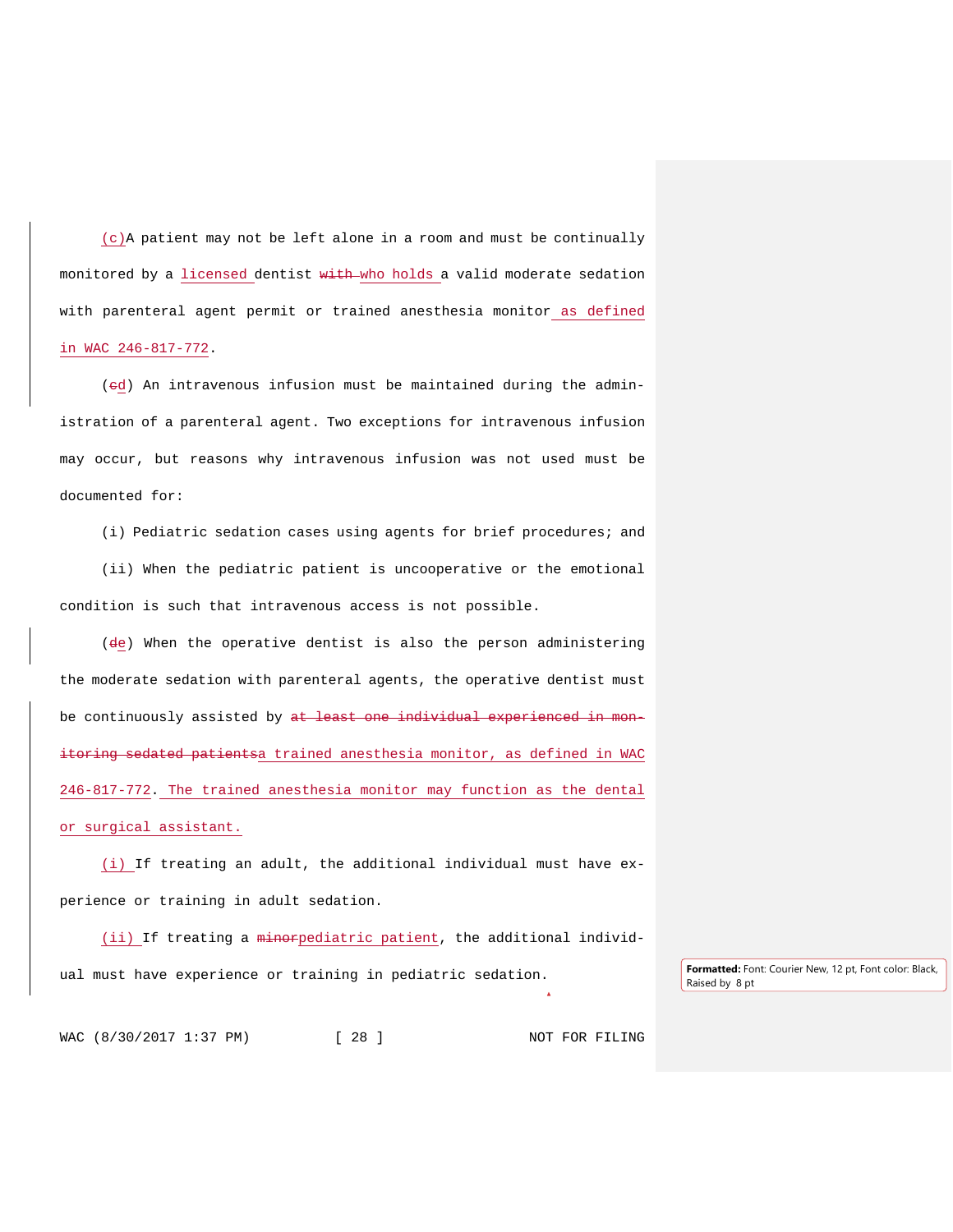(c) A patient may not be left alone in a room and must be continually monitored by a licensed dentist ~~with~~ who holds a valid moderate sedation with parenteral agent permit or trained anesthesia monitor as defined in WAC 246-817-772.

(~~c~~d) An intravenous infusion must be maintained during the administration of a parenteral agent. Two exceptions for intravenous infusion may occur, but reasons why intravenous infusion was not used must be documented for:

(i) Pediatric sedation cases using agents for brief procedures; and

(ii) When the pediatric patient is uncooperative or the emotional condition is such that intravenous access is not possible.

(~~d~~e) When the operative dentist is also the person administering the moderate sedation with parenteral agents, the operative dentist must be continuously assisted by ~~at least one individual experienced in monitoring sedated patients~~ a trained anesthesia monitor, as defined in WAC 246-817-772. The trained anesthesia monitor may function as the dental or surgical assistant.

(i) If treating an adult, the additional individual must have experience or training in adult sedation.

(ii) If treating a ~~minor~~ pediatric patient, the additional individual must have experience or training in pediatric sedation.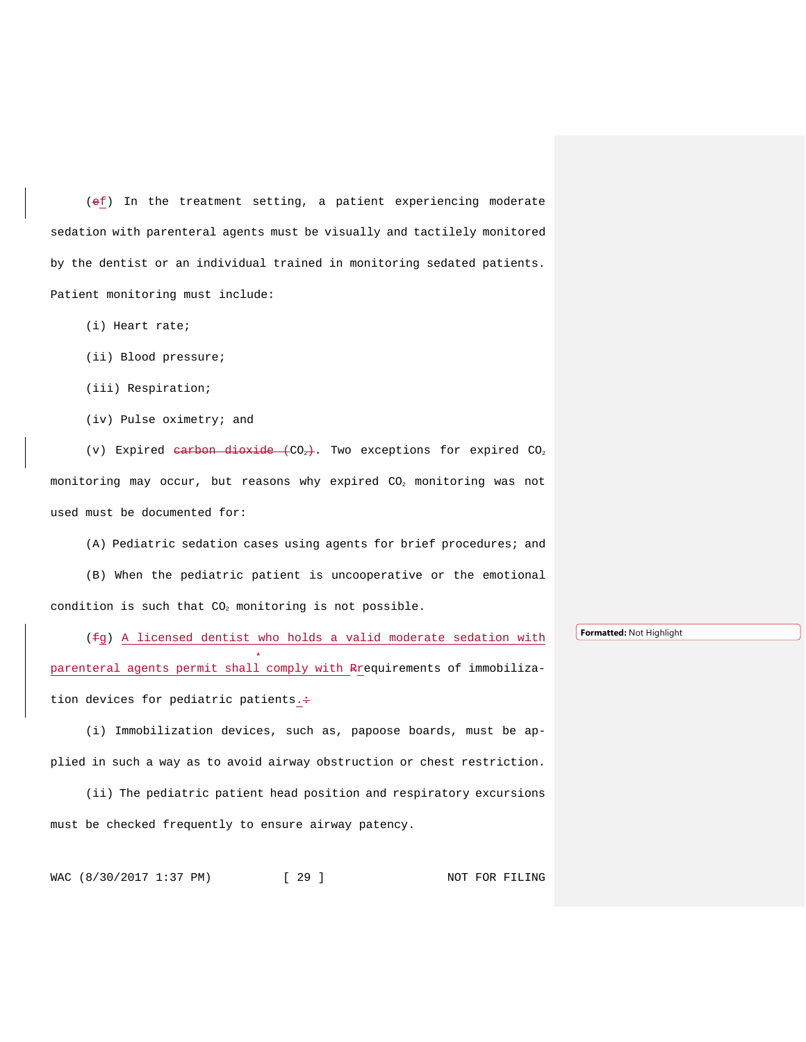(~~e~~f) In the treatment setting, a patient experiencing moderate sedation with parenteral agents must be visually and tactilely monitored by the dentist or an individual trained in monitoring sedated patients. Patient monitoring must include:

(i) Heart rate;

(ii) Blood pressure;

(iii) Respiration;

(iv) Pulse oximetry; and

(v) Expired ~~carbon dioxide (~~$CO_2$~~)~~. Two exceptions for expired $CO_2$ monitoring may occur, but reasons why expired $CO_2$ monitoring was not used must be documented for:

(A) Pediatric sedation cases using agents for brief procedures; and

(B) When the pediatric patient is uncooperative or the emotional condition is such that $CO_2$ monitoring is not possible.

(~~f~~g) A licensed dentist who holds a valid moderate sedation with parenteral agents permit shall comply with ~~R~~requirements of immobilization devices for pediatric patients.~~:~~

(i) Immobilization devices, such as, papoose boards, must be applied in such a way as to avoid airway obstruction or chest restriction.

(ii) The pediatric patient head position and respiratory excursions must be checked frequently to ensure airway patency.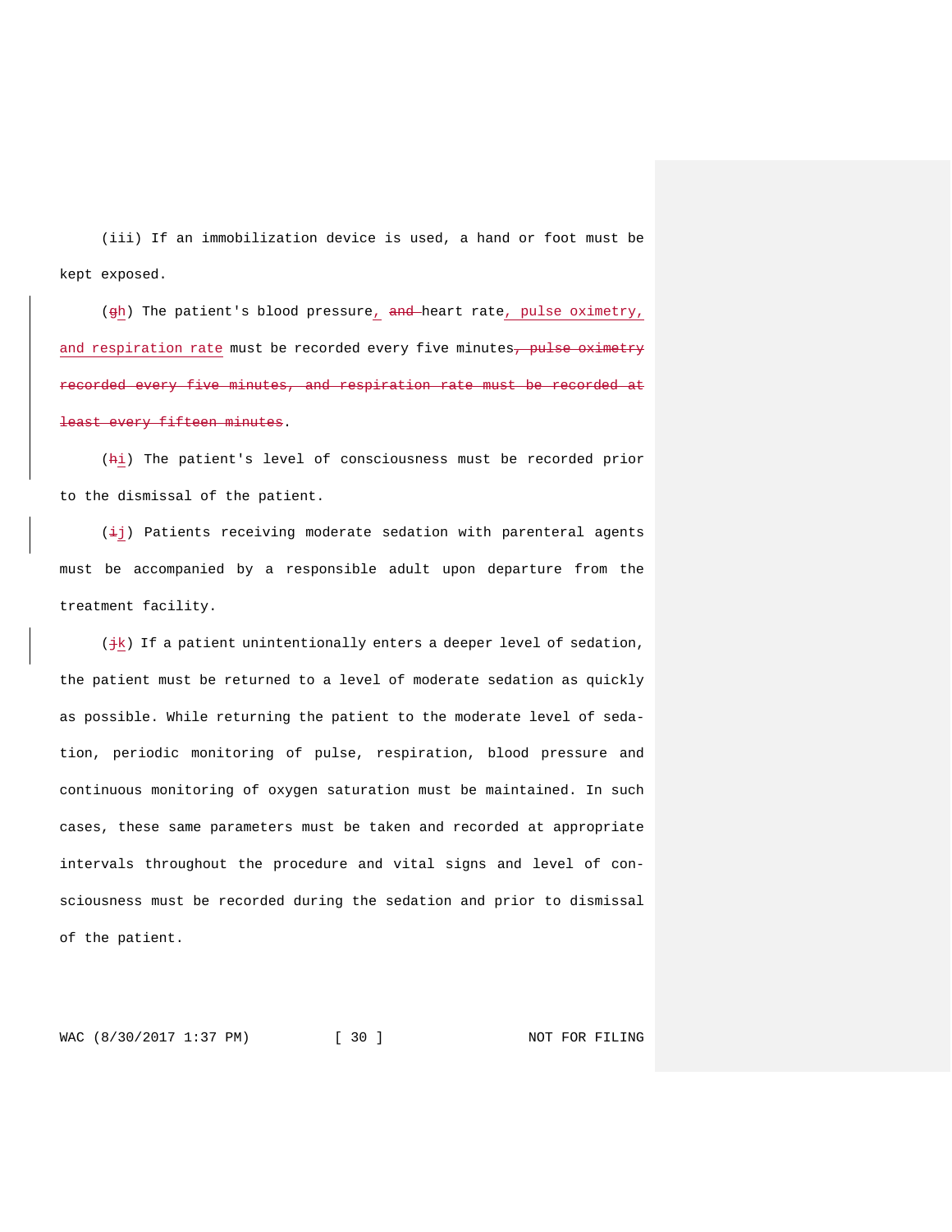(iii) If an immobilization device is used, a hand or foot must be kept exposed.

(~~g~~h) The patient's blood pressure, ~~and~~ heart rate, pulse oximetry, and respiration rate must be recorded every five minutes~~, pulse oximetry recorded every five minutes, and respiration rate must be recorded at least every fifteen minutes~~.

(~~h~~i) The patient's level of consciousness must be recorded prior to the dismissal of the patient.

(~~i~~j) Patients receiving moderate sedation with parenteral agents must be accompanied by a responsible adult upon departure from the treatment facility.

(~~j~~k) If a patient unintentionally enters a deeper level of sedation, the patient must be returned to a level of moderate sedation as quickly as possible. While returning the patient to the moderate level of sedation, periodic monitoring of pulse, respiration, blood pressure and continuous monitoring of oxygen saturation must be maintained. In such cases, these same parameters must be taken and recorded at appropriate intervals throughout the procedure and vital signs and level of consciousness must be recorded during the sedation and prior to dismissal of the patient.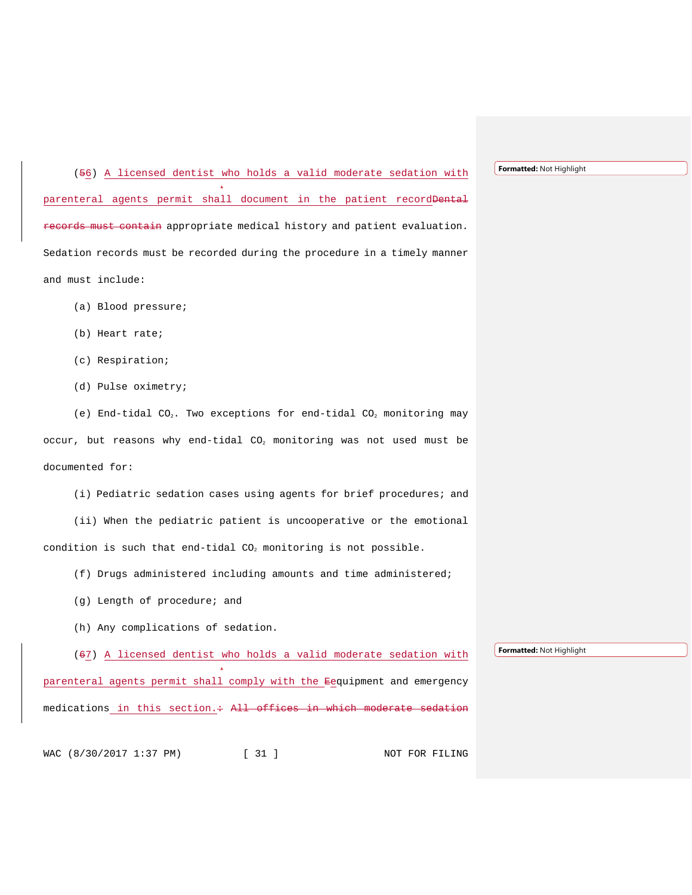(56) A licensed dentist who holds a valid moderate sedation with parenteral agents permit shall document in the patient recordDental records must contain appropriate medical history and patient evaluation. Sedation records must be recorded during the procedure in a timely manner and must include:

(a) Blood pressure;

(b) Heart rate;

(c) Respiration;

(d) Pulse oximetry;

(e) End-tidal $CO_2$. Two exceptions for end-tidal $CO_2$ monitoring may occur, but reasons why end-tidal $CO_2$ monitoring was not used must be documented for:

(i) Pediatric sedation cases using agents for brief procedures; and

(ii) When the pediatric patient is uncooperative or the emotional condition is such that end-tidal $CO_2$ monitoring is not possible.

(f) Drugs administered including amounts and time administered;

(g) Length of procedure; and

(h) Any complications of sedation.

(67) A licensed dentist who holds a valid moderate sedation with parenteral agents permit shall comply with the Eequipment and emergency medications in this section.: All offices in which moderate sedation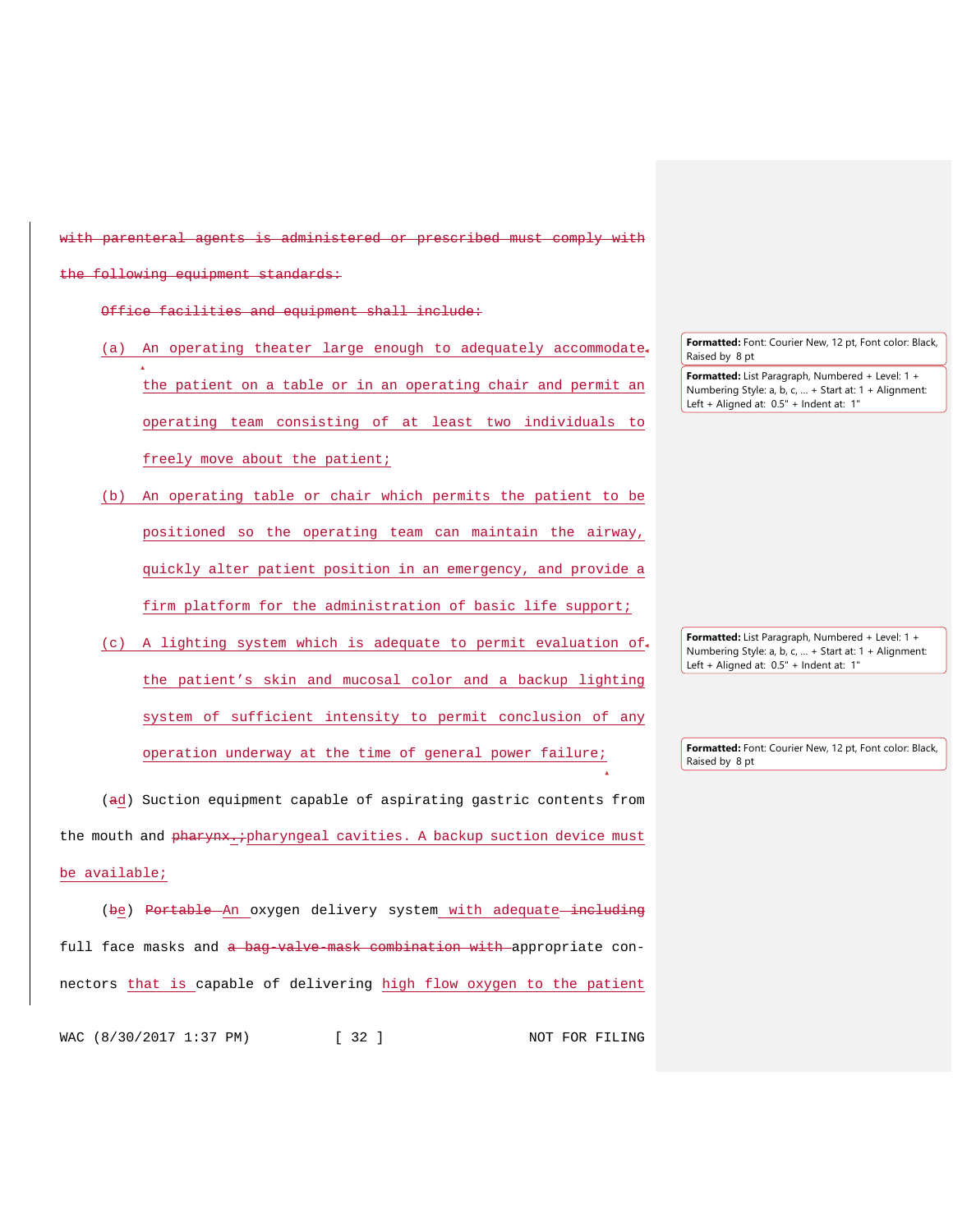~~with parenteral agents is administered or prescribed must comply with the following equipment standards:~~

~~Office facilities and equipment shall include:~~

(a) An operating theater large enough to adequately accommodate the patient on a table or in an operating chair and permit an operating team consisting of at least two individuals to freely move about the patient;

(b) An operating table or chair which permits the patient to be positioned so the operating team can maintain the airway, quickly alter patient position in an emergency, and provide a firm platform for the administration of basic life support;

(c) A lighting system which is adequate to permit evaluation of the patient's skin and mucosal color and a backup lighting system of sufficient intensity to permit conclusion of any operation underway at the time of general power failure;

(~~a~~d) Suction equipment capable of aspirating gastric contents from the mouth and ~~pharynx.;~~pharyngeal cavities. A backup suction device must be available;

(~~b~~e) ~~Portable~~ An oxygen delivery system with adequate ~~including~~ full face masks and ~~a bag-valve-mask combination with~~ appropriate connectors that is capable of delivering high flow oxygen to the patient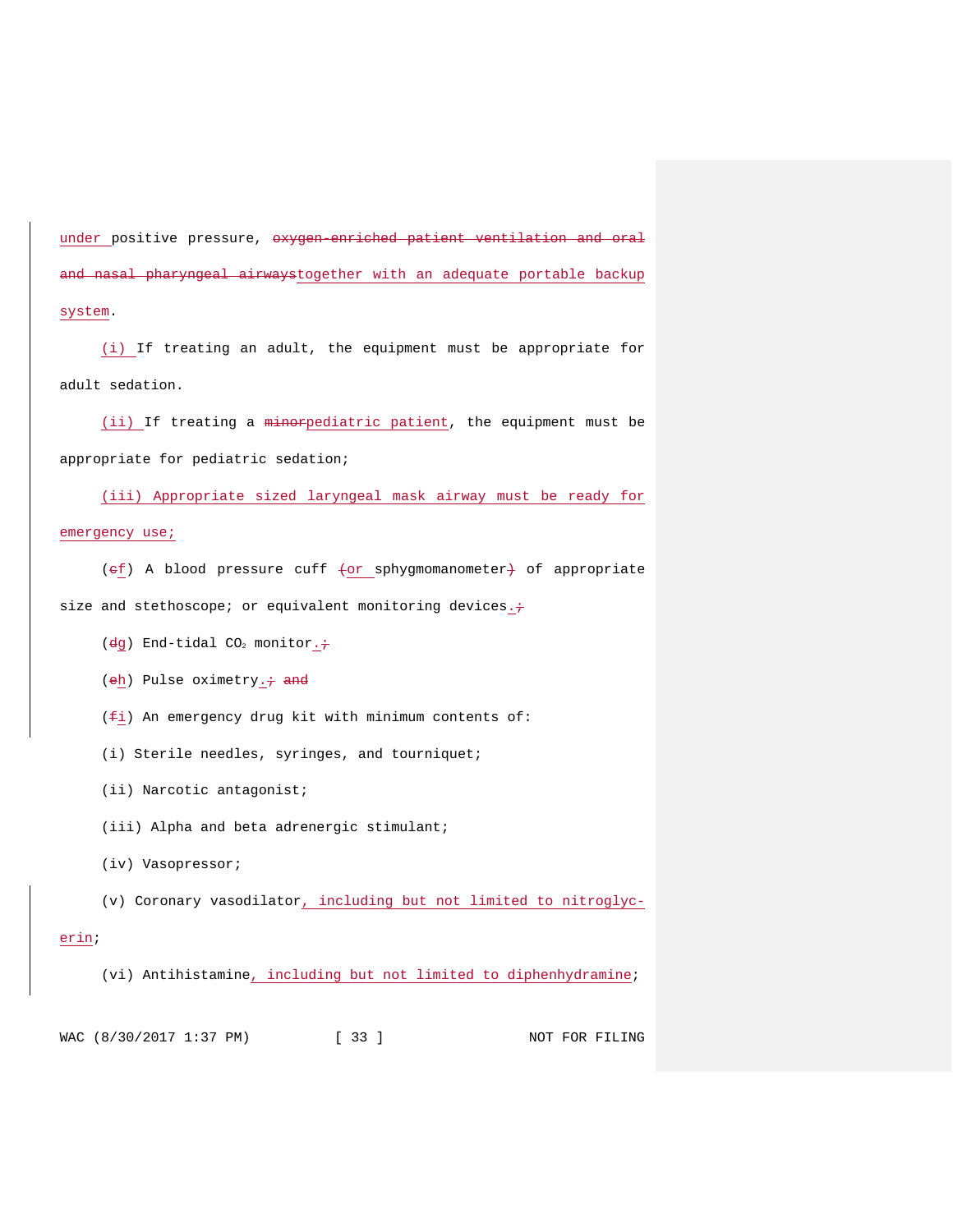under positive pressure, ~~oxygen-enriched patient ventilation and oral and nasal pharyngeal airways~~together with an adequate portable backup system.

(i) If treating an adult, the equipment must be appropriate for adult sedation.

(ii) If treating a ~~minor~~pediatric patient, the equipment must be appropriate for pediatric sedation;

(iii) Appropriate sized laryngeal mask airway must be ready for emergency use;

(~~c~~f) A blood pressure cuff ~~(~~or sphygmomanometer~~)~~ of appropriate size and stethoscope; or equivalent monitoring devices.~~;~~

(~~d~~g) End-tidal $CO_2$ monitor.~~;~~

(~~e~~h) Pulse oximetry.~~; and~~

(~~f~~i) An emergency drug kit with minimum contents of:

(i) Sterile needles, syringes, and tourniquet;

(ii) Narcotic antagonist;

(iii) Alpha and beta adrenergic stimulant;

(iv) Vasopressor;

(v) Coronary vasodilator, including but not limited to nitroglycerin;

(vi) Antihistamine, including but not limited to diphenhydramine;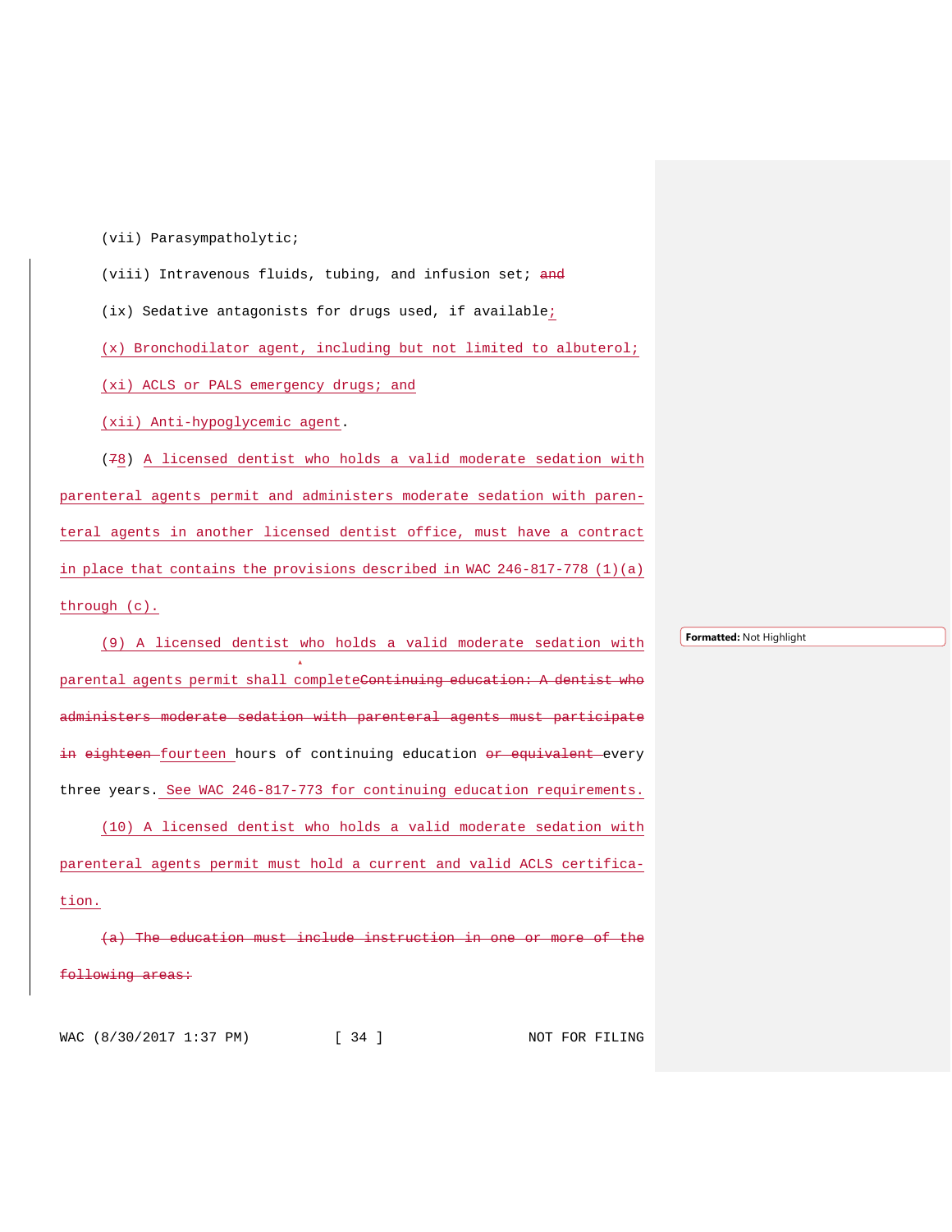(vii) Parasympatholytic;

(viii) Intravenous fluids, tubing, and infusion set; ~~and~~

(ix) Sedative antagonists for drugs used, if available<u>;</u>

<u>(x) Bronchodilator agent, including but not limited to albuterol;</u>

<u>(xi) ACLS or PALS emergency drugs; and</u>

<u>(xii) Anti-hypoglycemic agent</u>.

(~~7~~<u>8</u>) <u>A licensed dentist who holds a valid moderate sedation with parenteral agents permit and administers moderate sedation with parenteral agents in another licensed dentist office, must have a contract in place that contains the provisions described in WAC 246-817-778 (1)(a) through (c).</u>

<u>(9) A licensed dentist who holds a valid moderate sedation with parental agents permit shall complete</u>~~Continuing education: A dentist who administers moderate sedation with parenteral agents must participate in eighteen~~ <u>fourteen</u> hours of continuing education ~~or equivalent~~ every three years.<u> See WAC 246-817-773 for continuing education requirements.</u>

<u>(10) A licensed dentist who holds a valid moderate sedation with parenteral agents permit must hold a current and valid ACLS certification.</u>

~~(a) The education must include instruction in one or more of the following areas:~~

Formatted: Not Highlight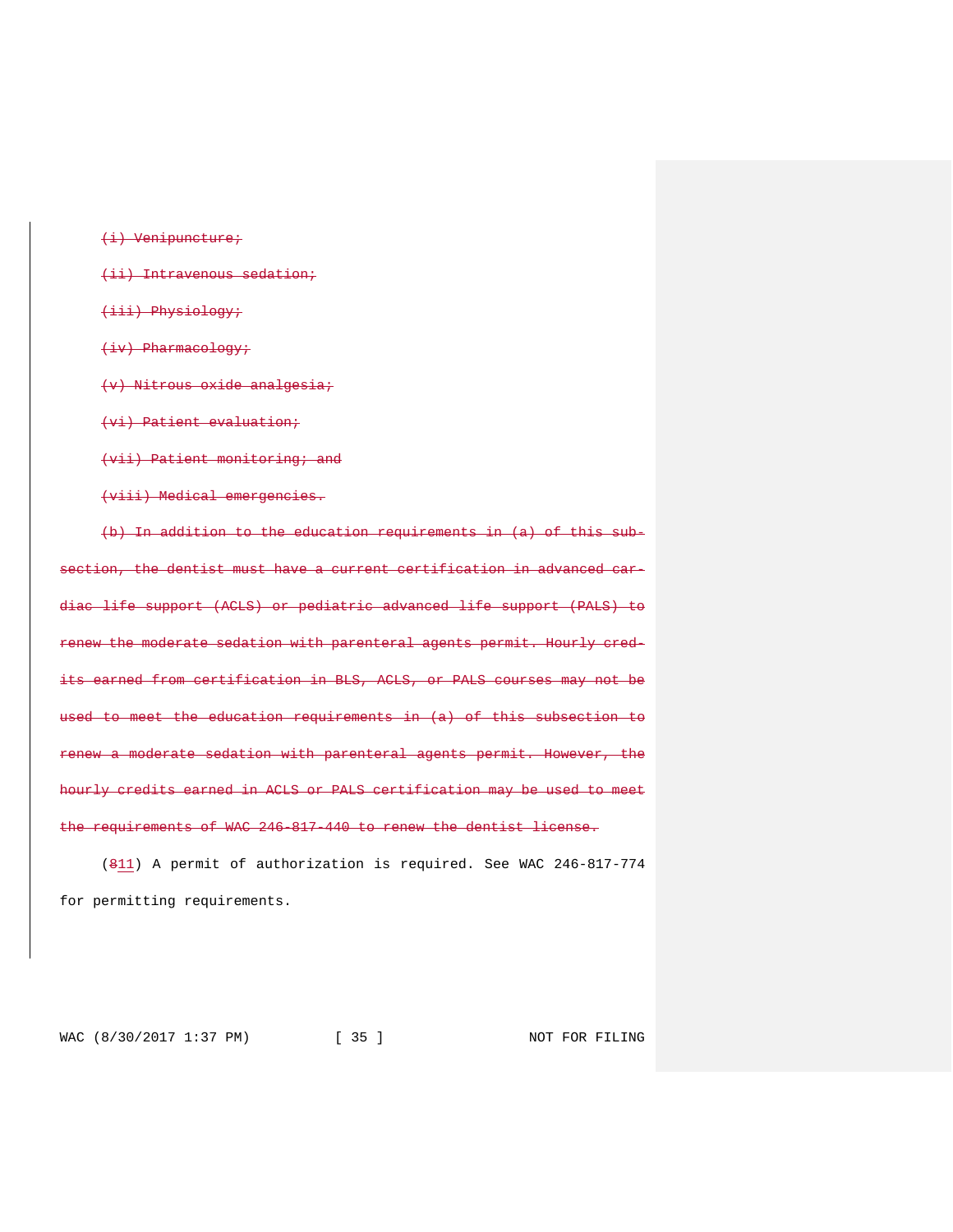~~(i) Venipuncture;~~

~~(ii) Intravenous sedation;~~

~~(iii) Physiology;~~

~~(iv) Pharmacology;~~

~~(v) Nitrous oxide analgesia;~~

~~(vi) Patient evaluation;~~

~~(vii) Patient monitoring; and~~

~~(viii) Medical emergencies.~~

~~(b) In addition to the education requirements in (a) of this subsection, the dentist must have a current certification in advanced cardiac life support (ACLS) or pediatric advanced life support (PALS) to renew the moderate sedation with parenteral agents permit. Hourly credits earned from certification in BLS, ACLS, or PALS courses may not be used to meet the education requirements in (a) of this subsection to renew a moderate sedation with parenteral agents permit. However, the hourly credits earned in ACLS or PALS certification may be used to meet the requirements of WAC 246-817-440 to renew the dentist license.~~

(~~8~~<u>11</u>) A permit of authorization is required. See WAC 246-817-774 for permitting requirements.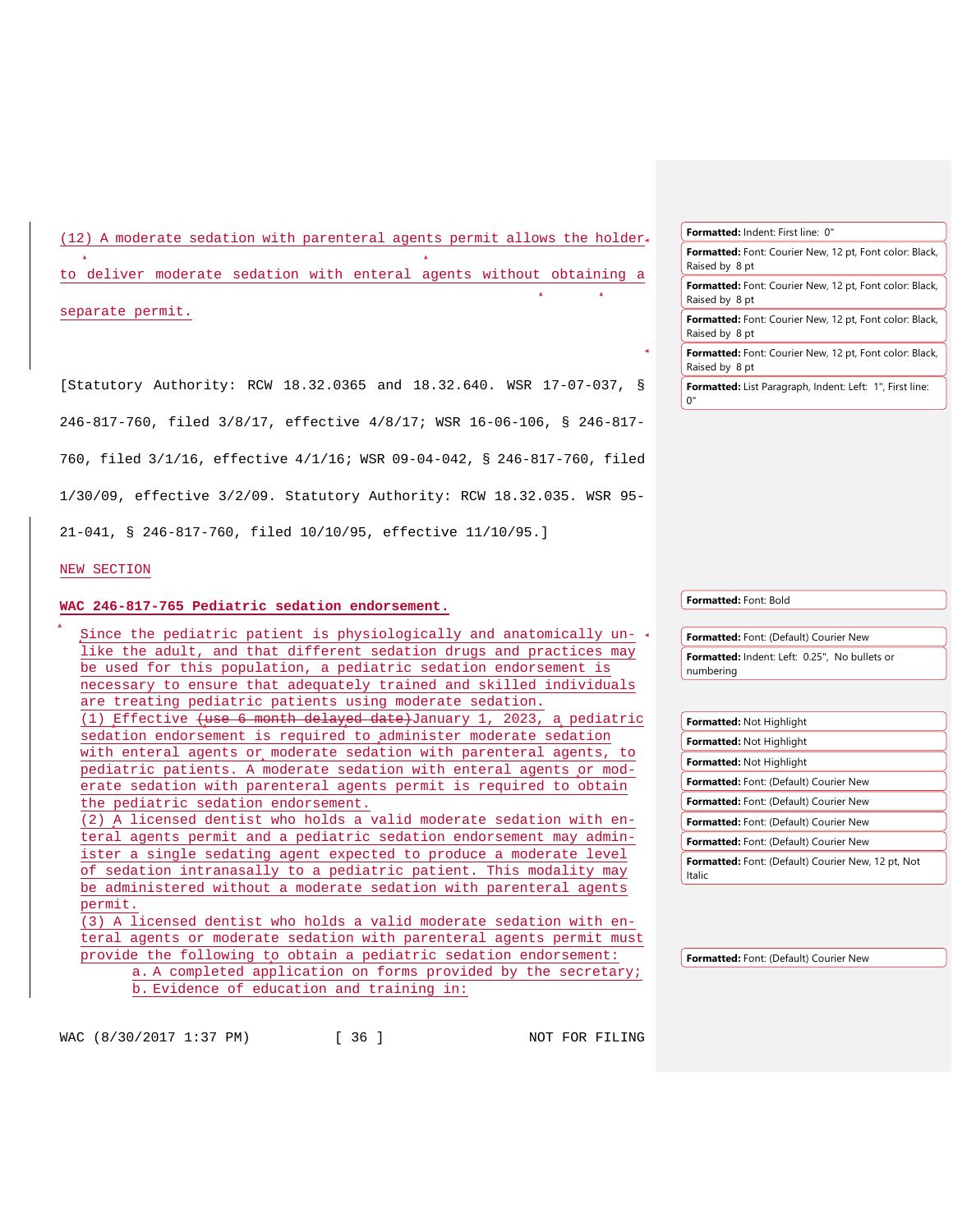(12) A moderate sedation with parenteral agents permit allows the holder to deliver moderate sedation with enteral agents without obtaining a separate permit.

[Statutory Authority: RCW 18.32.0365 and 18.32.640. WSR 17-07-037, § 246-817-760, filed 3/8/17, effective 4/8/17; WSR 16-06-106, § 246-817-760, filed 3/1/16, effective 4/1/16; WSR 09-04-042, § 246-817-760, filed 1/30/09, effective 3/2/09. Statutory Authority: RCW 18.32.035. WSR 95-21-041, § 246-817-760, filed 10/10/95, effective 11/10/95.]

NEW SECTION

**WAC 246-817-765 Pediatric sedation endorsement.**

Since the pediatric patient is physiologically and anatomically unlike the adult, and that different sedation drugs and practices may be used for this population, a pediatric sedation endorsement is necessary to ensure that adequately trained and skilled individuals are treating pediatric patients using moderate sedation.

(1) Effective ~~(use 6 month delayed date)~~January 1, 2023, a pediatric sedation endorsement is required to administer moderate sedation with enteral agents or moderate sedation with parenteral agents, to pediatric patients. A moderate sedation with enteral agents or moderate sedation with parenteral agents permit is required to obtain the pediatric sedation endorsement.

(2) A licensed dentist who holds a valid moderate sedation with enteral agents permit and a pediatric sedation endorsement may administer a single sedating agent expected to produce a moderate level of sedation intranasally to a pediatric patient. This modality may be administered without a moderate sedation with parenteral agents permit.

(3) A licensed dentist who holds a valid moderate sedation with enteral agents or moderate sedation with parenteral agents permit must provide the following to obtain a pediatric sedation endorsement:

a. A completed application on forms provided by the secretary;

b. Evidence of education and training in: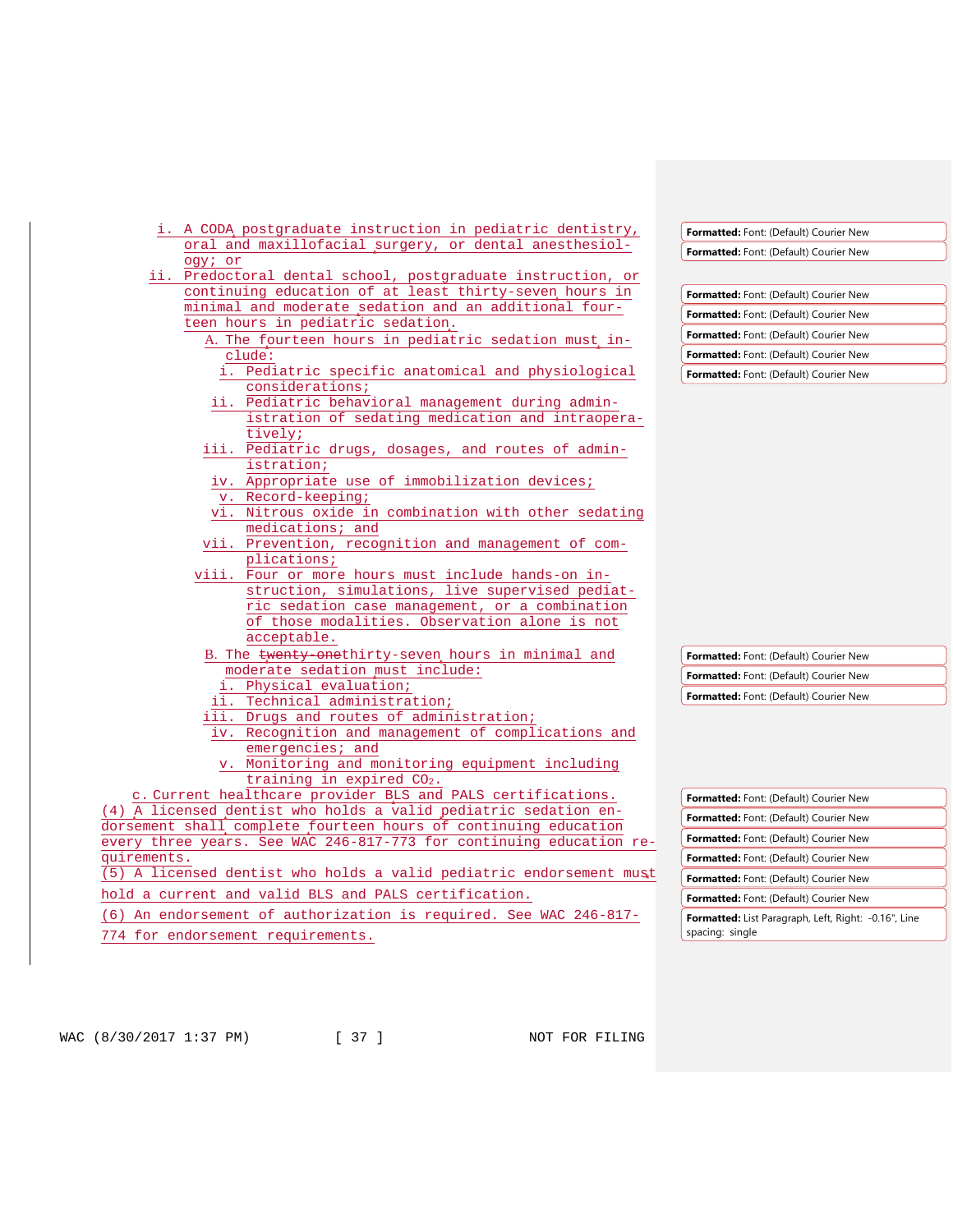i. A CODA postgraduate instruction in pediatric dentistry, oral and maxillofacial surgery, or dental anesthesiology; or

ii. Predoctoral dental school, postgraduate instruction, or continuing education of at least thirty-seven hours in minimal and moderate sedation and an additional fourteen hours in pediatric sedation.

A. The fourteen hours in pediatric sedation must include:

i. Pediatric specific anatomical and physiological considerations;

ii. Pediatric behavioral management during administration of sedating medication and intraoperatively;

iii. Pediatric drugs, dosages, and routes of administration;

iv. Appropriate use of immobilization devices;

v. Record-keeping;

vi. Nitrous oxide in combination with other sedating medications; and

vii. Prevention, recognition and management of complications;

viii. Four or more hours must include hands-on instruction, simulations, live supervised pediatric sedation case management, or a combination of those modalities. Observation alone is not acceptable.

B. The ~~twenty-one~~thirty-seven hours in minimal and moderate sedation must include:

i. Physical evaluation;

ii. Technical administration;

iii. Drugs and routes of administration;

iv. Recognition and management of complications and emergencies; and

v. Monitoring and monitoring equipment including training in expired $CO_2$.

c. Current healthcare provider BLS and PALS certifications.

(4) A licensed dentist who holds a valid pediatric sedation endorsement shall complete fourteen hours of continuing education every three years. See WAC 246-817-773 for continuing education requirements.

(5) A licensed dentist who holds a valid pediatric endorsement must hold a current and valid BLS and PALS certification.

(6) An endorsement of authorization is required. See WAC 246-817-774 for endorsement requirements.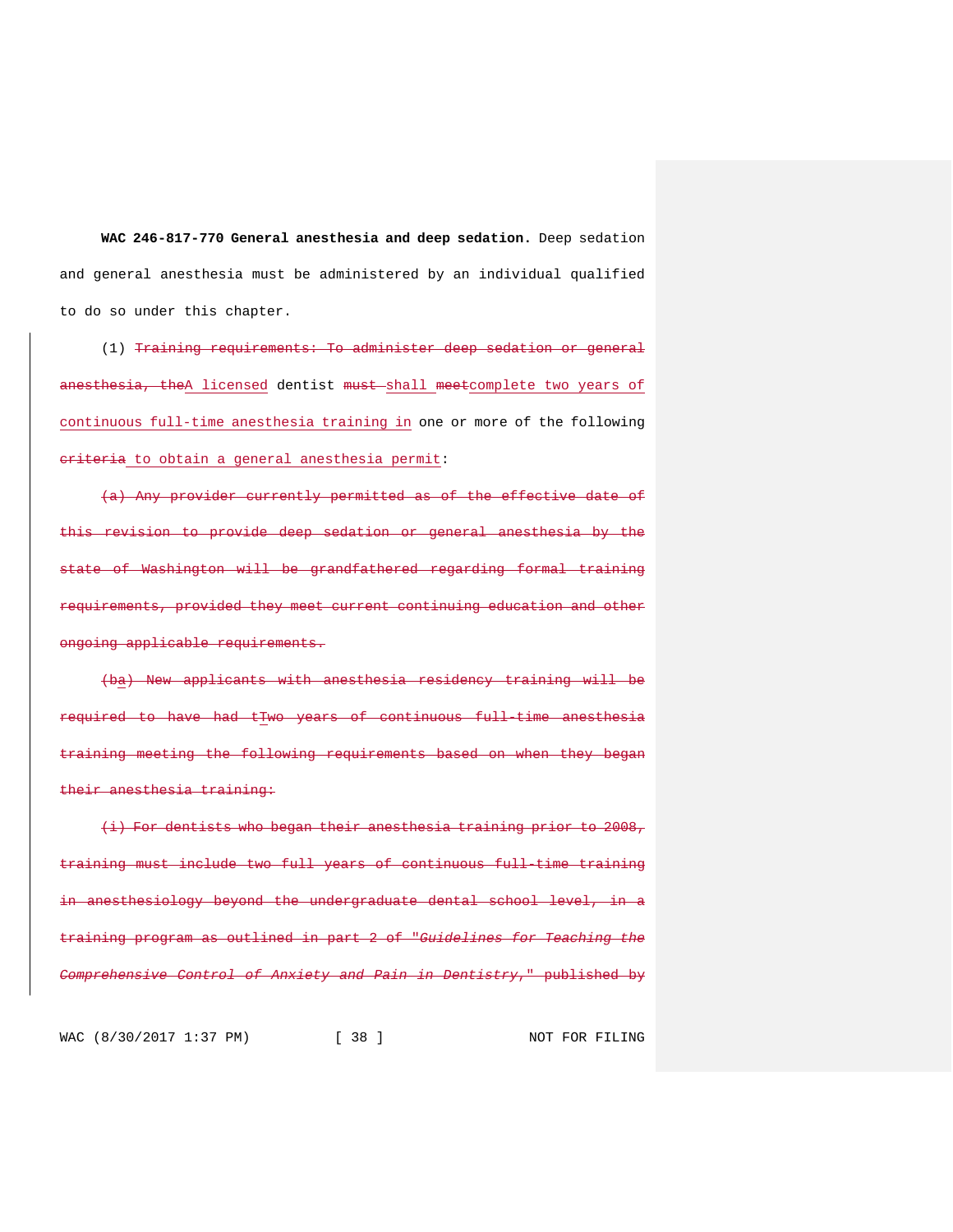**WAC 246-817-770 General anesthesia and deep sedation.** Deep sedation and general anesthesia must be administered by an individual qualified to do so under this chapter.

(1) ~~Training requirements: To administer deep sedation or general anesthesia, the~~<u>A licensed</u> dentist ~~must~~ <u>shall</u> ~~meet~~<u>complete two years of continuous full-time anesthesia training in</u> one or more of the following ~~criteria~~<u> to obtain a general anesthesia permit</u>:

~~(a) Any provider currently permitted as of the effective date of this revision to provide deep sedation or general anesthesia by the state of Washington will be grandfathered regarding formal training requirements, provided they meet current continuing education and other ongoing applicable requirements.~~

~~(b~~<u>a</u>) ~~New applicants with anesthesia residency training will be required to have had t~~<u>T</u>wo years of continuous full-time anesthesia training meeting the following requirements based on when they began their anesthesia training:~~

~~(i) For dentists who began their anesthesia training prior to 2008, training must include two full years of continuous full-time training in anesthesiology beyond the undergraduate dental school level, in a training program as outlined in part 2 of "*Guidelines for Teaching the Comprehensive Control of Anxiety and Pain in Dentistry*," published by~~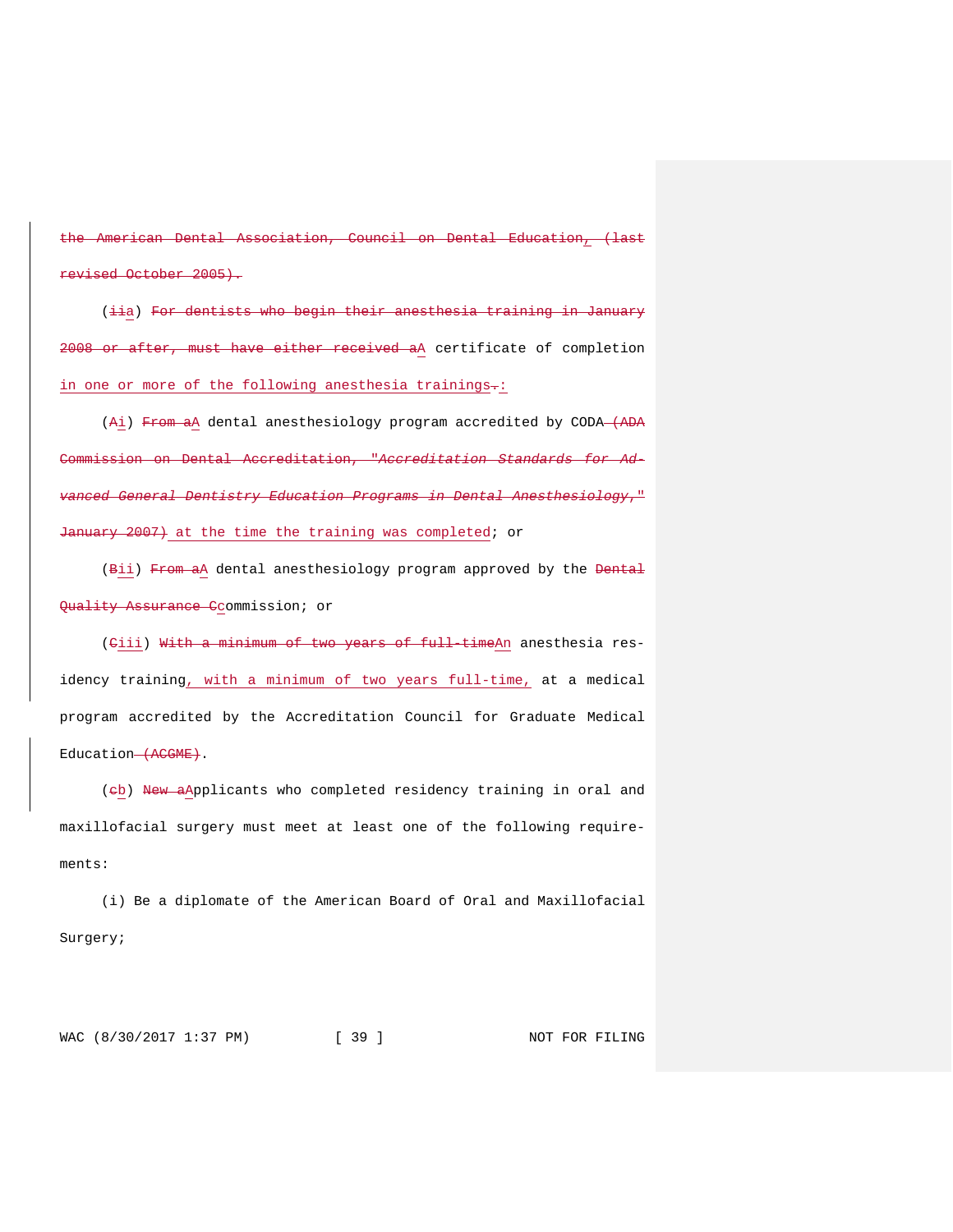~~the American Dental Association, Council on Dental Education~~, ~~(last revised October 2005).~~

(~~ii~~a) ~~For dentists who begin their anesthesia training in January 2008 or after, must have either received a~~A certificate of completion in one or more of the following anesthesia trainings~~.~~:

(~~A~~i) ~~From a~~A dental anesthesiology program accredited by CODA ~~(ADA Commission on Dental Accreditation, "*Accreditation Standards for Advanced General Dentistry Education Programs in Dental Anesthesiology*," January 2007)~~ at the time the training was completed; or

(~~B~~ii) ~~From a~~A dental anesthesiology program approved by the ~~Dental Quality Assurance C~~commission; or

(~~C~~iii) ~~With a minimum of two years of full-time~~An anesthesia residency training, with a minimum of two years full-time, at a medical program accredited by the Accreditation Council for Graduate Medical Education ~~(ACGME)~~.

(~~c~~b) ~~New a~~Applicants who completed residency training in oral and maxillofacial surgery must meet at least one of the following requirements:

(i) Be a diplomate of the American Board of Oral and Maxillofacial Surgery;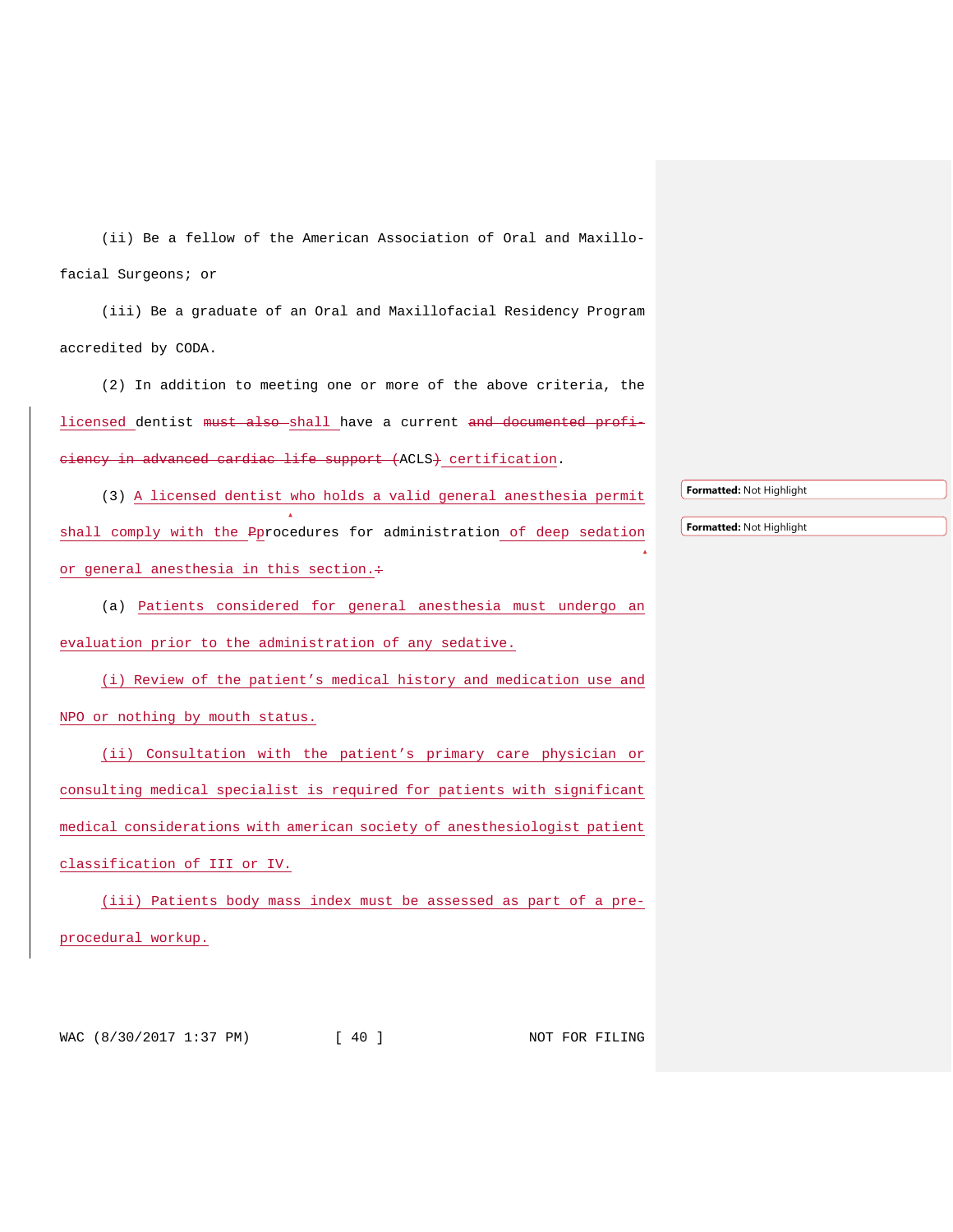(ii) Be a fellow of the American Association of Oral and Maxillofacial Surgeons; or

(iii) Be a graduate of an Oral and Maxillofacial Residency Program accredited by CODA.

(2) In addition to meeting one or more of the above criteria, the ~~licensed~~ licensed dentist ~~must also~~ shall have a current ~~and documented proficiency in advanced cardiac life support (~~ACLS~~)~~ certification.

(3) A licensed dentist who holds a valid general anesthesia permit shall comply with the ~~P~~procedures for administration of deep sedation or general anesthesia in this section.~~:~~

(a) Patients considered for general anesthesia must undergo an evaluation prior to the administration of any sedative.

(i) Review of the patient's medical history and medication use and NPO or nothing by mouth status.

(ii) Consultation with the patient's primary care physician or consulting medical specialist is required for patients with significant medical considerations with american society of anesthesiologist patient classification of III or IV.

(iii) Patients body mass index must be assessed as part of a pre-procedural workup.

Formatted: Not Highlight

Formatted: Not Highlight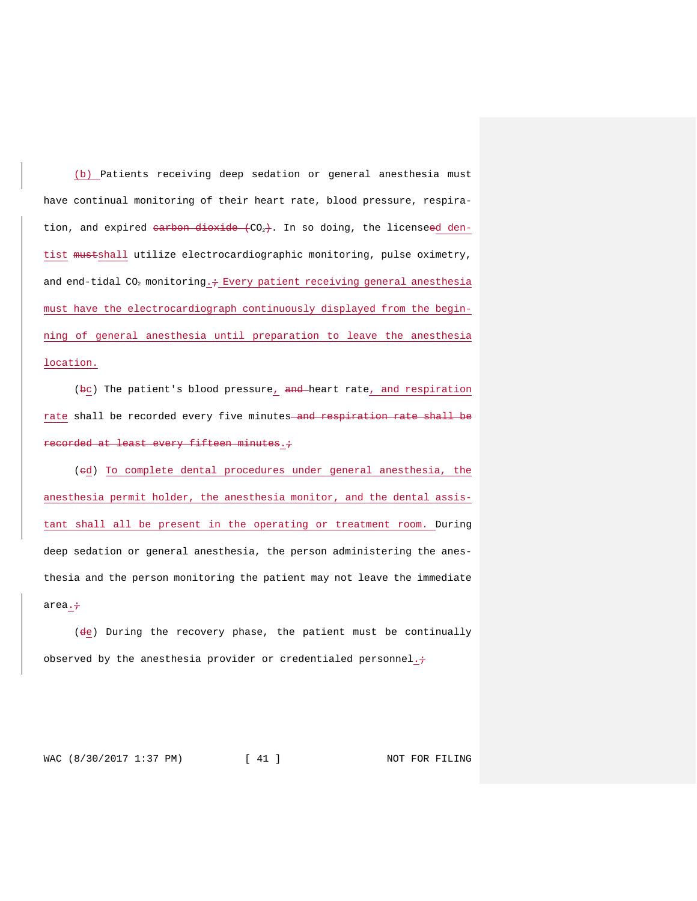<u>(b)</u> Patients receiving deep sedation or general anesthesia must have continual monitoring of their heart rate, blood pressure, respiration, and expired ~~carbon dioxide (~~CO~~$_2$)~~. In so doing, the license~~e~~<u>d dentist</u> ~~must~~<u>shall</u> utilize electrocardiographic monitoring, pulse oximetry, and end-tidal $CO_2$ monitoring<u>.</u>~~;~~<u> Every patient receiving general anesthesia must have the electrocardiograph continuously displayed from the beginning of general anesthesia until preparation to leave the anesthesia location.</u>

(~~b~~<u>c</u>) The patient's blood pressure<u>,</u> ~~and~~ heart rate<u>, and respiration rate</u> shall be recorded every five minutes~~ and respiration rate shall be recorded at least every fifteen minutes~~<u>.</u>~~;~~

(~~c~~<u>d</u>) <u>To complete dental procedures under general anesthesia, the anesthesia permit holder, the anesthesia monitor, and the dental assistant shall all be present in the operating or treatment room.</u> During deep sedation or general anesthesia, the person administering the anesthesia and the person monitoring the patient may not leave the immediate area<u>.</u>~~;~~

(~~d~~<u>e</u>) During the recovery phase, the patient must be continually observed by the anesthesia provider or credentialed personnel<u>.</u>~~;~~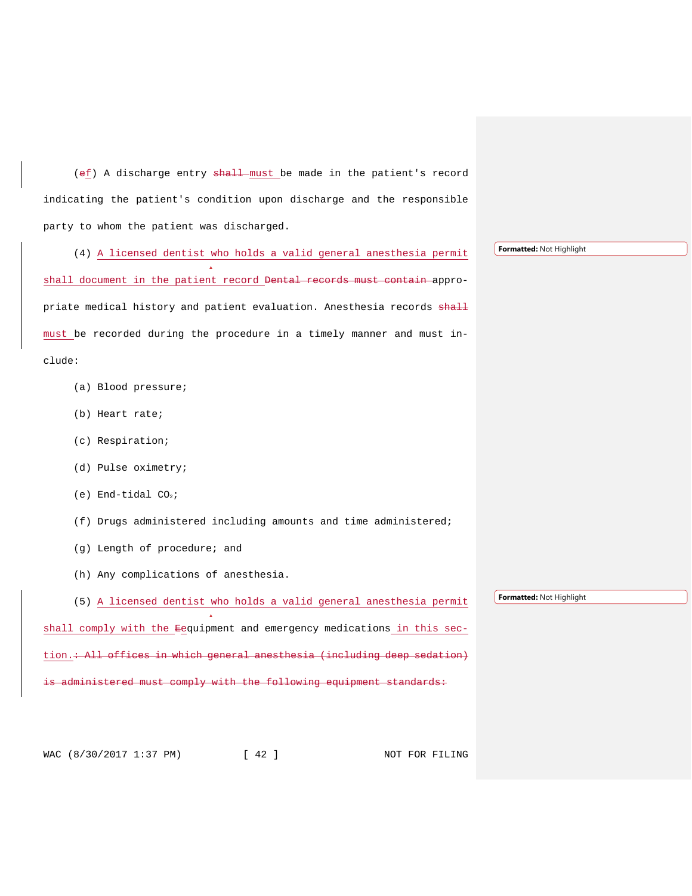(~~e~~f) A discharge entry ~~shall~~ must be made in the patient's record indicating the patient's condition upon discharge and the responsible party to whom the patient was discharged.

(4) A licensed dentist who holds a valid general anesthesia permit shall document in the patient record ~~Dental records must contain~~ appropriate medical history and patient evaluation. Anesthesia records ~~shall~~ must be recorded during the procedure in a timely manner and must include:

(a) Blood pressure;

(b) Heart rate;

(c) Respiration;

(d) Pulse oximetry;

(e) End-tidal $CO_2$;

(f) Drugs administered including amounts and time administered;

(g) Length of procedure; and

(h) Any complications of anesthesia.

(5) A licensed dentist who holds a valid general anesthesia permit shall comply with the ~~E~~equipment and emergency medications in this section.~~: All offices in which general anesthesia (including deep sedation) is administered must comply with the following equipment standards:~~

Formatted: Not Highlight

Formatted: Not Highlight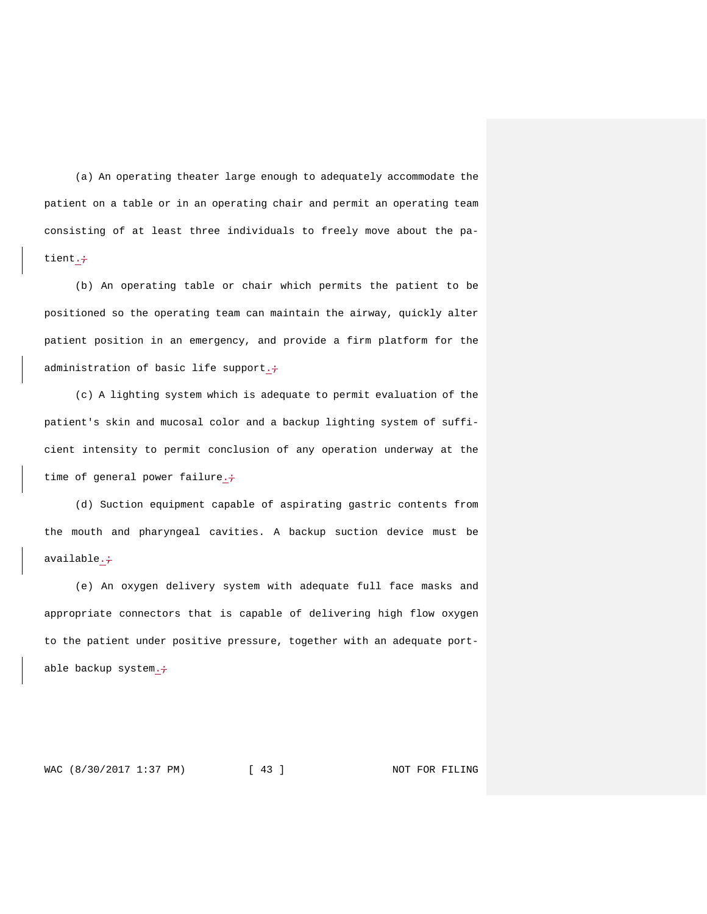(a) An operating theater large enough to adequately accommodate the patient on a table or in an operating chair and permit an operating team consisting of at least three individuals to freely move about the patient.;

(b) An operating table or chair which permits the patient to be positioned so the operating team can maintain the airway, quickly alter patient position in an emergency, and provide a firm platform for the administration of basic life support.;

(c) A lighting system which is adequate to permit evaluation of the patient's skin and mucosal color and a backup lighting system of sufficient intensity to permit conclusion of any operation underway at the time of general power failure.;

(d) Suction equipment capable of aspirating gastric contents from the mouth and pharyngeal cavities. A backup suction device must be available.;

(e) An oxygen delivery system with adequate full face masks and appropriate connectors that is capable of delivering high flow oxygen to the patient under positive pressure, together with an adequate portable backup system.;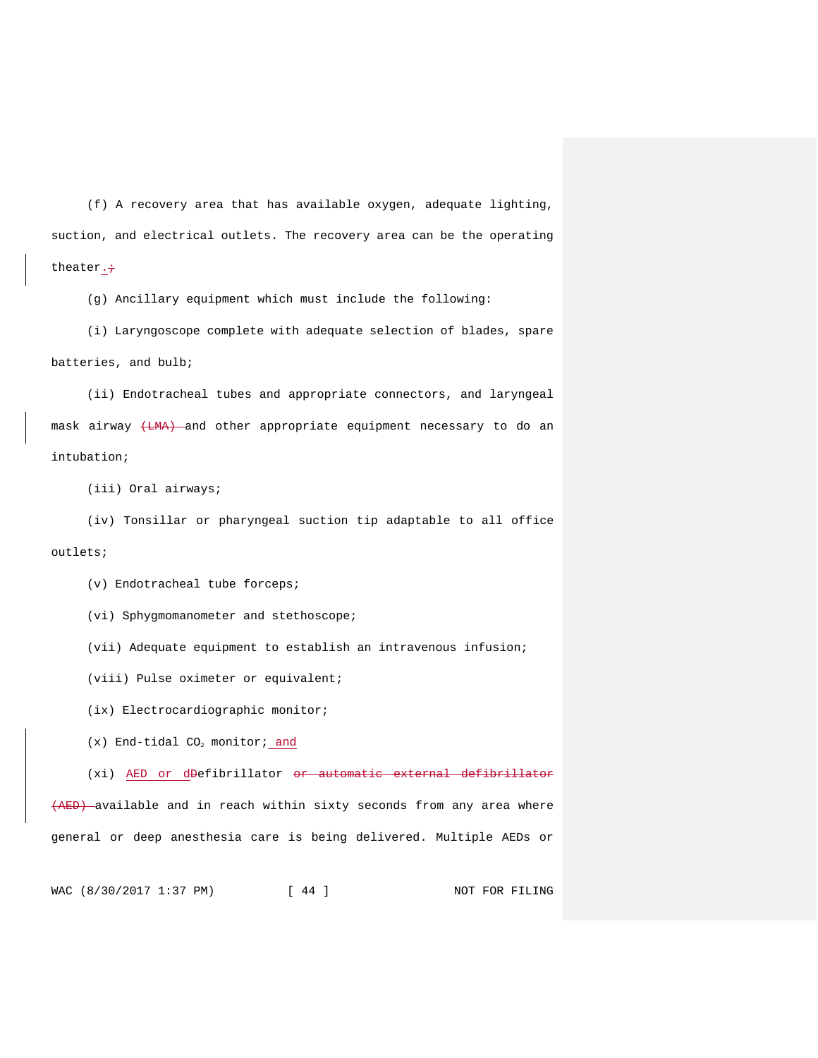(f) A recovery area that has available oxygen, adequate lighting, suction, and electrical outlets. The recovery area can be the operating theater.;

(g) Ancillary equipment which must include the following:

(i) Laryngoscope complete with adequate selection of blades, spare batteries, and bulb;

(ii) Endotracheal tubes and appropriate connectors, and laryngeal mask airway (LMA) and other appropriate equipment necessary to do an intubation;

(iii) Oral airways;

(iv) Tonsillar or pharyngeal suction tip adaptable to all office outlets;

(v) Endotracheal tube forceps;

(vi) Sphygmomanometer and stethoscope;

(vii) Adequate equipment to establish an intravenous infusion;

(viii) Pulse oximeter or equivalent;

(ix) Electrocardiographic monitor;

(x) End-tidal $CO_2$ monitor; and

(xi) AED or dDefibrillator or automatic external defibrillator (AED) available and in reach within sixty seconds from any area where general or deep anesthesia care is being delivered. Multiple AEDs or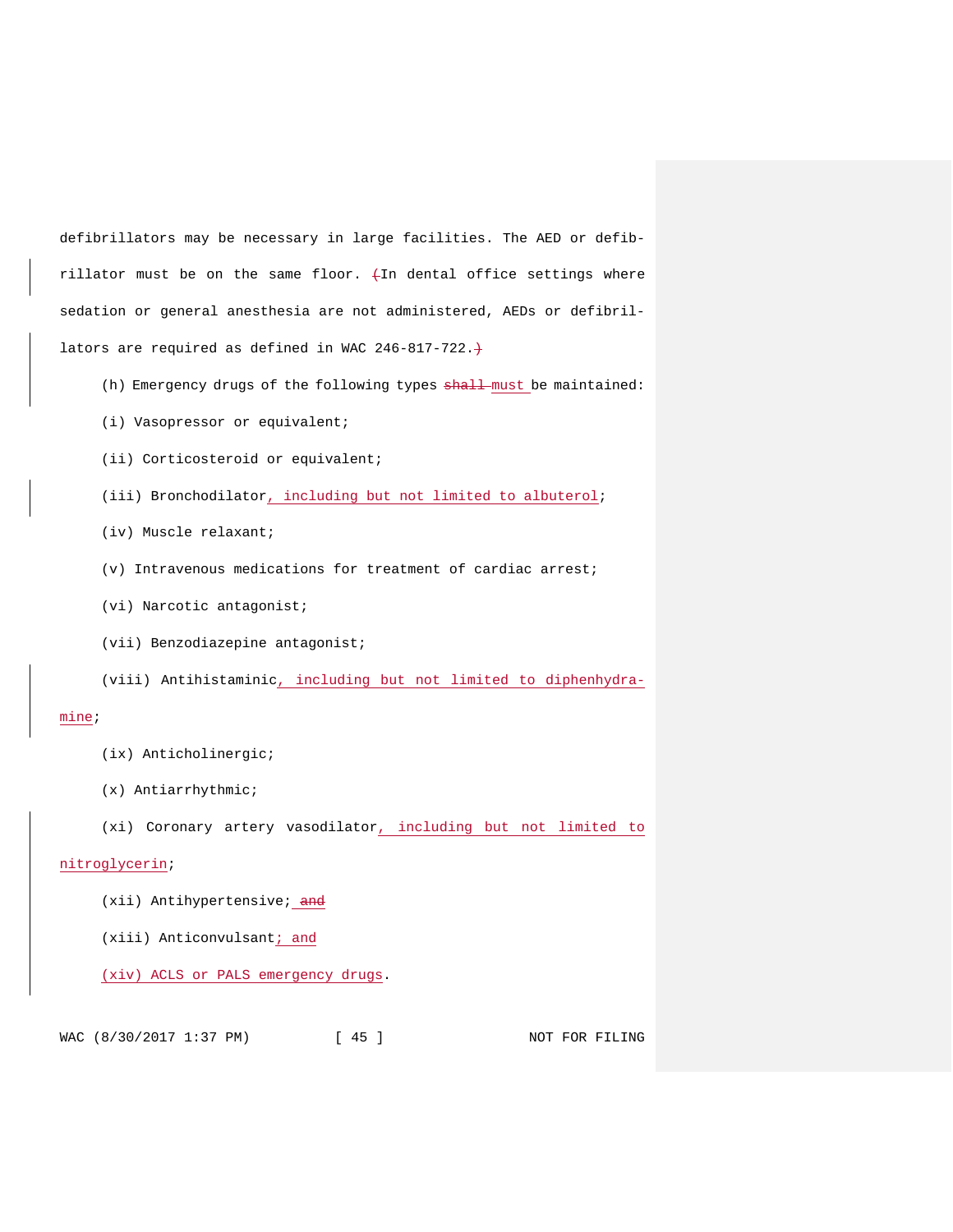defibrillators may be necessary in large facilities. The AED or defibrillator must be on the same floor. ~~(~~In dental office settings where sedation or general anesthesia are not administered, AEDs or defibrillators are required as defined in WAC 246-817-722.~~)~~

(h) Emergency drugs of the following types ~~shall~~ must be maintained:

(i) Vasopressor or equivalent;

(ii) Corticosteroid or equivalent;

(iii) Bronchodilator, including but not limited to albuterol;

(iv) Muscle relaxant;

(v) Intravenous medications for treatment of cardiac arrest;

(vi) Narcotic antagonist;

(vii) Benzodiazepine antagonist;

(viii) Antihistaminic, including but not limited to diphenhydramine;

(ix) Anticholinergic;

(x) Antiarrhythmic;

(xi) Coronary artery vasodilator, including but not limited to nitroglycerin;

(xii) Antihypertensive; ~~and~~

(xiii) Anticonvulsant; and

(xiv) ACLS or PALS emergency drugs.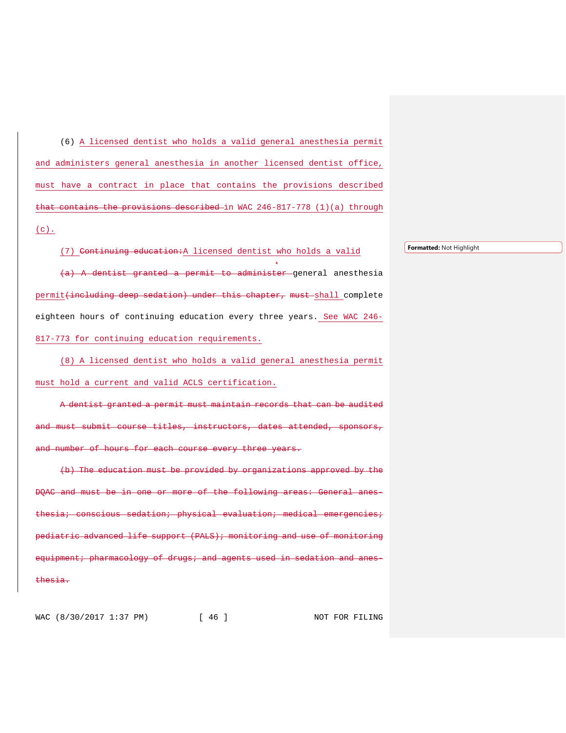(6) A licensed dentist who holds a valid general anesthesia permit and administers general anesthesia in another licensed dentist office, must have a contract in place that contains the provisions described ~~that contains the provisions described~~ in WAC 246-817-778 (1)(a) through (c).

(7) ~~Continuing education:~~A licensed dentist who holds a valid

~~(a) A dentist granted a permit to administer~~ general anesthesia permit~~(including deep sedation) under this chapter,~~ ~~must~~ shall complete eighteen hours of continuing education every three years. See WAC 246-817-773 for continuing education requirements.

(8) A licensed dentist who holds a valid general anesthesia permit must hold a current and valid ACLS certification.

~~A dentist granted a permit must maintain records that can be audited and must submit course titles, instructors, dates attended, sponsors, and number of hours for each course every three years.~~

~~(b) The education must be provided by organizations approved by the DQAC and must be in one or more of the following areas: General anesthesia; conscious sedation; physical evaluation; medical emergencies; pediatric advanced life support (PALS); monitoring and use of monitoring equipment; pharmacology of drugs; and agents used in sedation and anesthesia.~~

Formatted: Not Highlight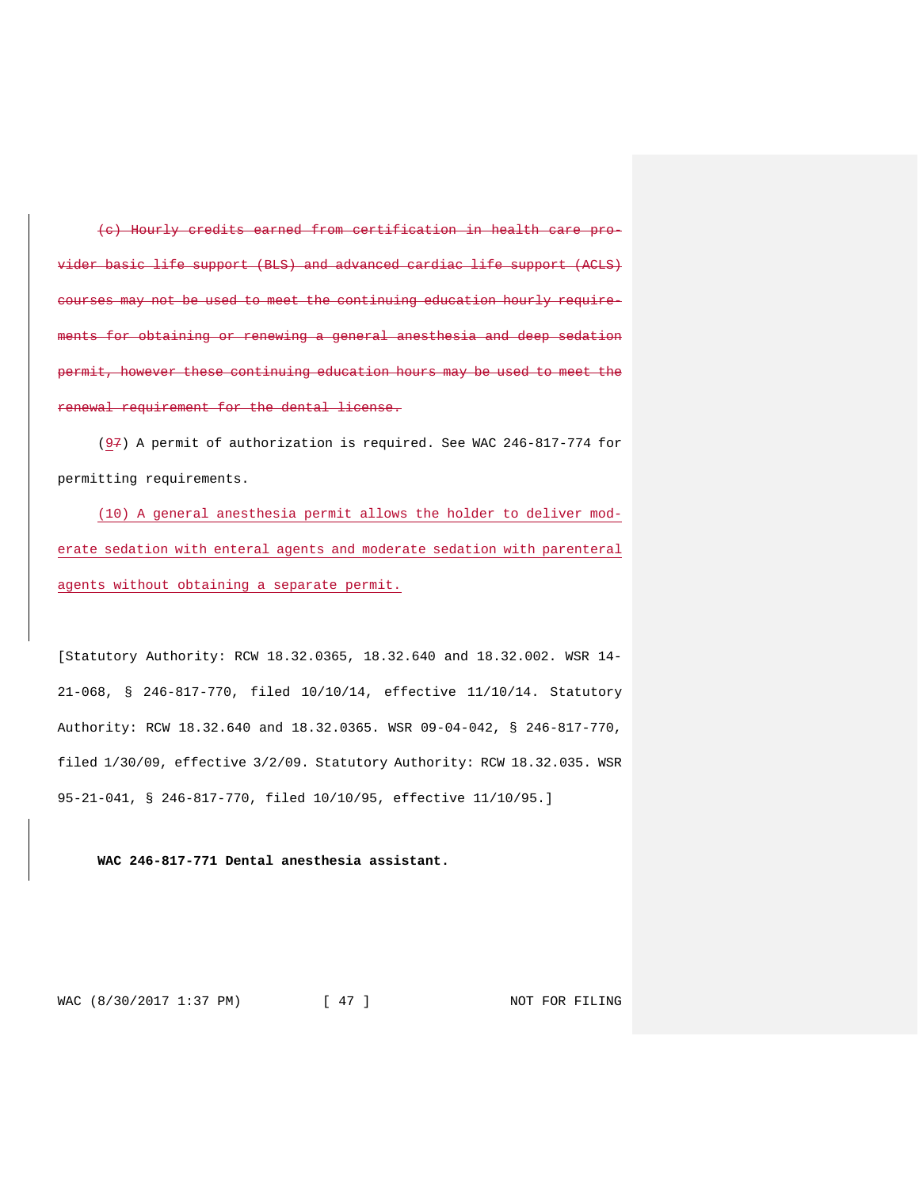~~(c) Hourly credits earned from certification in health care provider basic life support (BLS) and advanced cardiac life support (ACLS) courses may not be used to meet the continuing education hourly requirements for obtaining or renewing a general anesthesia and deep sedation permit, however these continuing education hours may be used to meet the renewal requirement for the dental license.~~

(<u>9</u>~~7~~) A permit of authorization is required. See WAC 246-817-774 for permitting requirements.

<u>(10) A general anesthesia permit allows the holder to deliver moderate sedation with enteral agents and moderate sedation with parenteral agents without obtaining a separate permit.</u>

[Statutory Authority: RCW 18.32.0365, 18.32.640 and 18.32.002. WSR 14-21-068, § 246-817-770, filed 10/10/14, effective 11/10/14. Statutory Authority: RCW 18.32.640 and 18.32.0365. WSR 09-04-042, § 246-817-770, filed 1/30/09, effective 3/2/09. Statutory Authority: RCW 18.32.035. WSR 95-21-041, § 246-817-770, filed 10/10/95, effective 11/10/95.]

**WAC 246-817-771 Dental anesthesia assistant.**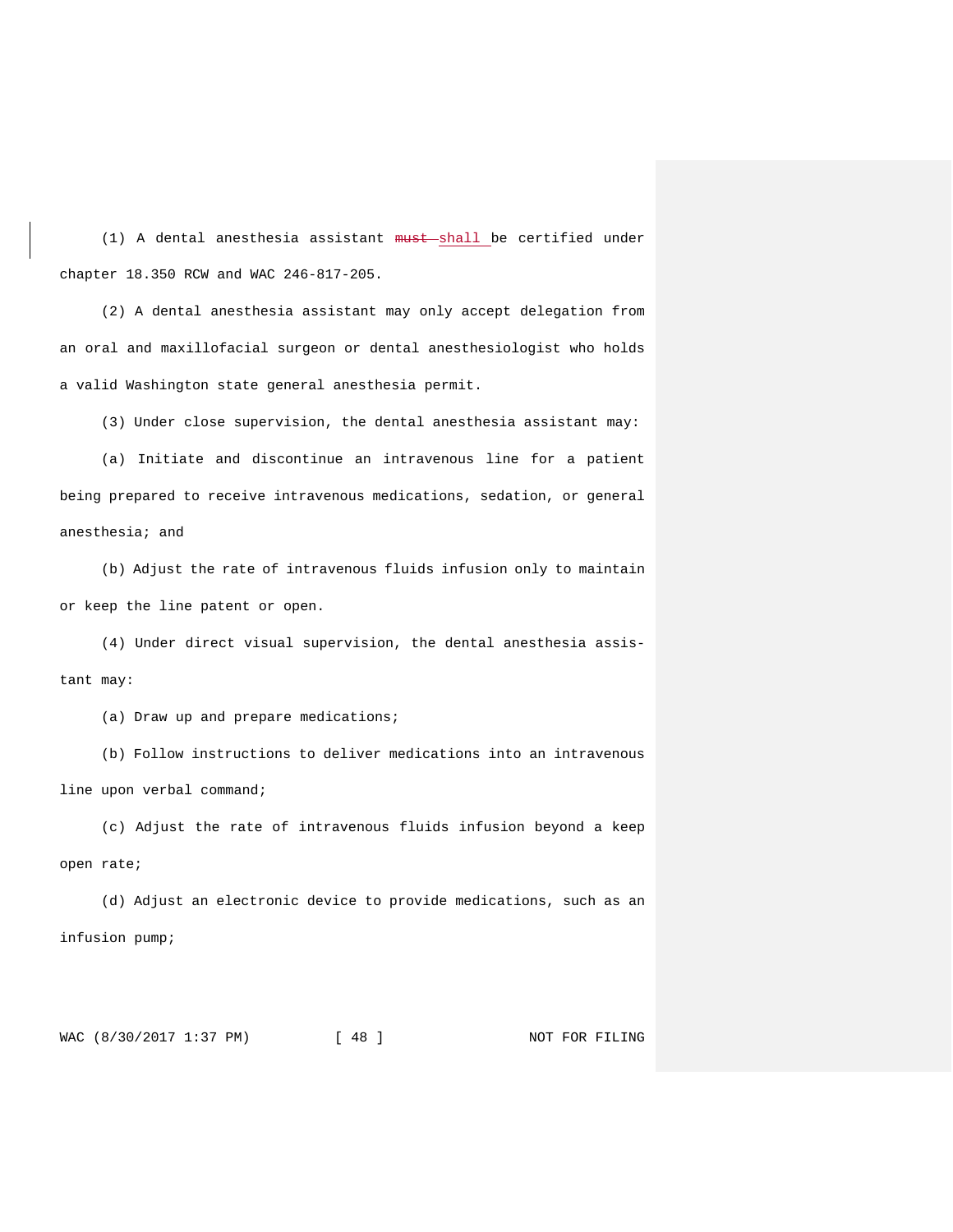(1) A dental anesthesia assistant ~~must~~ shall be certified under chapter 18.350 RCW and WAC 246-817-205.

(2) A dental anesthesia assistant may only accept delegation from an oral and maxillofacial surgeon or dental anesthesiologist who holds a valid Washington state general anesthesia permit.

(3) Under close supervision, the dental anesthesia assistant may:

(a) Initiate and discontinue an intravenous line for a patient being prepared to receive intravenous medications, sedation, or general anesthesia; and

(b) Adjust the rate of intravenous fluids infusion only to maintain or keep the line patent or open.

(4) Under direct visual supervision, the dental anesthesia assistant may:

(a) Draw up and prepare medications;

(b) Follow instructions to deliver medications into an intravenous line upon verbal command;

(c) Adjust the rate of intravenous fluids infusion beyond a keep open rate;

(d) Adjust an electronic device to provide medications, such as an infusion pump;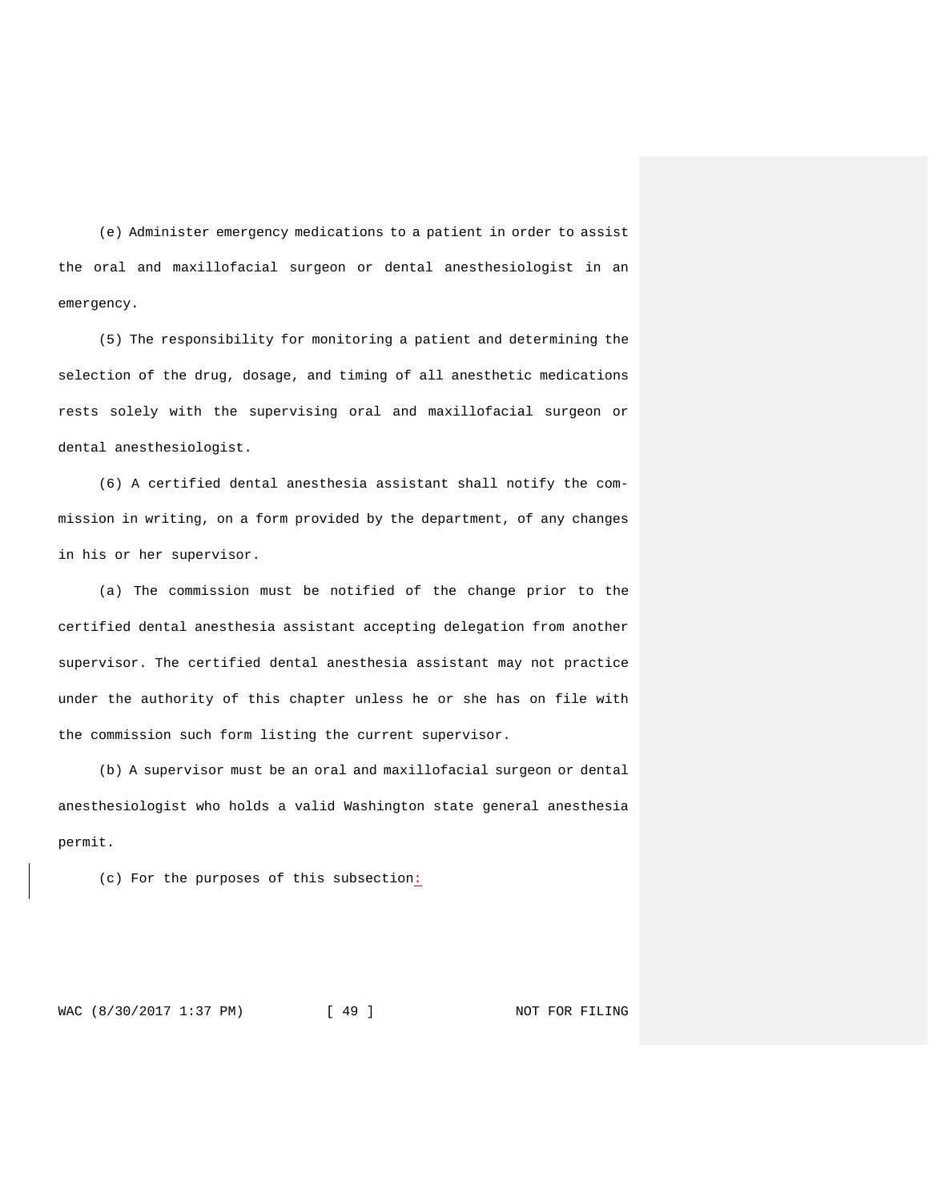(e) Administer emergency medications to a patient in order to assist the oral and maxillofacial surgeon or dental anesthesiologist in an emergency.

(5) The responsibility for monitoring a patient and determining the selection of the drug, dosage, and timing of all anesthetic medications rests solely with the supervising oral and maxillofacial surgeon or dental anesthesiologist.

(6) A certified dental anesthesia assistant shall notify the commission in writing, on a form provided by the department, of any changes in his or her supervisor.

(a) The commission must be notified of the change prior to the certified dental anesthesia assistant accepting delegation from another supervisor. The certified dental anesthesia assistant may not practice under the authority of this chapter unless he or she has on file with the commission such form listing the current supervisor.

(b) A supervisor must be an oral and maxillofacial surgeon or dental anesthesiologist who holds a valid Washington state general anesthesia permit.

(c) For the purposes of this subsection: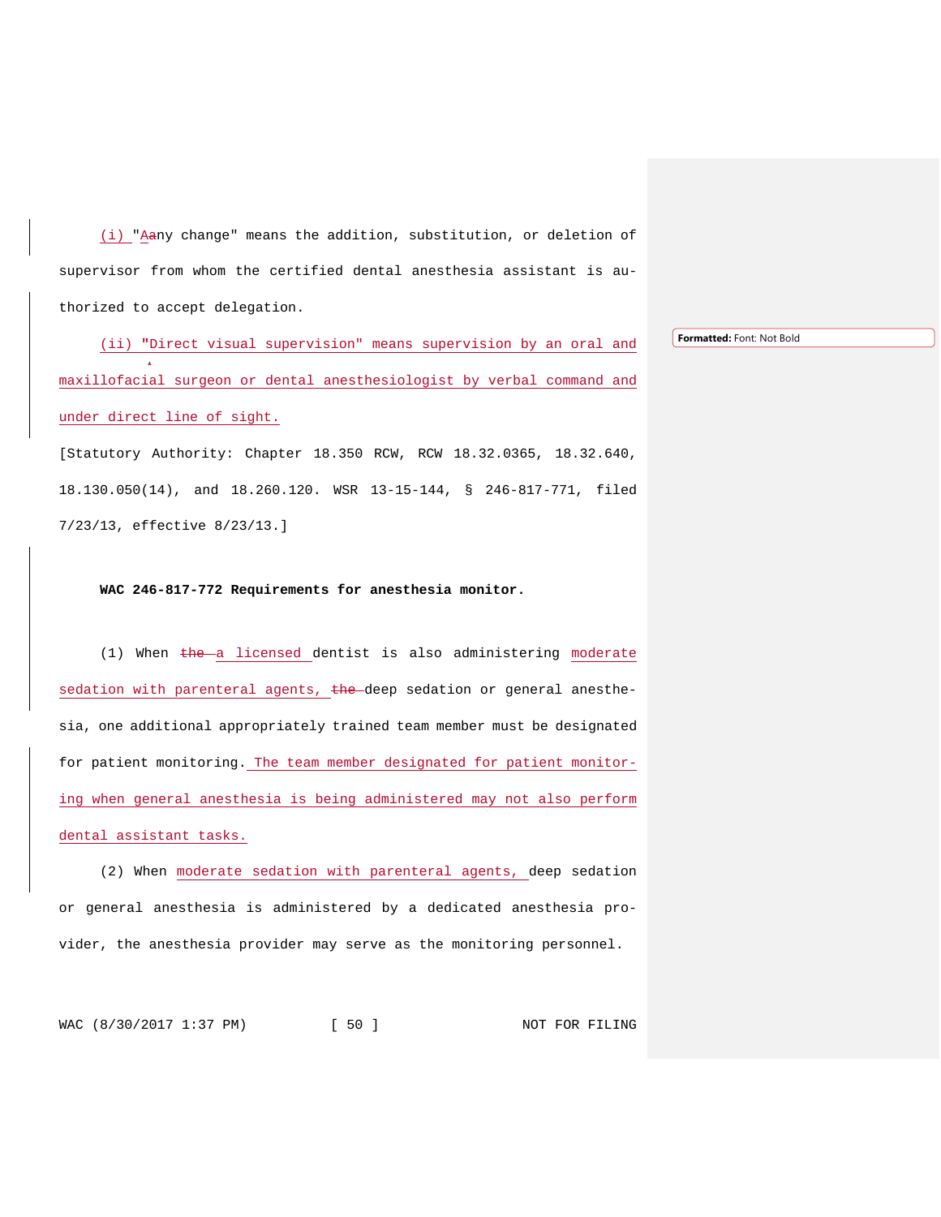(i) "Aany change" means the addition, substitution, or deletion of supervisor from whom the certified dental anesthesia assistant is authorized to accept delegation.

(ii) "Direct visual supervision" means supervision by an oral and maxillofacial surgeon or dental anesthesiologist by verbal command and under direct line of sight.

[Statutory Authority: Chapter 18.350 RCW, RCW 18.32.0365, 18.32.640, 18.130.050(14), and 18.260.120. WSR 13-15-144, § 246-817-771, filed 7/23/13, effective 8/23/13.]

**WAC 246-817-772 Requirements for anesthesia monitor.**

(1) When the a licensed dentist is also administering moderate sedation with parenteral agents, the deep sedation or general anesthesia, one additional appropriately trained team member must be designated for patient monitoring. The team member designated for patient monitoring when general anesthesia is being administered may not also perform dental assistant tasks.

(2) When moderate sedation with parenteral agents, deep sedation or general anesthesia is administered by a dedicated anesthesia provider, the anesthesia provider may serve as the monitoring personnel.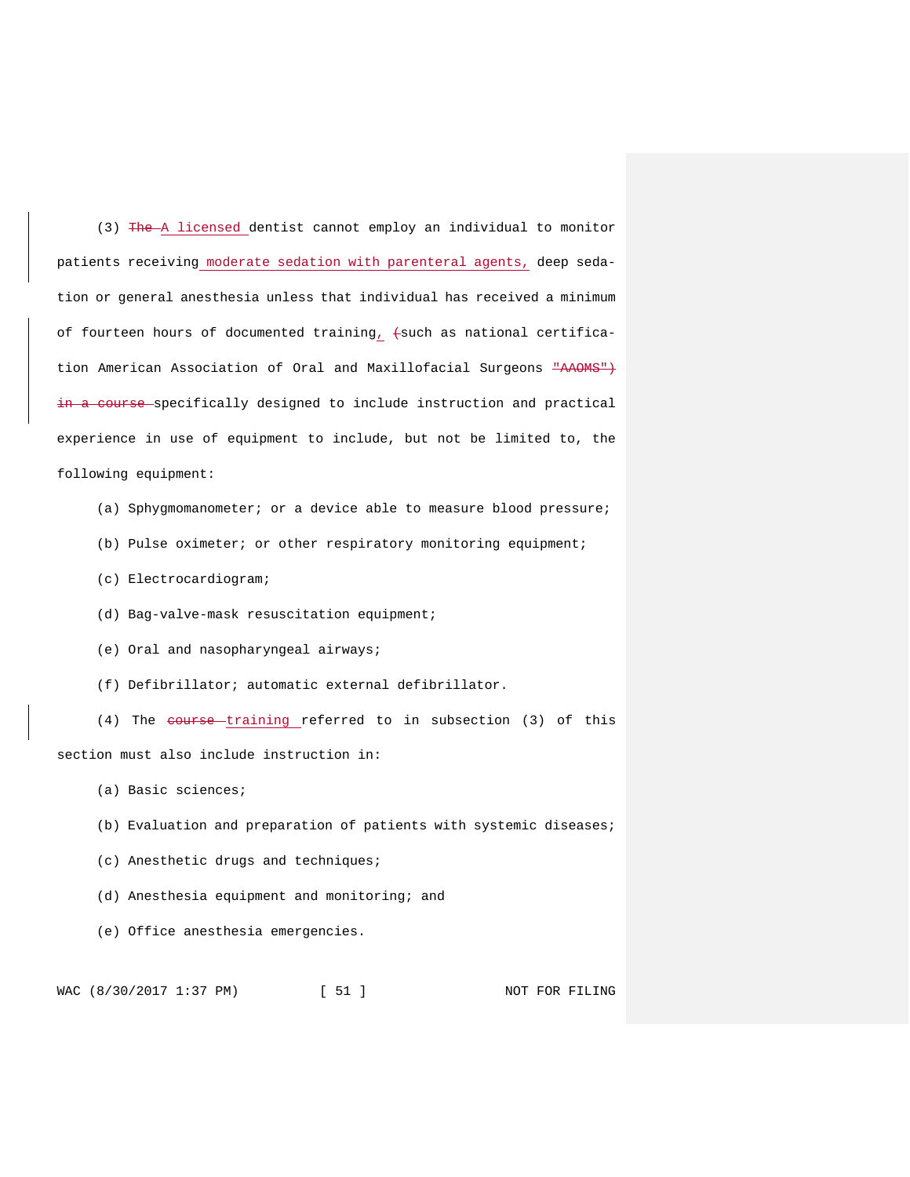(3) ~~The~~ A licensed dentist cannot employ an individual to monitor patients receiving moderate sedation with parenteral agents, deep sedation or general anesthesia unless that individual has received a minimum of fourteen hours of documented training, ~~(~~such as national certification American Association of Oral and Maxillofacial Surgeons ~~"AAOMS") in a course~~ specifically designed to include instruction and practical experience in use of equipment to include, but not be limited to, the following equipment:

(a) Sphygmomanometer; or a device able to measure blood pressure;

(b) Pulse oximeter; or other respiratory monitoring equipment;

(c) Electrocardiogram;

(d) Bag-valve-mask resuscitation equipment;

(e) Oral and nasopharyngeal airways;

(f) Defibrillator; automatic external defibrillator.

(4) The ~~course~~ training referred to in subsection (3) of this section must also include instruction in:

(a) Basic sciences;

(b) Evaluation and preparation of patients with systemic diseases;

(c) Anesthetic drugs and techniques;

(d) Anesthesia equipment and monitoring; and

(e) Office anesthesia emergencies.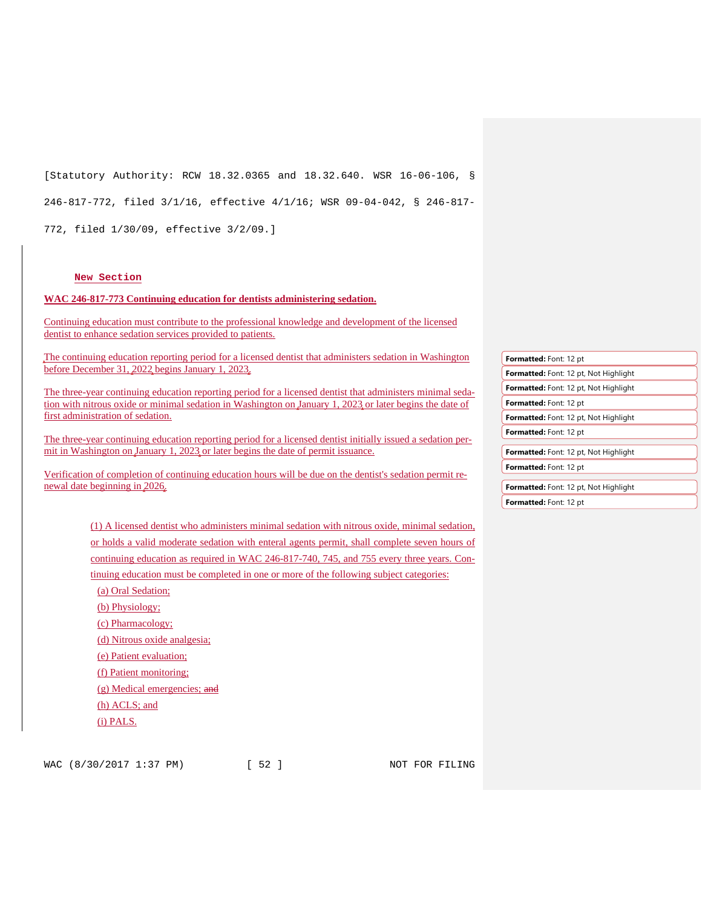[Statutory Authority: RCW 18.32.0365 and 18.32.640. WSR 16-06-106, § 246-817-772, filed 3/1/16, effective 4/1/16; WSR 09-04-042, § 246-817-772, filed 1/30/09, effective 3/2/09.]

New Section

**WAC 246-817-773 Continuing education for dentists administering sedation.**

Continuing education must contribute to the professional knowledge and development of the licensed dentist to enhance sedation services provided to patients.

The continuing education reporting period for a licensed dentist that administers sedation in Washington before December 31, 2022 begins January 1, 2023.

The three-year continuing education reporting period for a licensed dentist that administers minimal sedation with nitrous oxide or minimal sedation in Washington on January 1, 2023 or later begins the date of first administration of sedation.

The three-year continuing education reporting period for a licensed dentist initially issued a sedation permit in Washington on January 1, 2023 or later begins the date of permit issuance.

Verification of completion of continuing education hours will be due on the dentist's sedation permit renewal date beginning in 2026.

(1) A licensed dentist who administers minimal sedation with nitrous oxide, minimal sedation, or holds a valid moderate sedation with enteral agents permit, shall complete seven hours of continuing education as required in WAC 246-817-740, 745, and 755 every three years. Continuing education must be completed in one or more of the following subject categories:

(a) Oral Sedation;

(b) Physiology;

(c) Pharmacology;

(d) Nitrous oxide analgesia;

(e) Patient evaluation;

(f) Patient monitoring;

(g) Medical emergencies; ~~and~~

(h) ACLS; and

(i) PALS.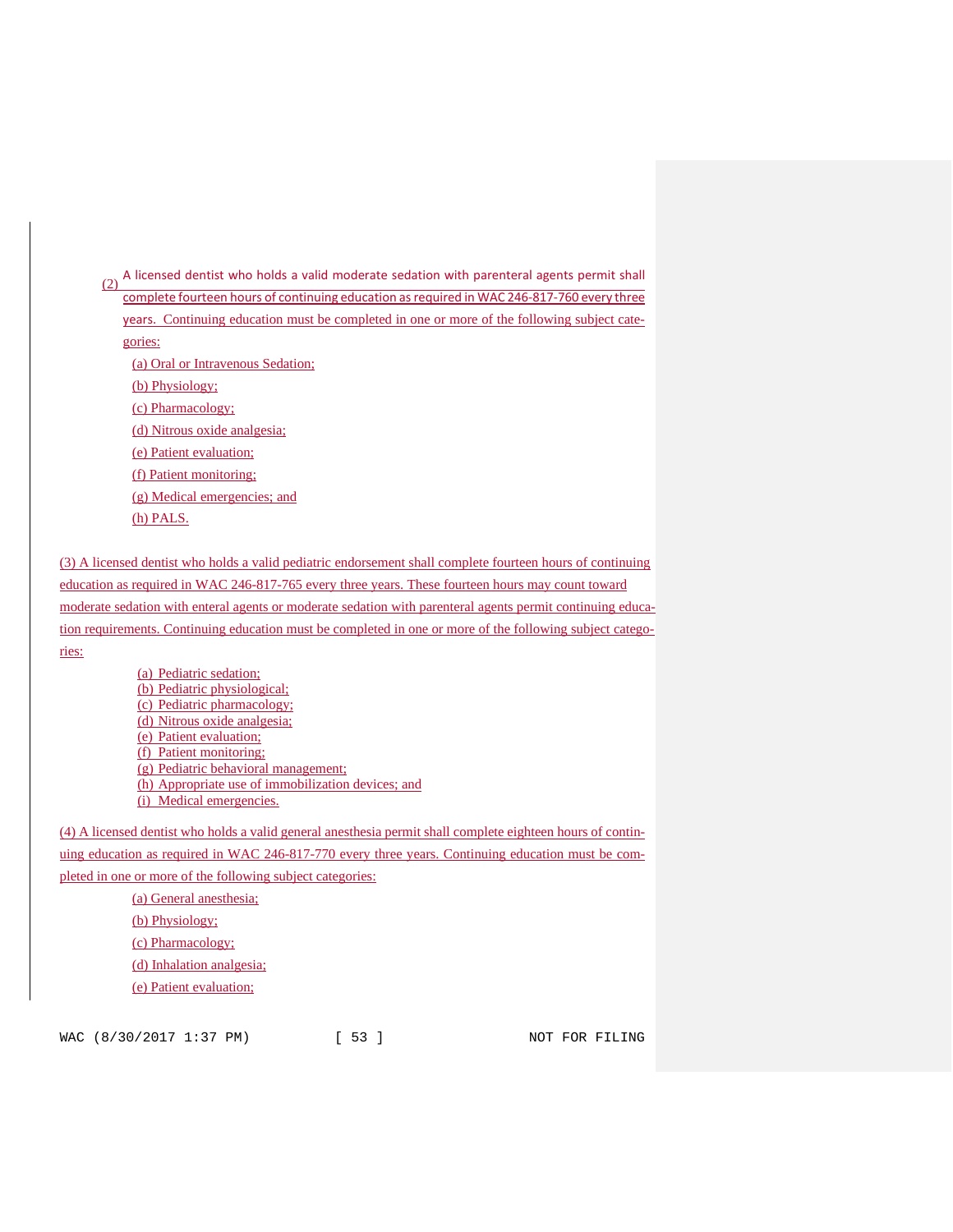(2) A licensed dentist who holds a valid moderate sedation with parenteral agents permit shall complete fourteen hours of continuing education as required in WAC 246-817-760 every three years. Continuing education must be completed in one or more of the following subject categories:

(a) Oral or Intravenous Sedation;

(b) Physiology;

(c) Pharmacology;

(d) Nitrous oxide analgesia;

(e) Patient evaluation;

(f) Patient monitoring;

(g) Medical emergencies; and

(h) PALS.

(3) A licensed dentist who holds a valid pediatric endorsement shall complete fourteen hours of continuing education as required in WAC 246-817-765 every three years. These fourteen hours may count toward moderate sedation with enteral agents or moderate sedation with parenteral agents permit continuing education requirements. Continuing education must be completed in one or more of the following subject categories:

(a) Pediatric sedation;

(b) Pediatric physiological;

(c) Pediatric pharmacology;

(d) Nitrous oxide analgesia;

(e) Patient evaluation;

(f) Patient monitoring;

(g) Pediatric behavioral management;

(h) Appropriate use of immobilization devices; and

(i) Medical emergencies.

(4) A licensed dentist who holds a valid general anesthesia permit shall complete eighteen hours of continuing education as required in WAC 246-817-770 every three years. Continuing education must be completed in one or more of the following subject categories:

(a) General anesthesia;

(b) Physiology;

(c) Pharmacology;

(d) Inhalation analgesia;

(e) Patient evaluation;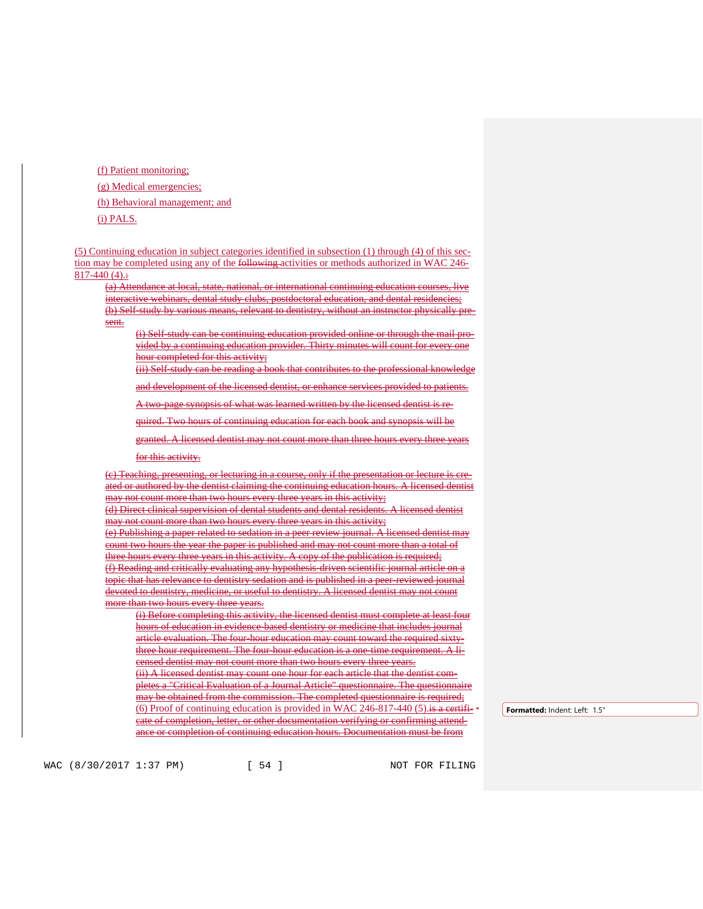(f) Patient monitoring;

(g) Medical emergencies;

(h) Behavioral management; and

(i) PALS.

(5) Continuing education in subject categories identified in subsection (1) through (4) of this section may be completed using any of the ~~following~~ activities or methods authorized in WAC 246-817-440 (4).~~:~~

~~(a) Attendance at local, state, national, or international continuing education courses, live interactive webinars, dental study clubs, postdoctoral education, and dental residencies;~~

~~(b) Self-study by various means, relevant to dentistry, without an instructor physically present.~~

~~(i) Self-study can be continuing education provided online or through the mail provided by a continuing education provider. Thirty minutes will count for every one hour completed for this activity;~~

~~(ii) Self-study can be reading a book that contributes to the professional knowledge and development of the licensed dentist, or enhance services provided to patients. A two-page synopsis of what was learned written by the licensed dentist is required. Two hours of continuing education for each book and synopsis will be granted. A licensed dentist may not count more than three hours every three years for this activity.~~

~~(c) Teaching, presenting, or lecturing in a course, only if the presentation or lecture is created or authored by the dentist claiming the continuing education hours. A licensed dentist may not count more than two hours every three years in this activity;~~

~~(d) Direct clinical supervision of dental students and dental residents. A licensed dentist may not count more than two hours every three years in this activity;~~

~~(e) Publishing a paper related to sedation in a peer review journal. A licensed dentist may count two hours the year the paper is published and may not count more than a total of three hours every three years in this activity. A copy of the publication is required;~~

~~(f) Reading and critically evaluating any hypothesis-driven scientific journal article on a topic that has relevance to dentistry sedation and is published in a peer-reviewed journal devoted to dentistry, medicine, or useful to dentistry. A licensed dentist may not count more than two hours every three years.~~

~~(i) Before completing this activity, the licensed dentist must complete at least four hours of education in evidence-based dentistry or medicine that includes journal article evaluation. The four-hour education may count toward the required sixty-three hour requirement. The four-hour education is a one-time requirement. A licensed dentist may not count more than two hours every three years.~~

~~(ii) A licensed dentist may count one hour for each article that the dentist completes a "Critical Evaluation of a Journal Article" questionnaire. The questionnaire may be obtained from the commission. The completed questionnaire is required;~~

(6) Proof of continuing education is provided in WAC 246-817-440 (5).~~is a certificate of completion, letter, or other documentation verifying or confirming attendance or completion of continuing education hours. Documentation must be from~~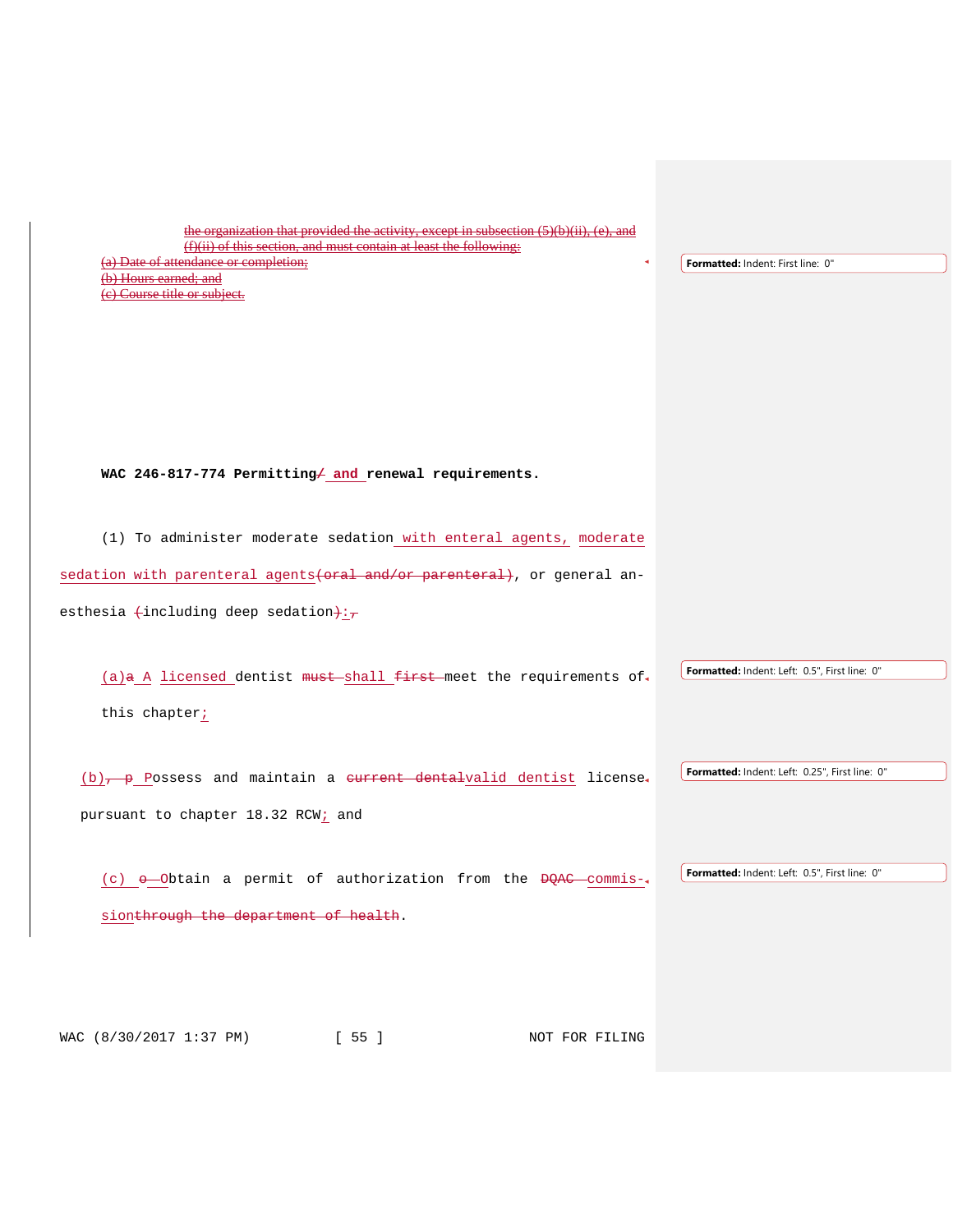~~the organization that provided the activity, except in subsection (5)(b)(ii), (e), and (f)(ii) of this section, and must contain at least the following:~~

~~(a) Date of attendance or completion;~~

~~(b) Hours earned; and~~

~~(c) Course title or subject.~~

**WAC 246-817-774 Permitting~~/~~ and renewal requirements.**

(1) To administer moderate sedation with enteral agents, moderate sedation with parenteral agents~~(oral and/or parenteral)~~, or general anesthesia ~~(~~including deep sedation~~)~~:~~,~~

(a)~~a~~ A licensed dentist ~~must~~ shall ~~first~~ meet the requirements of this chapter;

(b)~~, p~~ Possess and maintain a ~~current dental~~valid dentist license pursuant to chapter 18.32 RCW; and

(c) ~~o~~ Obtain a permit of authorization from the ~~DQAC~~ commission~~through the department of health~~.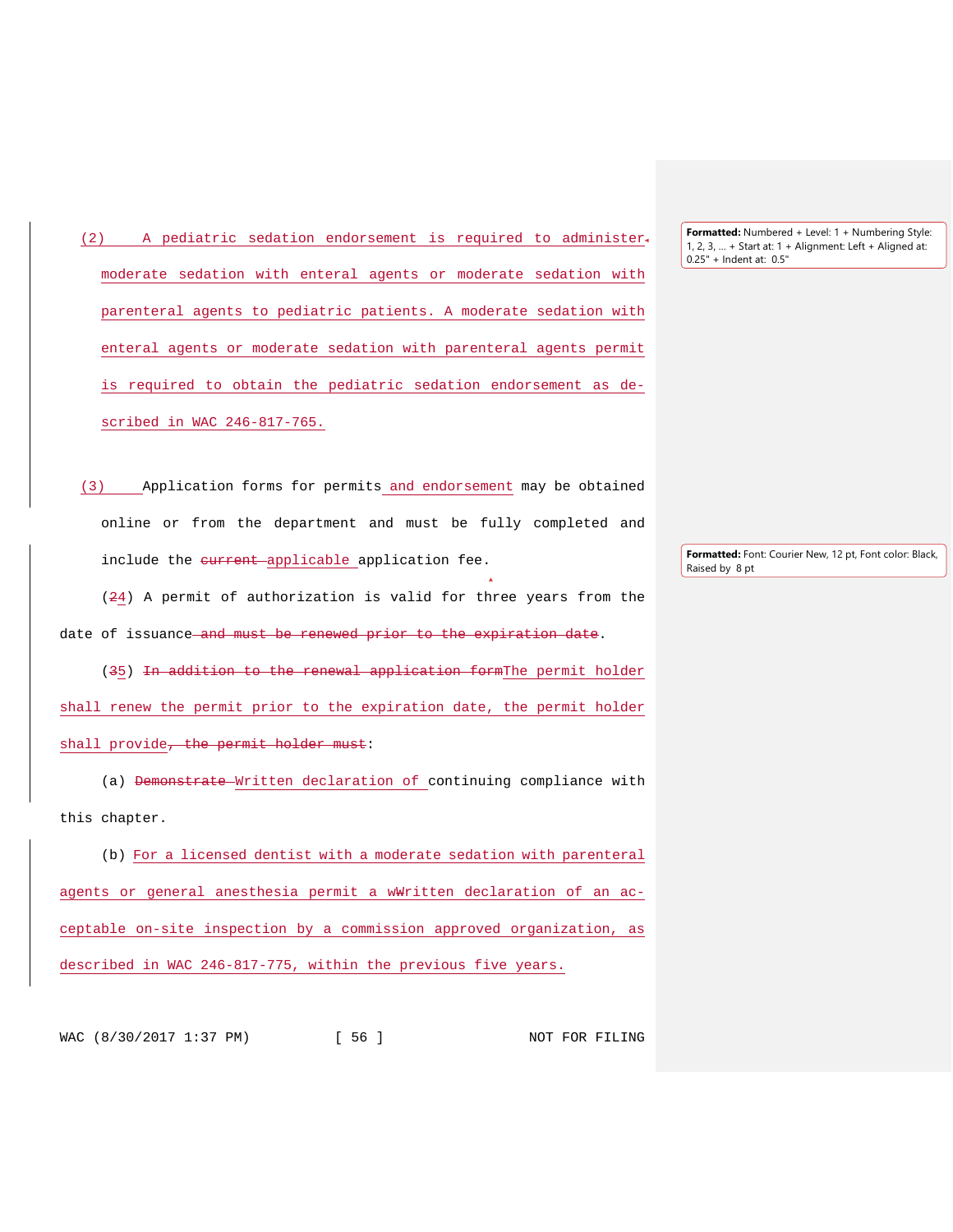(2) A pediatric sedation endorsement is required to administer moderate sedation with enteral agents or moderate sedation with parenteral agents to pediatric patients. A moderate sedation with enteral agents or moderate sedation with parenteral agents permit is required to obtain the pediatric sedation endorsement as described in WAC 246-817-765.

(3) Application forms for permits and endorsement may be obtained online or from the department and must be fully completed and include the ~~current~~ applicable application fee.

(~~2~~4) A permit of authorization is valid for three years from the date of issuance ~~and must be renewed prior to the expiration date~~.

(~~3~~5) ~~In addition to the renewal application form~~The permit holder shall renew the permit prior to the expiration date, the permit holder shall provide~~, the permit holder must~~:

(a) ~~Demonstrate~~ Written declaration of continuing compliance with this chapter.

(b) For a licensed dentist with a moderate sedation with parenteral agents or general anesthesia permit a w~~W~~ritten declaration of an acceptable on-site inspection by a commission approved organization, as described in WAC 246-817-775, within the previous five years.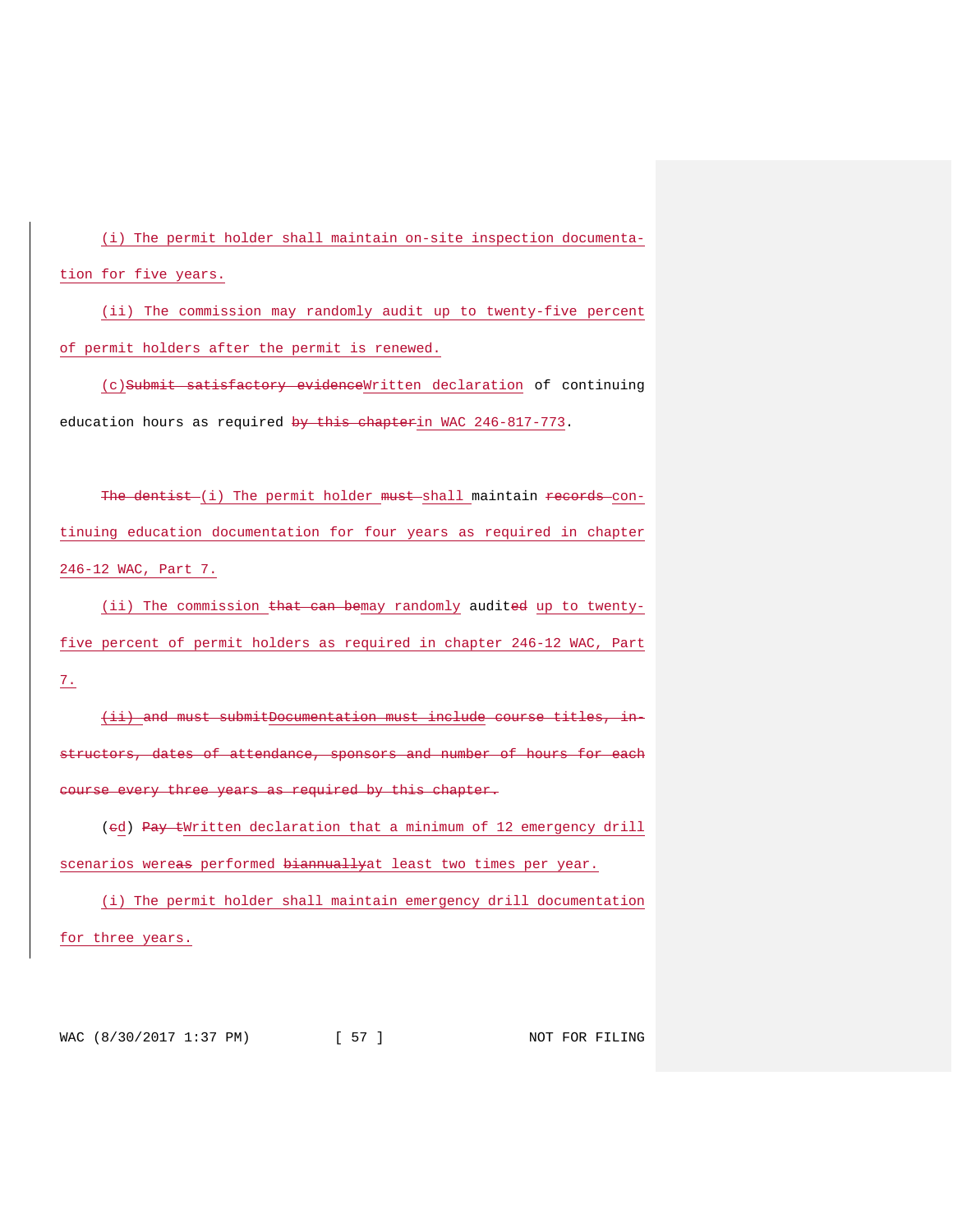(i) The permit holder shall maintain on-site inspection documentation for five years.

(ii) The commission may randomly audit up to twenty-five percent of permit holders after the permit is renewed.

(c)~~Submit satisfactory evidence~~Written declaration of continuing education hours as required ~~by this chapter~~in WAC 246-817-773.

~~The dentist~~ (i) The permit holder ~~must~~ shall maintain ~~records~~ continuing education documentation for four years as required in chapter 246-12 WAC, Part 7.

(ii) The commission ~~that can be~~may randomly audit~~ed~~ up to twenty-five percent of permit holders as required in chapter 246-12 WAC, Part 7.

~~(ii) and must submit~~~~Documentation must include~~ ~~course titles, instructors, dates of attendance, sponsors and number of hours for each course every three years as required by this chapter.~~

(~~c~~d) ~~Pay t~~Written declaration that a minimum of 12 emergency drill scenarios were~~as~~ performed ~~biannually~~at least two times per year.

(i) The permit holder shall maintain emergency drill documentation for three years.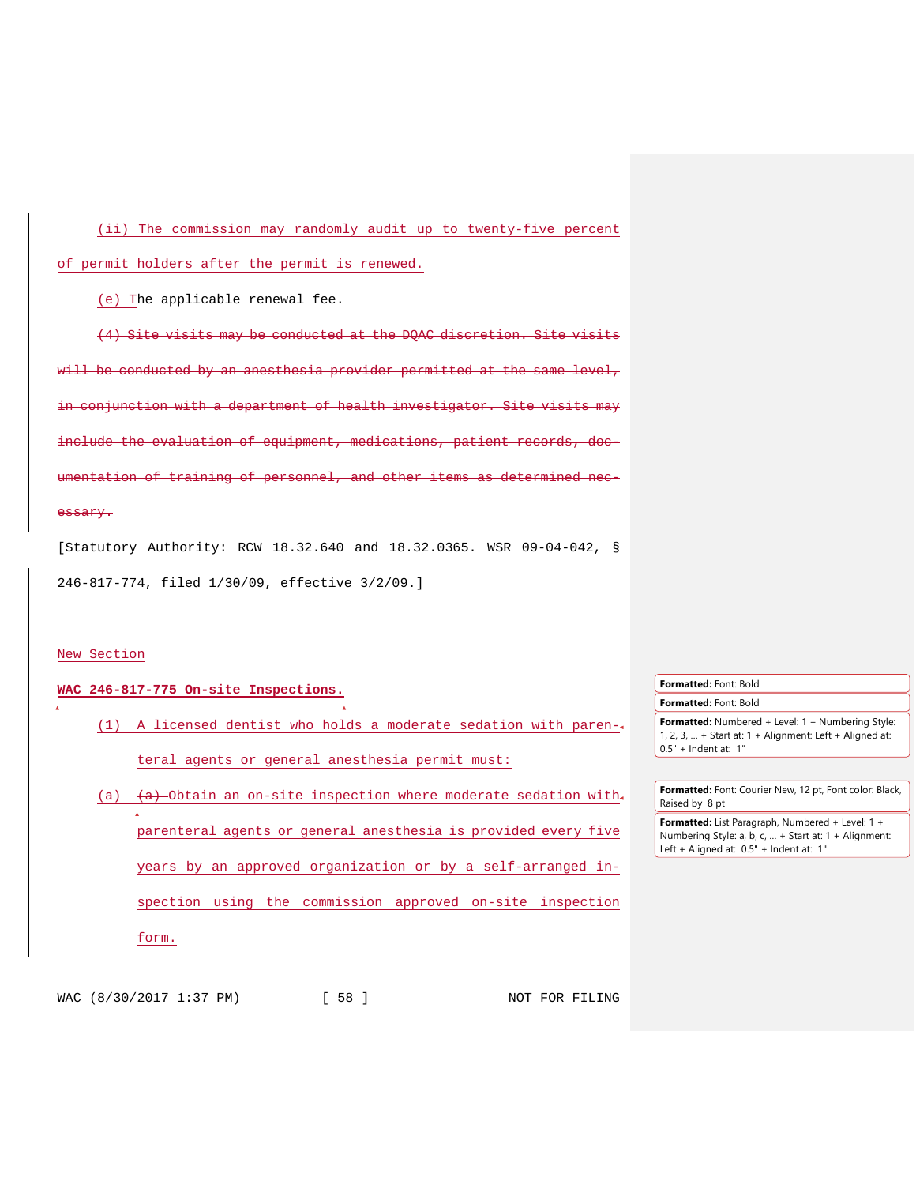(ii) The commission may randomly audit up to twenty-five percent of permit holders after the permit is renewed.

(e) The applicable renewal fee.

~~(4) Site visits may be conducted at the DQAC discretion. Site visits will be conducted by an anesthesia provider permitted at the same level, in conjunction with a department of health investigator. Site visits may include the evaluation of equipment, medications, patient records, documentation of training of personnel, and other items as determined necessary.~~

[Statutory Authority: RCW 18.32.640 and 18.32.0365. WSR 09-04-042, § 246-817-774, filed 1/30/09, effective 3/2/09.]

New Section

**WAC 246-817-775 On-site Inspections.**

(1) A licensed dentist who holds a moderate sedation with parenteral agents or general anesthesia permit must:

(a) ~~(a)~~ Obtain an on-site inspection where moderate sedation with parenteral agents or general anesthesia is provided every five years by an approved organization or by a self-arranged inspection using the commission approved on-site inspection form.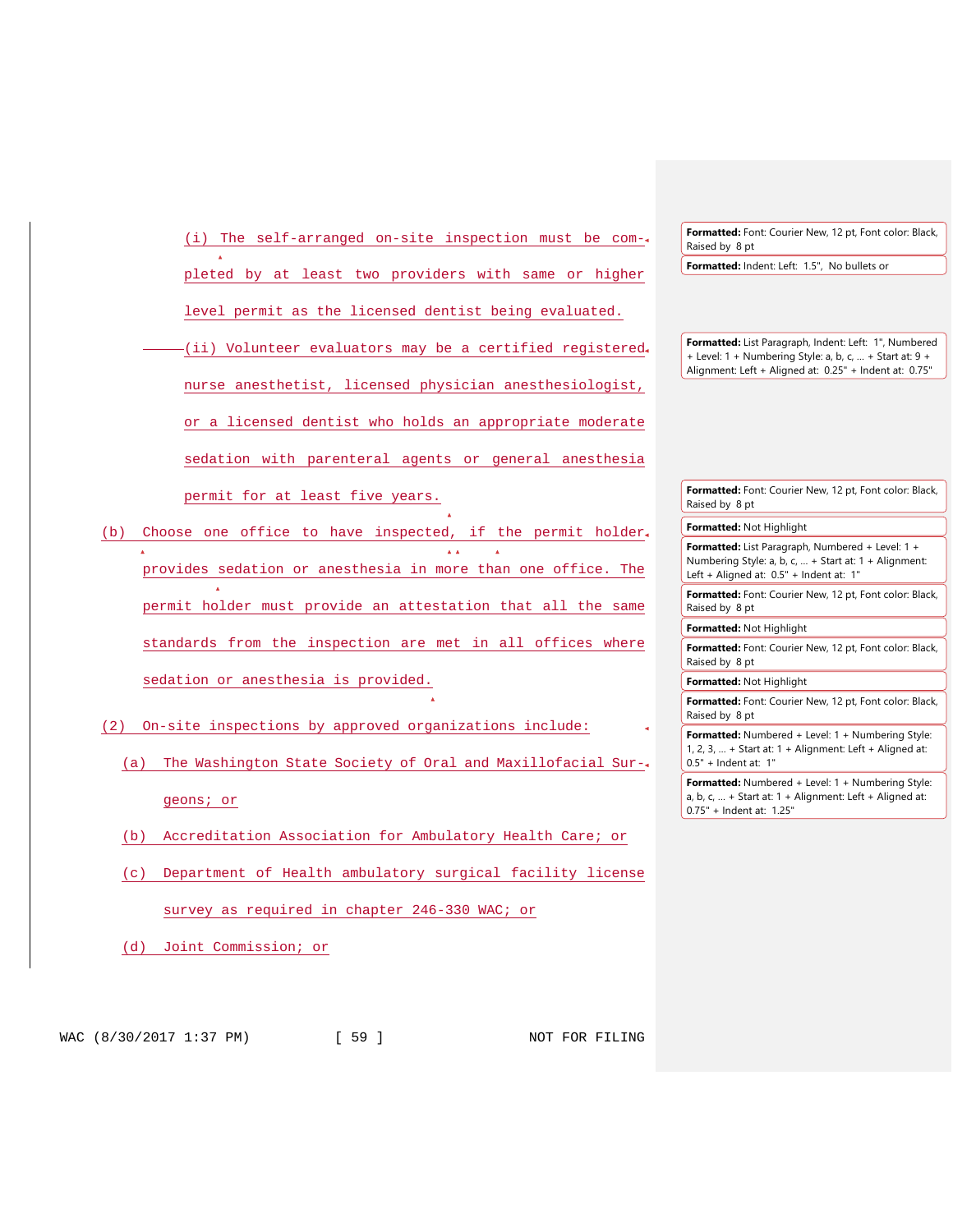(i) The self-arranged on-site inspection must be completed by at least two providers with same or higher level permit as the licensed dentist being evaluated.

(ii) Volunteer evaluators may be a certified registered nurse anesthetist, licensed physician anesthesiologist, or a licensed dentist who holds an appropriate moderate sedation with parenteral agents or general anesthesia permit for at least five years.

(b) Choose one office to have inspected, if the permit holder provides sedation or anesthesia in more than one office. The permit holder must provide an attestation that all the same standards from the inspection are met in all offices where sedation or anesthesia is provided.

(2) On-site inspections by approved organizations include:

(a) The Washington State Society of Oral and Maxillofacial Surgeons; or

(b) Accreditation Association for Ambulatory Health Care; or

(c) Department of Health ambulatory surgical facility license survey as required in chapter 246-330 WAC; or

(d) Joint Commission; or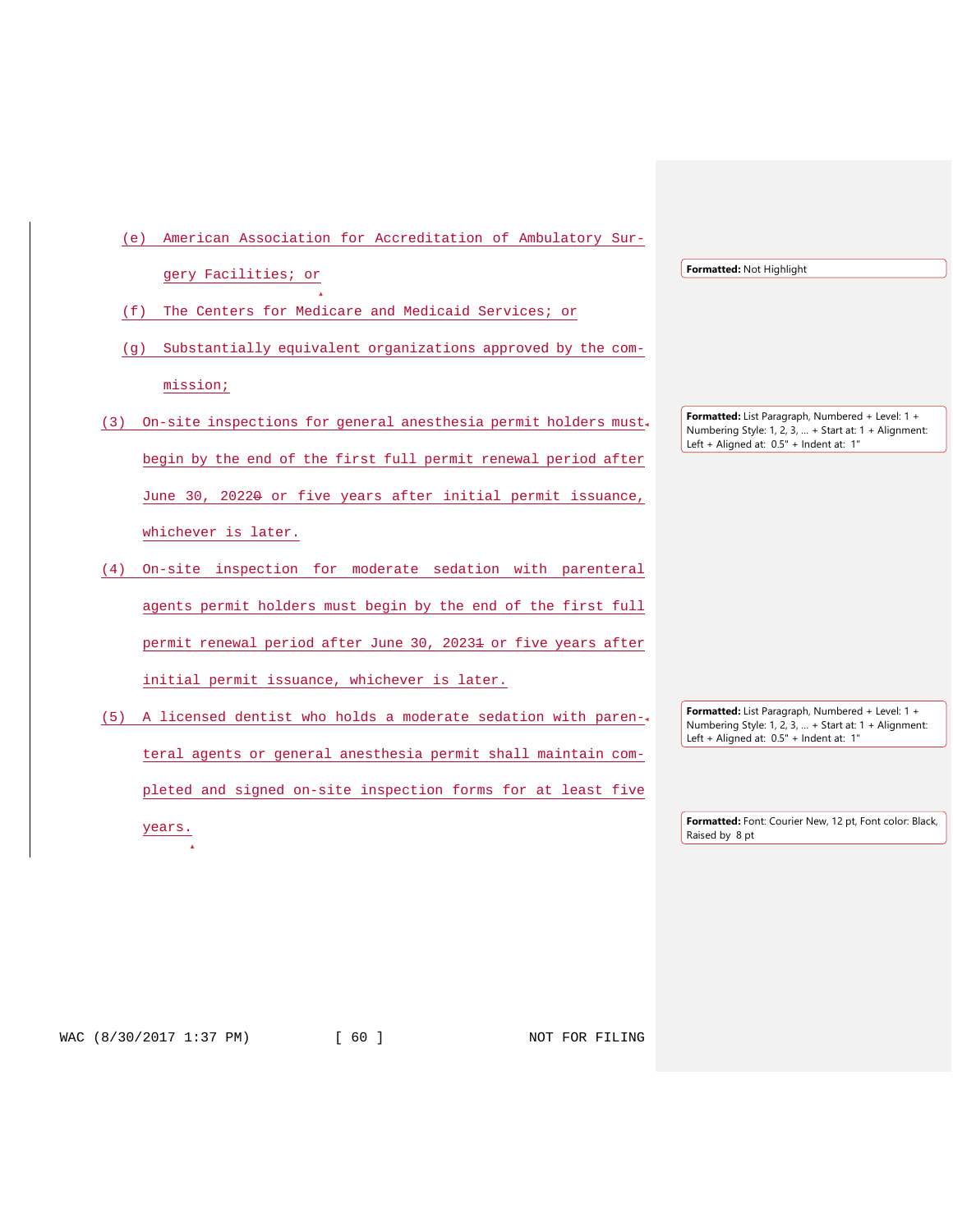(e) American Association for Accreditation of Ambulatory Surgery Facilities; or

(f) The Centers for Medicare and Medicaid Services; or

(g) Substantially equivalent organizations approved by the commission;

(3) On-site inspections for general anesthesia permit holders must begin by the end of the first full permit renewal period after June 30, 20220 or five years after initial permit issuance, whichever is later.

(4) On-site inspection for moderate sedation with parenteral agents permit holders must begin by the end of the first full permit renewal period after June 30, 20231 or five years after initial permit issuance, whichever is later.

(5) A licensed dentist who holds a moderate sedation with parenteral agents or general anesthesia permit shall maintain completed and signed on-site inspection forms for at least five years.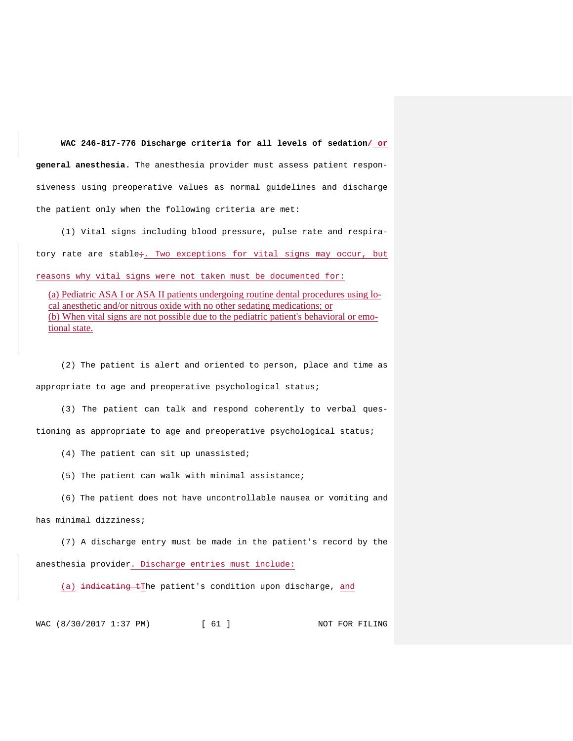**WAC 246-817-776 Discharge criteria for all levels of sedation/ or general anesthesia.** The anesthesia provider must assess patient responsiveness using preoperative values as normal guidelines and discharge the patient only when the following criteria are met:

(1) Vital signs including blood pressure, pulse rate and respiratory rate are stable;. Two exceptions for vital signs may occur, but reasons why vital signs were not taken must be documented for:

(a) Pediatric ASA I or ASA II patients undergoing routine dental procedures using local anesthetic and/or nitrous oxide with no other sedating medications; or

(b) When vital signs are not possible due to the pediatric patient's behavioral or emotional state.

(2) The patient is alert and oriented to person, place and time as appropriate to age and preoperative psychological status;

(3) The patient can talk and respond coherently to verbal questioning as appropriate to age and preoperative psychological status;

(4) The patient can sit up unassisted;

(5) The patient can walk with minimal assistance;

(6) The patient does not have uncontrollable nausea or vomiting and has minimal dizziness;

(7) A discharge entry must be made in the patient's record by the anesthesia provider. Discharge entries must include:

(a) indicating tThe patient's condition upon discharge, and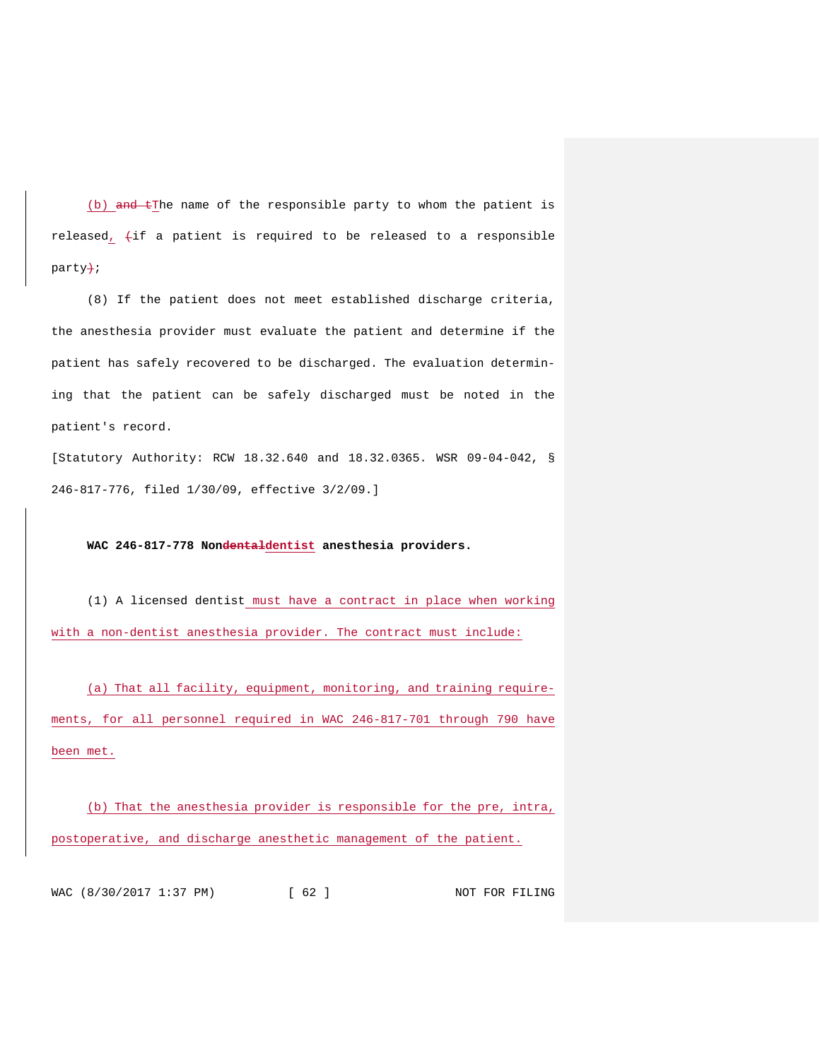(b) and tThe name of the responsible party to whom the patient is released, (if a patient is required to be released to a responsible party);

(8) If the patient does not meet established discharge criteria, the anesthesia provider must evaluate the patient and determine if the patient has safely recovered to be discharged. The evaluation determining that the patient can be safely discharged must be noted in the patient's record.

[Statutory Authority: RCW 18.32.640 and 18.32.0365. WSR 09-04-042, § 246-817-776, filed 1/30/09, effective 3/2/09.]

**WAC 246-817-778 Nondentaldentist anesthesia providers.**

(1) A licensed dentist must have a contract in place when working with a non-dentist anesthesia provider. The contract must include:

(a) That all facility, equipment, monitoring, and training requirements, for all personnel required in WAC 246-817-701 through 790 have been met.

(b) That the anesthesia provider is responsible for the pre, intra, postoperative, and discharge anesthetic management of the patient.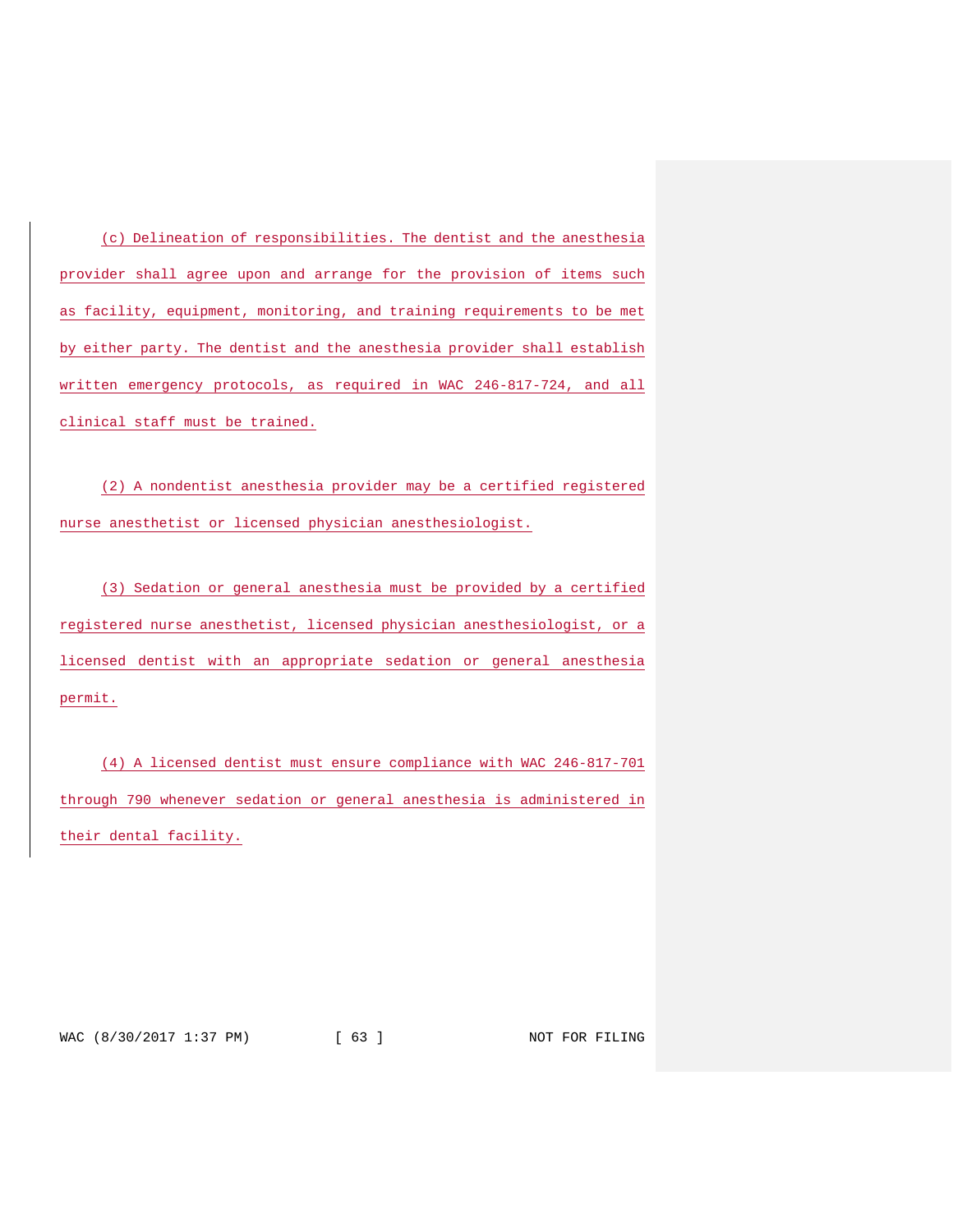(c) Delineation of responsibilities. The dentist and the anesthesia provider shall agree upon and arrange for the provision of items such as facility, equipment, monitoring, and training requirements to be met by either party. The dentist and the anesthesia provider shall establish written emergency protocols, as required in WAC 246-817-724, and all clinical staff must be trained.

(2) A nondentist anesthesia provider may be a certified registered nurse anesthetist or licensed physician anesthesiologist.

(3) Sedation or general anesthesia must be provided by a certified registered nurse anesthetist, licensed physician anesthesiologist, or a licensed dentist with an appropriate sedation or general anesthesia permit.

(4) A licensed dentist must ensure compliance with WAC 246-817-701 through 790 whenever sedation or general anesthesia is administered in their dental facility.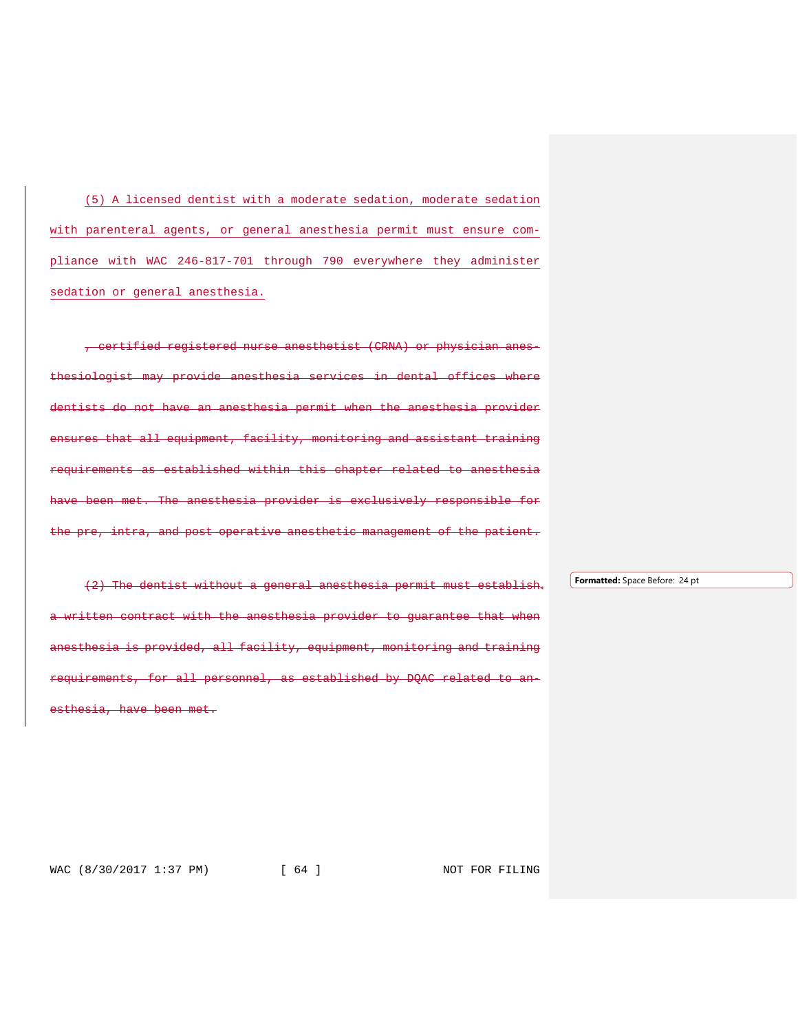(5) A licensed dentist with a moderate sedation, moderate sedation with parenteral agents, or general anesthesia permit must ensure compliance with WAC 246-817-701 through 790 everywhere they administer sedation or general anesthesia.

~~, certified registered nurse anesthetist (CRNA) or physician anesthesiologist may provide anesthesia services in dental offices where dentists do not have an anesthesia permit when the anesthesia provider ensures that all equipment, facility, monitoring and assistant training requirements as established within this chapter related to anesthesia have been met. The anesthesia provider is exclusively responsible for the pre, intra, and post operative anesthetic management of the patient.~~

~~(2) The dentist without a general anesthesia permit must establish a written contract with the anesthesia provider to guarantee that when anesthesia is provided, all facility, equipment, monitoring and training requirements, for all personnel, as established by DQAC related to anesthesia, have been met.~~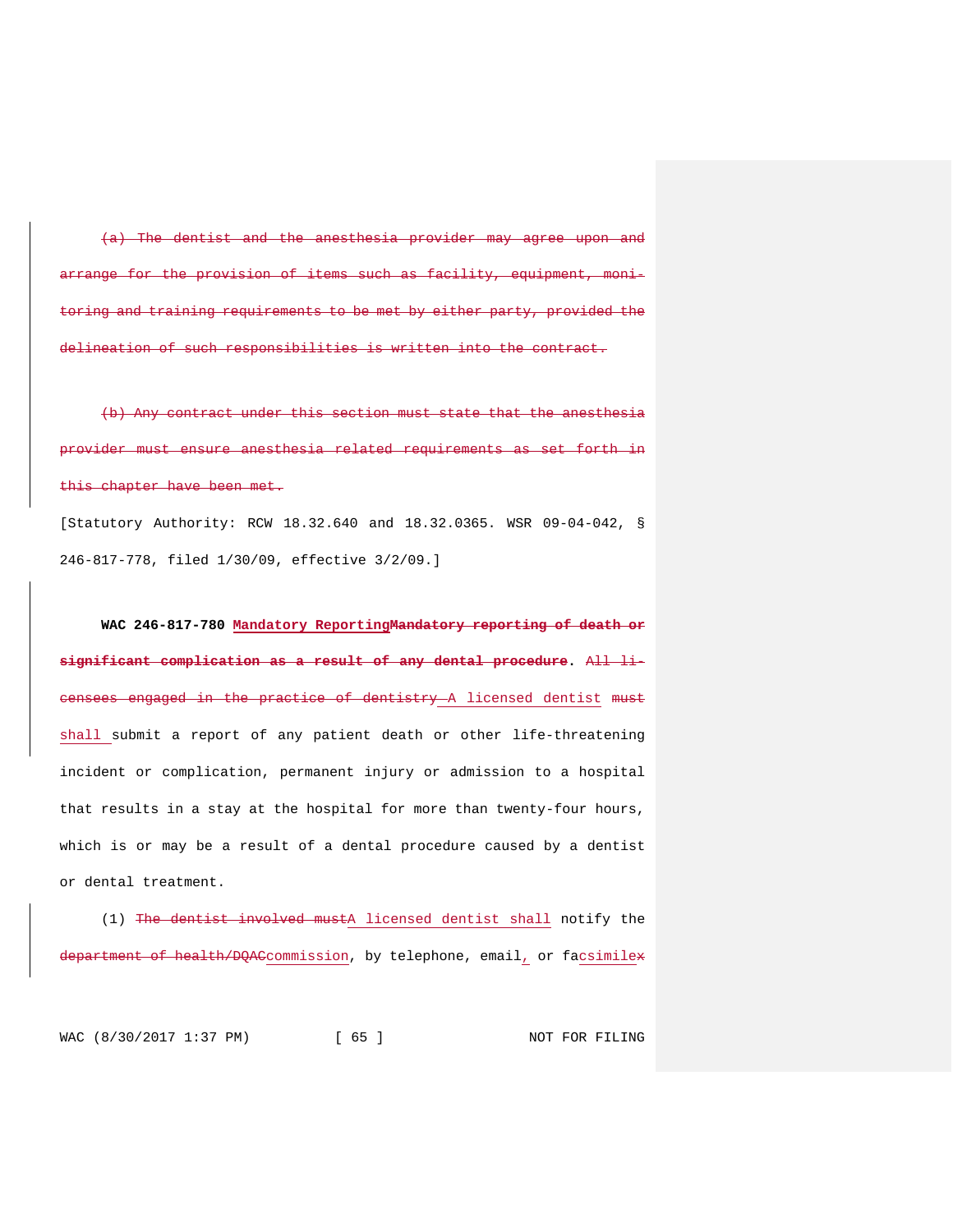~~(a) The dentist and the anesthesia provider may agree upon and arrange for the provision of items such as facility, equipment, monitoring and training requirements to be met by either party, provided the delineation of such responsibilities is written into the contract.~~

~~(b) Any contract under this section must state that the anesthesia provider must ensure anesthesia related requirements as set forth in this chapter have been met.~~

[Statutory Authority: RCW 18.32.640 and 18.32.0365. WSR 09-04-042, § 246-817-778, filed 1/30/09, effective 3/2/09.]

**WAC 246-817-780** **Mandatory Reporting**~~**Mandatory reporting of death or significant complication as a result of any dental procedure**~~. ~~All licensees engaged in the practice of dentistry~~ A licensed dentist ~~must~~ shall submit a report of any patient death or other life-threatening incident or complication, permanent injury or admission to a hospital that results in a stay at the hospital for more than twenty-four hours, which is or may be a result of a dental procedure caused by a dentist or dental treatment.

(1) ~~The dentist involved must~~A licensed dentist shall notify the ~~department of health/DQAC~~commission, by telephone, email, or facsimile~~x~~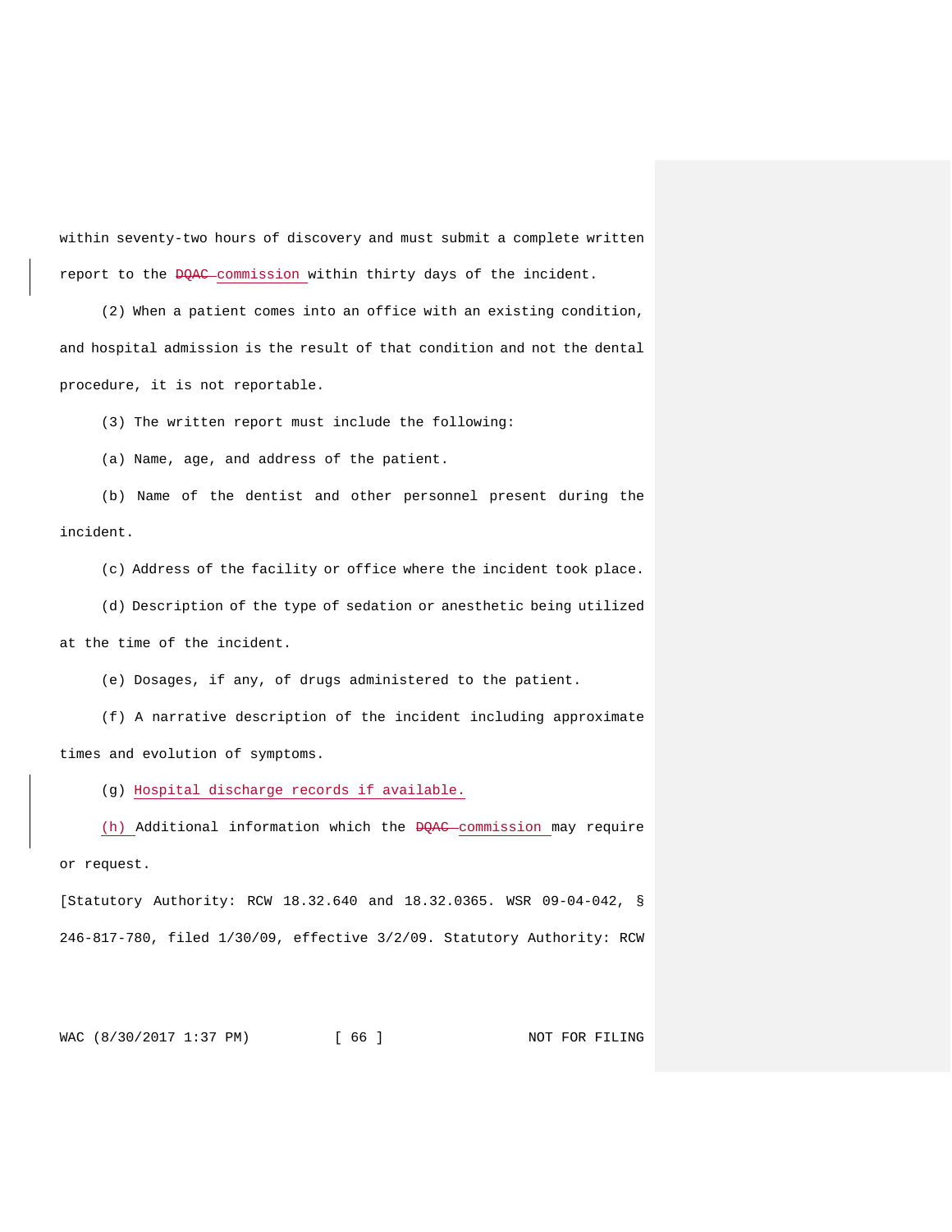within seventy-two hours of discovery and must submit a complete written report to the ~~DQAC~~ <u>commission</u> within thirty days of the incident.

(2) When a patient comes into an office with an existing condition, and hospital admission is the result of that condition and not the dental procedure, it is not reportable.

(3) The written report must include the following:

(a) Name, age, and address of the patient.

(b) Name of the dentist and other personnel present during the incident.

(c) Address of the facility or office where the incident took place.

(d) Description of the type of sedation or anesthetic being utilized at the time of the incident.

(e) Dosages, if any, of drugs administered to the patient.

(f) A narrative description of the incident including approximate times and evolution of symptoms.

(g) <u>Hospital discharge records if available.</u>

<u>(h)</u> Additional information which the ~~DQAC~~ <u>commission</u> may require or request.

[Statutory Authority: RCW 18.32.640 and 18.32.0365. WSR 09-04-042, § 246-817-780, filed 1/30/09, effective 3/2/09. Statutory Authority: RCW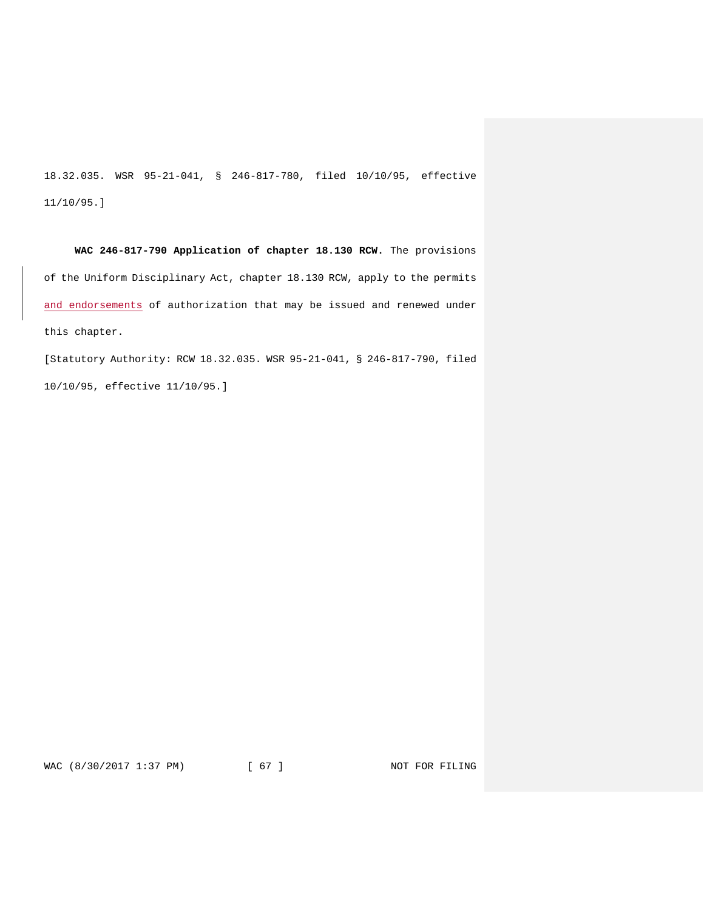18.32.035. WSR 95-21-041, § 246-817-780, filed 10/10/95, effective 11/10/95.]

**WAC 246-817-790 Application of chapter 18.130 RCW.** The provisions of the Uniform Disciplinary Act, chapter 18.130 RCW, apply to the permits and endorsements of authorization that may be issued and renewed under this chapter.

[Statutory Authority: RCW 18.32.035. WSR 95-21-041, § 246-817-790, filed 10/10/95, effective 11/10/95.]